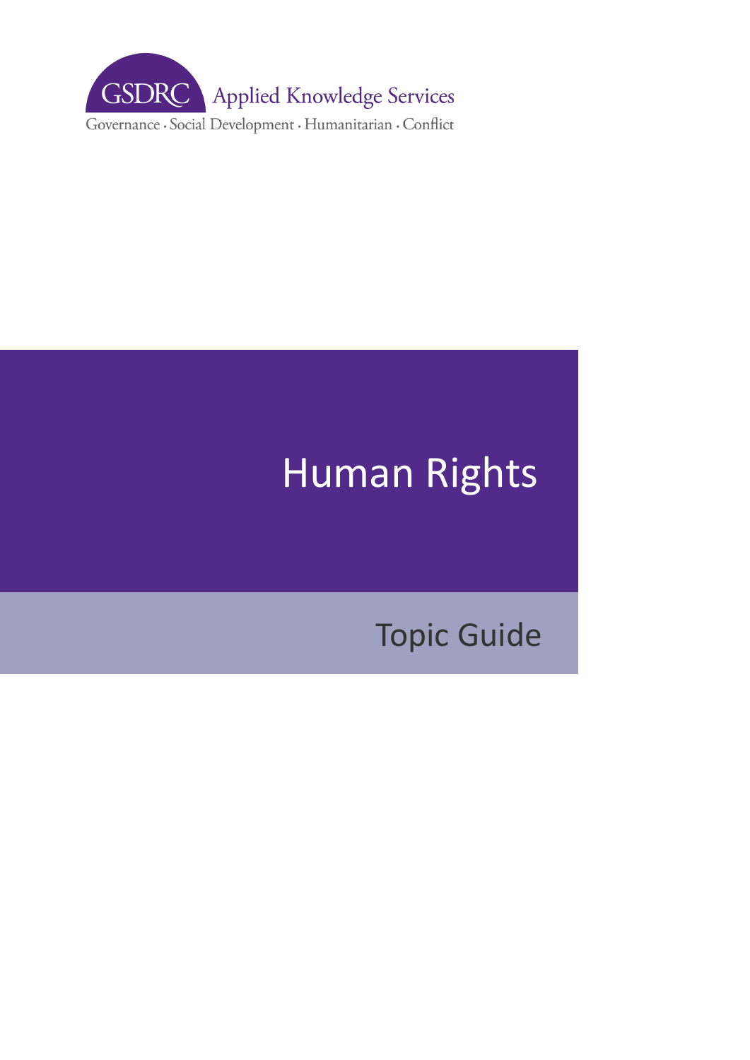GSDRC Applied Knowledge Services

Governance · Social Development · Humanitarian · Conflict

# Human Rights

## Topic Guide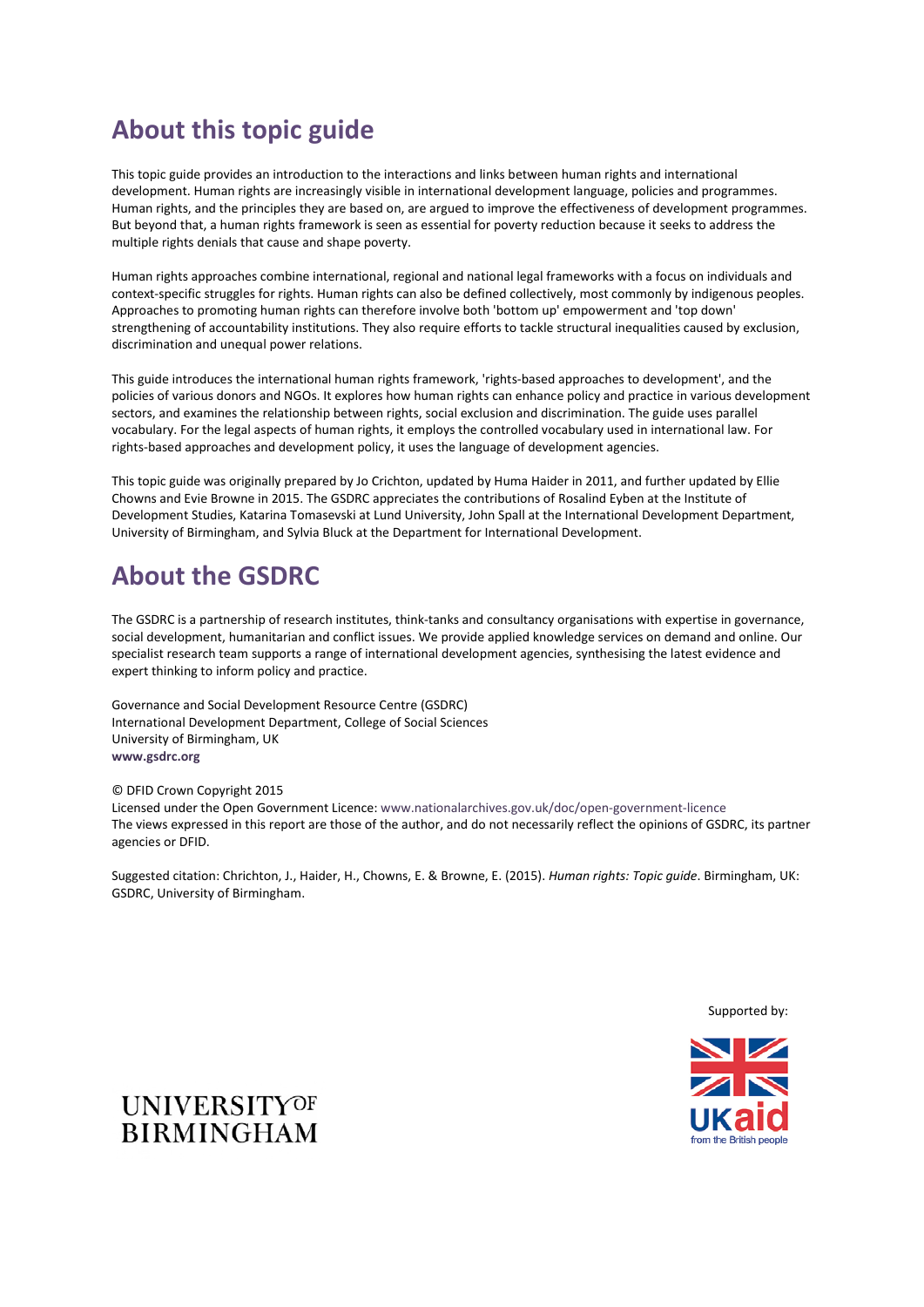## About this topic guide

This topic guide provides an introduction to the interactions and links between human rights and international development. Human rights are increasingly visible in international development language, policies and programmes. Human rights, and the principles they are based on, are argued to improve the effectiveness of development programmes. But beyond that, a human rights framework is seen as essential for poverty reduction because it seeks to address the multiple rights denials that cause and shape poverty.

Human rights approaches combine international, regional and national legal frameworks with a focus on individuals and context-specific struggles for rights. Human rights can also be defined collectively, most commonly by indigenous peoples. Approaches to promoting human rights can therefore involve both 'bottom up' empowerment and 'top down' strengthening of accountability institutions. They also require efforts to tackle structural inequalities caused by exclusion, discrimination and unequal power relations.

This guide introduces the international human rights framework, 'rights-based approaches to development', and the policies of various donors and NGOs. It explores how human rights can enhance policy and practice in various development sectors, and examines the relationship between rights, social exclusion and discrimination. The guide uses parallel vocabulary. For the legal aspects of human rights, it employs the controlled vocabulary used in international law. For rights-based approaches and development policy, it uses the language of development agencies.

This topic guide was originally prepared by Jo Crichton, updated by Huma Haider in 2011, and further updated by Ellie Chowns and Evie Browne in 2015. The GSDRC appreciates the contributions of Rosalind Eyben at the Institute of Development Studies, Katarina Tomasevski at Lund University, John Spall at the International Development Department, University of Birmingham, and Sylvia Bluck at the Department for International Development.

## About the GSDRC

The GSDRC is a partnership of research institutes, think-tanks and consultancy organisations with expertise in governance, social development, humanitarian and conflict issues. We provide applied knowledge services on demand and online. Our specialist research team supports a range of international development agencies, synthesising the latest evidence and expert thinking to inform policy and practice.

Governance and Social Development Resource Centre (GSDRC)
International Development Department, College of Social Sciences
University of Birmingham, UK
**www.gsdrc.org**

© DFID Crown Copyright 2015
Licensed under the Open Government Licence: www.nationalarchives.gov.uk/doc/open-government-licence
The views expressed in this report are those of the author, and do not necessarily reflect the opinions of GSDRC, its partner agencies or DFID.

Suggested citation: Chrichton, J., Haider, H., Chowns, E. & Browne, E. (2015). *Human rights: Topic guide*. Birmingham, UK: GSDRC, University of Birmingham.

Supported by:

UNIVERSITY OF BIRMINGHAM

UKaid from the British people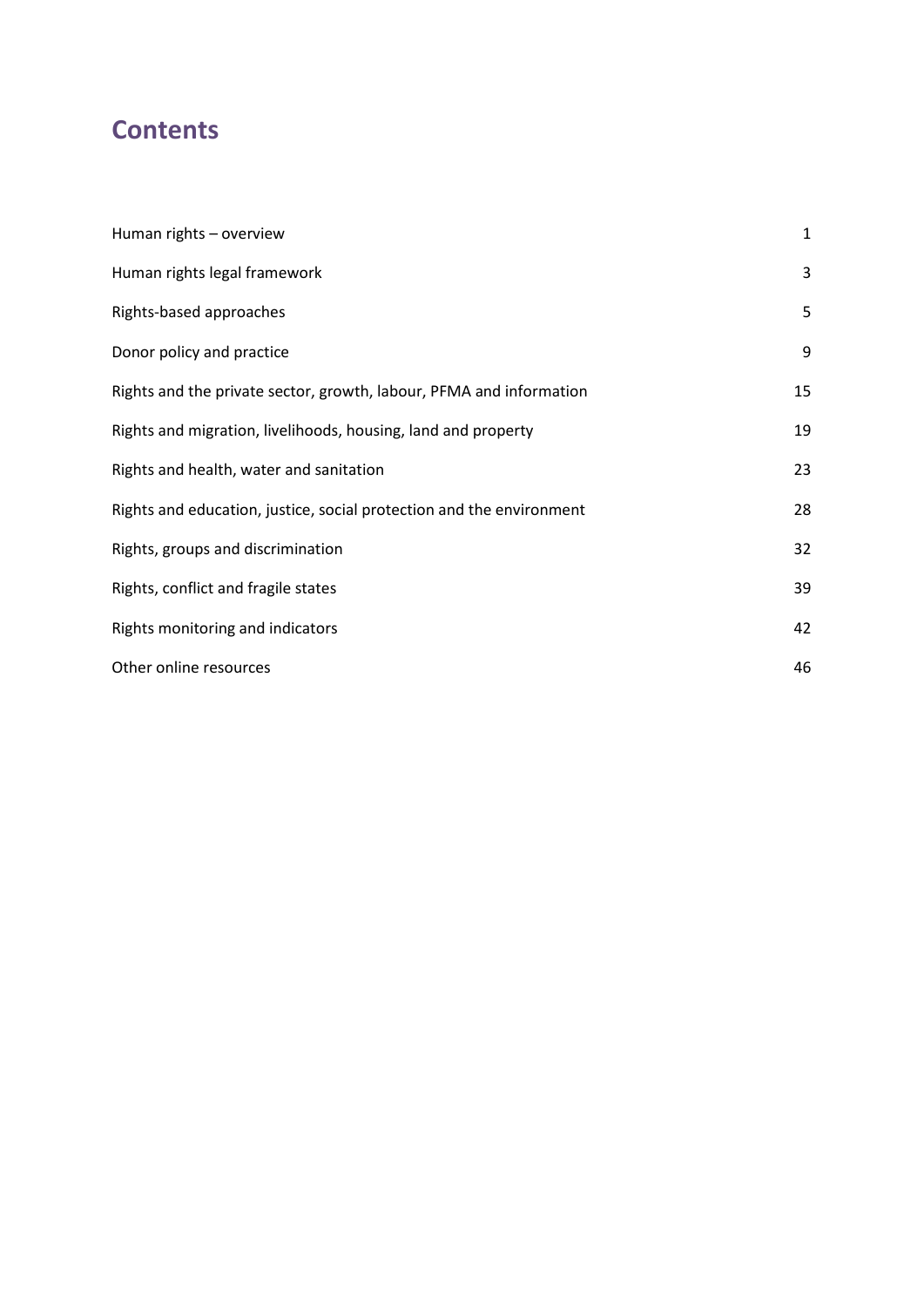## Contents

| | |
|---|---|
| Human rights – overview | 1 |
| Human rights legal framework | 3 |
| Rights-based approaches | 5 |
| Donor policy and practice | 9 |
| Rights and the private sector, growth, labour, PFMA and information | 15 |
| Rights and migration, livelihoods, housing, land and property | 19 |
| Rights and health, water and sanitation | 23 |
| Rights and education, justice, social protection and the environment | 28 |
| Rights, groups and discrimination | 32 |
| Rights, conflict and fragile states | 39 |
| Rights monitoring and indicators | 42 |
| Other online resources | 46 |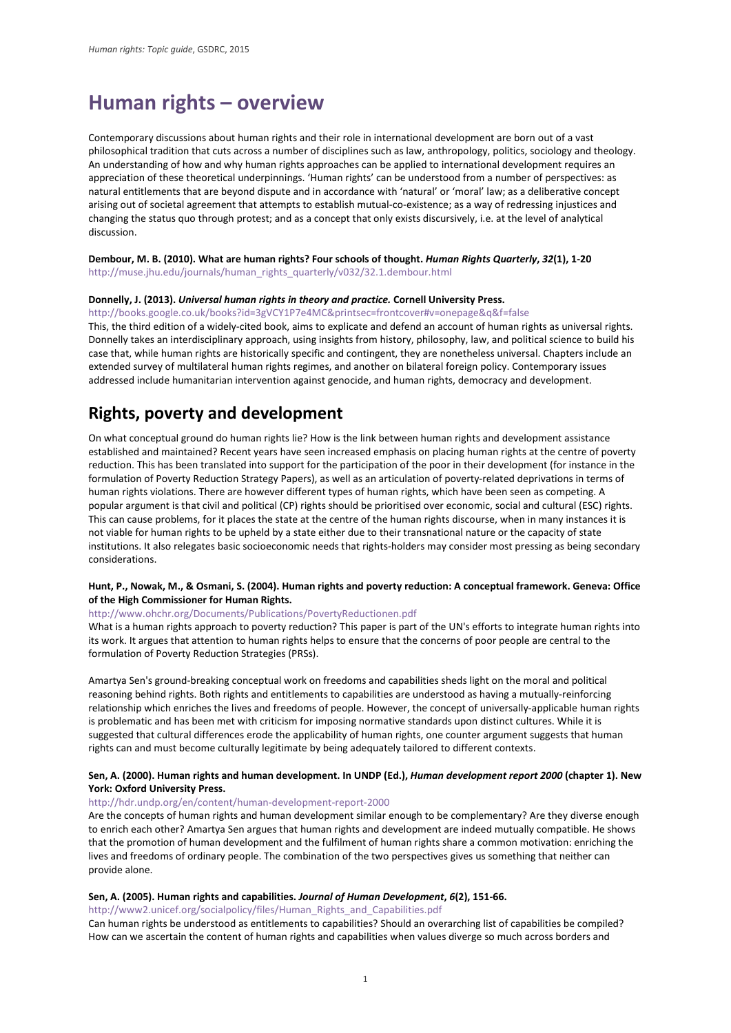# Human rights – overview

Contemporary discussions about human rights and their role in international development are born out of a vast philosophical tradition that cuts across a number of disciplines such as law, anthropology, politics, sociology and theology. An understanding of how and why human rights approaches can be applied to international development requires an appreciation of these theoretical underpinnings. 'Human rights' can be understood from a number of perspectives: as natural entitlements that are beyond dispute and in accordance with 'natural' or 'moral' law; as a deliberative concept arising out of societal agreement that attempts to establish mutual-co-existence; as a way of redressing injustices and changing the status quo through protest; and as a concept that only exists discursively, i.e. at the level of analytical discussion.

**Dembour, M. B. (2010). What are human rights? Four schools of thought. *Human Rights Quarterly*, *32*(1), 1-20**
http://muse.jhu.edu/journals/human_rights_quarterly/v032/32.1.dembour.html

**Donnelly, J. (2013). *Universal human rights in theory and practice.* Cornell University Press.**
http://books.google.co.uk/books?id=3gVCY1P7e4MC&printsec=frontcover#v=onepage&q&f=false
This, the third edition of a widely-cited book, aims to explicate and defend an account of human rights as universal rights. Donnelly takes an interdisciplinary approach, using insights from history, philosophy, law, and political science to build his case that, while human rights are historically specific and contingent, they are nonetheless universal. Chapters include an extended survey of multilateral human rights regimes, and another on bilateral foreign policy. Contemporary issues addressed include humanitarian intervention against genocide, and human rights, democracy and development.

# Rights, poverty and development

On what conceptual ground do human rights lie? How is the link between human rights and development assistance established and maintained? Recent years have seen increased emphasis on placing human rights at the centre of poverty reduction. This has been translated into support for the participation of the poor in their development (for instance in the formulation of Poverty Reduction Strategy Papers), as well as an articulation of poverty-related deprivations in terms of human rights violations. There are however different types of human rights, which have been seen as competing. A popular argument is that civil and political (CP) rights should be prioritised over economic, social and cultural (ESC) rights. This can cause problems, for it places the state at the centre of the human rights discourse, when in many instances it is not viable for human rights to be upheld by a state either due to their transnational nature or the capacity of state institutions. It also relegates basic socioeconomic needs that rights-holders may consider most pressing as being secondary considerations.

**Hunt, P., Nowak, M., & Osmani, S. (2004). Human rights and poverty reduction: A conceptual framework. Geneva: Office of the High Commissioner for Human Rights.**
http://www.ohchr.org/Documents/Publications/PovertyReductionen.pdf
What is a human rights approach to poverty reduction? This paper is part of the UN's efforts to integrate human rights into its work. It argues that attention to human rights helps to ensure that the concerns of poor people are central to the formulation of Poverty Reduction Strategies (PRSs).

Amartya Sen's ground-breaking conceptual work on freedoms and capabilities sheds light on the moral and political reasoning behind rights. Both rights and entitlements to capabilities are understood as having a mutually-reinforcing relationship which enriches the lives and freedoms of people. However, the concept of universally-applicable human rights is problematic and has been met with criticism for imposing normative standards upon distinct cultures. While it is suggested that cultural differences erode the applicability of human rights, one counter argument suggests that human rights can and must become culturally legitimate by being adequately tailored to different contexts.

**Sen, A. (2000). Human rights and human development. In UNDP (Ed.), *Human development report 2000* (chapter 1). New York: Oxford University Press.**
http://hdr.undp.org/en/content/human-development-report-2000
Are the concepts of human rights and human development similar enough to be complementary? Are they diverse enough to enrich each other? Amartya Sen argues that human rights and development are indeed mutually compatible. He shows that the promotion of human development and the fulfilment of human rights share a common motivation: enriching the lives and freedoms of ordinary people. The combination of the two perspectives gives us something that neither can provide alone.

**Sen, A. (2005). Human rights and capabilities. *Journal of Human Development*, *6*(2), 151-66.**
http://www2.unicef.org/socialpolicy/files/Human_Rights_and_Capabilities.pdf
Can human rights be understood as entitlements to capabilities? Should an overarching list of capabilities be compiled? How can we ascertain the content of human rights and capabilities when values diverge so much across borders and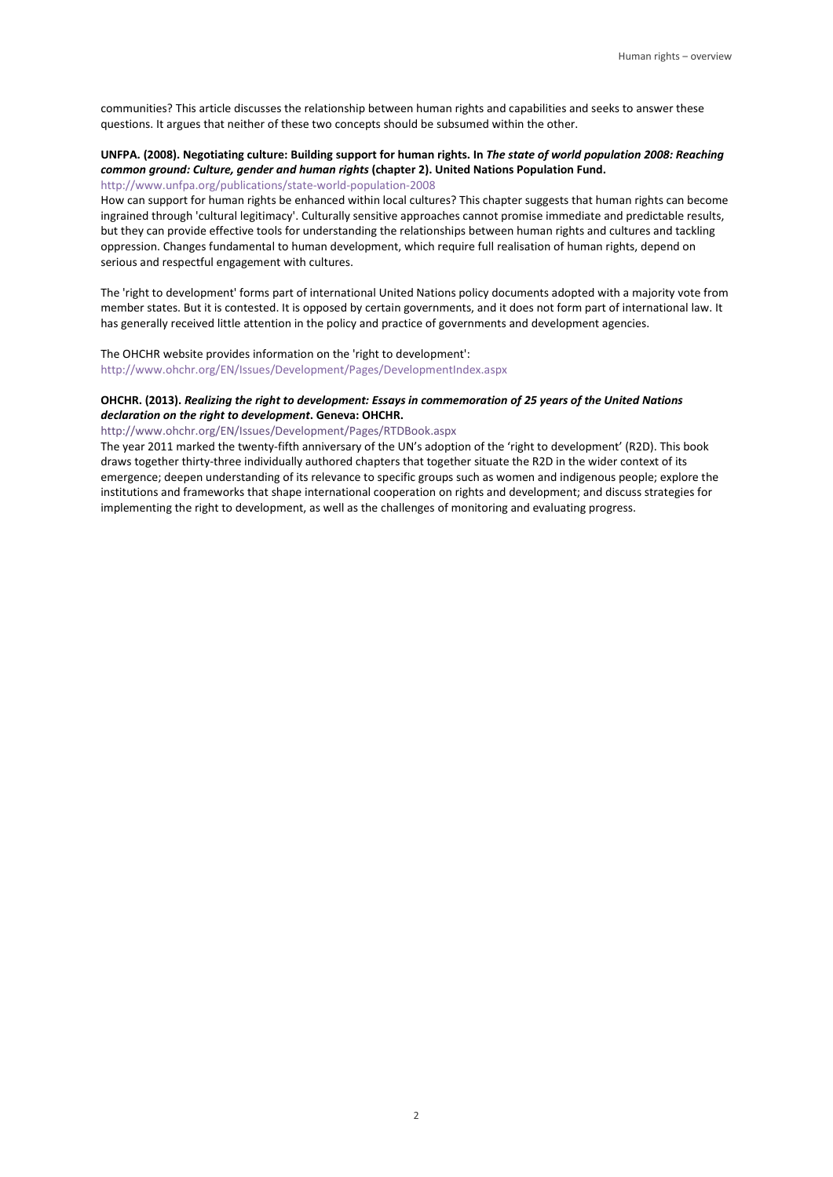communities? This article discusses the relationship between human rights and capabilities and seeks to answer these questions. It argues that neither of these two concepts should be subsumed within the other.

**UNFPA. (2008). Negotiating culture: Building support for human rights. In *The state of world population 2008: Reaching common ground: Culture, gender and human rights* (chapter 2). United Nations Population Fund.**
http://www.unfpa.org/publications/state-world-population-2008
How can support for human rights be enhanced within local cultures? This chapter suggests that human rights can become ingrained through 'cultural legitimacy'. Culturally sensitive approaches cannot promise immediate and predictable results, but they can provide effective tools for understanding the relationships between human rights and cultures and tackling oppression. Changes fundamental to human development, which require full realisation of human rights, depend on serious and respectful engagement with cultures.

The 'right to development' forms part of international United Nations policy documents adopted with a majority vote from member states. But it is contested. It is opposed by certain governments, and it does not form part of international law. It has generally received little attention in the policy and practice of governments and development agencies.

The OHCHR website provides information on the 'right to development':
http://www.ohchr.org/EN/Issues/Development/Pages/DevelopmentIndex.aspx

**OHCHR. (2013). *Realizing the right to development: Essays in commemoration of 25 years of the United Nations declaration on the right to development*. Geneva: OHCHR.**
http://www.ohchr.org/EN/Issues/Development/Pages/RTDBook.aspx
The year 2011 marked the twenty-fifth anniversary of the UN's adoption of the 'right to development' (R2D). This book draws together thirty-three individually authored chapters that together situate the R2D in the wider context of its emergence; deepen understanding of its relevance to specific groups such as women and indigenous people; explore the institutions and frameworks that shape international cooperation on rights and development; and discuss strategies for implementing the right to development, as well as the challenges of monitoring and evaluating progress.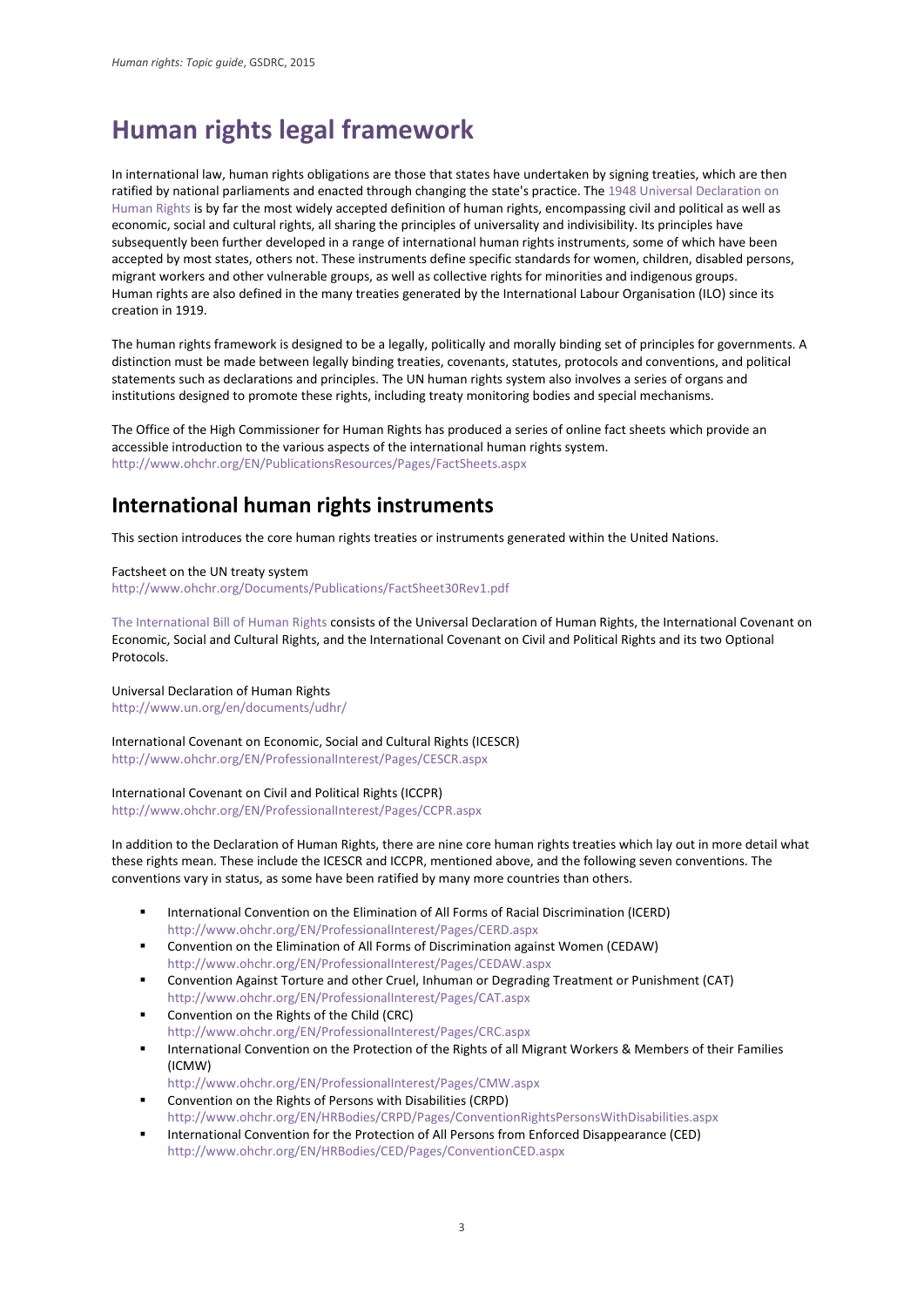# Human rights legal framework

In international law, human rights obligations are those that states have undertaken by signing treaties, which are then ratified by national parliaments and enacted through changing the state's practice. The 1948 Universal Declaration on Human Rights is by far the most widely accepted definition of human rights, encompassing civil and political as well as economic, social and cultural rights, all sharing the principles of universality and indivisibility. Its principles have subsequently been further developed in a range of international human rights instruments, some of which have been accepted by most states, others not. These instruments define specific standards for women, children, disabled persons, migrant workers and other vulnerable groups, as well as collective rights for minorities and indigenous groups. Human rights are also defined in the many treaties generated by the International Labour Organisation (ILO) since its creation in 1919.

The human rights framework is designed to be a legally, politically and morally binding set of principles for governments. A distinction must be made between legally binding treaties, covenants, statutes, protocols and conventions, and political statements such as declarations and principles. The UN human rights system also involves a series of organs and institutions designed to promote these rights, including treaty monitoring bodies and special mechanisms.

The Office of the High Commissioner for Human Rights has produced a series of online fact sheets which provide an accessible introduction to the various aspects of the international human rights system.
http://www.ohchr.org/EN/PublicationsResources/Pages/FactSheets.aspx

## International human rights instruments

This section introduces the core human rights treaties or instruments generated within the United Nations.

Factsheet on the UN treaty system
http://www.ohchr.org/Documents/Publications/FactSheet30Rev1.pdf

The International Bill of Human Rights consists of the Universal Declaration of Human Rights, the International Covenant on Economic, Social and Cultural Rights, and the International Covenant on Civil and Political Rights and its two Optional Protocols.

Universal Declaration of Human Rights
http://www.un.org/en/documents/udhr/

International Covenant on Economic, Social and Cultural Rights (ICESCR)
http://www.ohchr.org/EN/ProfessionalInterest/Pages/CESCR.aspx

International Covenant on Civil and Political Rights (ICCPR)
http://www.ohchr.org/EN/ProfessionalInterest/Pages/CCPR.aspx

In addition to the Declaration of Human Rights, there are nine core human rights treaties which lay out in more detail what these rights mean. These include the ICESCR and ICCPR, mentioned above, and the following seven conventions. The conventions vary in status, as some have been ratified by many more countries than others.

- International Convention on the Elimination of All Forms of Racial Discrimination (ICERD)
  http://www.ohchr.org/EN/ProfessionalInterest/Pages/CERD.aspx
- Convention on the Elimination of All Forms of Discrimination against Women (CEDAW)
  http://www.ohchr.org/EN/ProfessionalInterest/Pages/CEDAW.aspx
- Convention Against Torture and other Cruel, Inhuman or Degrading Treatment or Punishment (CAT)
  http://www.ohchr.org/EN/ProfessionalInterest/Pages/CAT.aspx
- Convention on the Rights of the Child (CRC)
  http://www.ohchr.org/EN/ProfessionalInterest/Pages/CRC.aspx
- International Convention on the Protection of the Rights of all Migrant Workers & Members of their Families (ICMW)
  http://www.ohchr.org/EN/ProfessionalInterest/Pages/CMW.aspx
- Convention on the Rights of Persons with Disabilities (CRPD)
  http://www.ohchr.org/EN/HRBodies/CRPD/Pages/ConventionRightsPersonsWithDisabilities.aspx
- International Convention for the Protection of All Persons from Enforced Disappearance (CED)
  http://www.ohchr.org/EN/HRBodies/CED/Pages/ConventionCED.aspx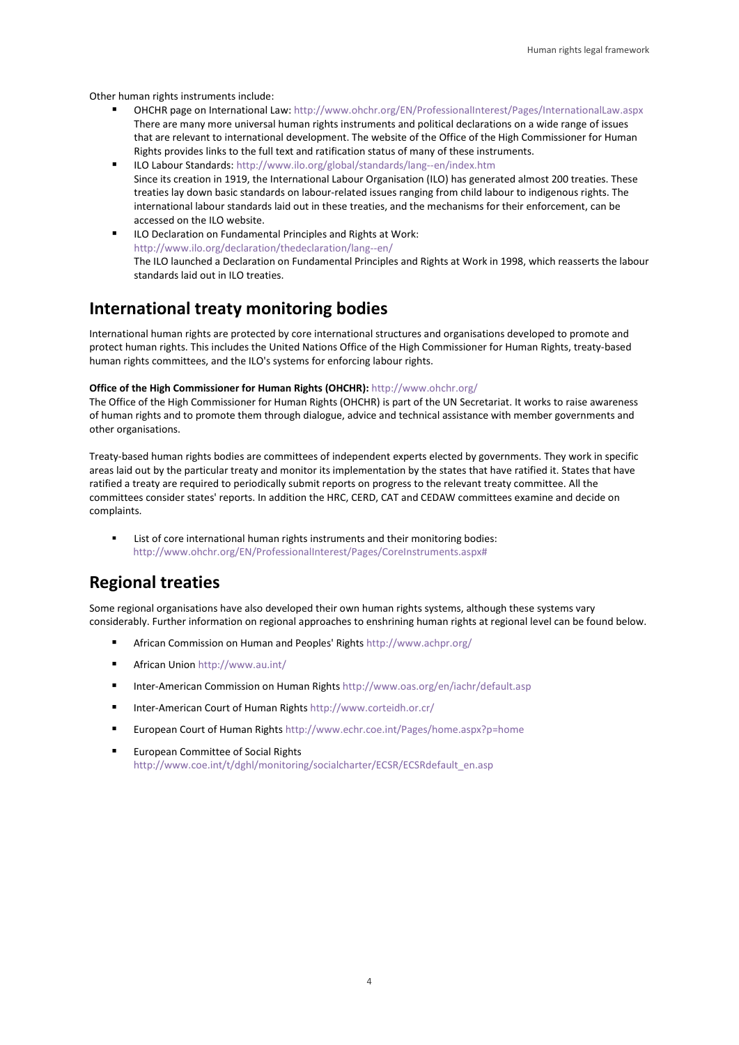Other human rights instruments include:

- OHCHR page on International Law: http://www.ohchr.org/EN/ProfessionalInterest/Pages/InternationalLaw.aspx
  There are many more universal human rights instruments and political declarations on a wide range of issues that are relevant to international development. The website of the Office of the High Commissioner for Human Rights provides links to the full text and ratification status of many of these instruments.
- ILO Labour Standards: http://www.ilo.org/global/standards/lang--en/index.htm
  Since its creation in 1919, the International Labour Organisation (ILO) has generated almost 200 treaties. These treaties lay down basic standards on labour-related issues ranging from child labour to indigenous rights. The international labour standards laid out in these treaties, and the mechanisms for their enforcement, can be accessed on the ILO website.
- ILO Declaration on Fundamental Principles and Rights at Work:
  http://www.ilo.org/declaration/thedeclaration/lang--en/
  The ILO launched a Declaration on Fundamental Principles and Rights at Work in 1998, which reasserts the labour standards laid out in ILO treaties.

## International treaty monitoring bodies

International human rights are protected by core international structures and organisations developed to promote and protect human rights. This includes the United Nations Office of the High Commissioner for Human Rights, treaty-based human rights committees, and the ILO's systems for enforcing labour rights.

**Office of the High Commissioner for Human Rights (OHCHR):** http://www.ohchr.org/

The Office of the High Commissioner for Human Rights (OHCHR) is part of the UN Secretariat. It works to raise awareness of human rights and to promote them through dialogue, advice and technical assistance with member governments and other organisations.

Treaty-based human rights bodies are committees of independent experts elected by governments. They work in specific areas laid out by the particular treaty and monitor its implementation by the states that have ratified it. States that have ratified a treaty are required to periodically submit reports on progress to the relevant treaty committee. All the committees consider states' reports. In addition the HRC, CERD, CAT and CEDAW committees examine and decide on complaints.

- List of core international human rights instruments and their monitoring bodies:
  http://www.ohchr.org/EN/ProfessionalInterest/Pages/CoreInstruments.aspx#

## Regional treaties

Some regional organisations have also developed their own human rights systems, although these systems vary considerably. Further information on regional approaches to enshrining human rights at regional level can be found below.

- African Commission on Human and Peoples' Rights http://www.achpr.org/
- African Union http://www.au.int/
- Inter-American Commission on Human Rights http://www.oas.org/en/iachr/default.asp
- Inter-American Court of Human Rights http://www.corteidh.or.cr/
- European Court of Human Rights http://www.echr.coe.int/Pages/home.aspx?p=home
- European Committee of Social Rights
  http://www.coe.int/t/dghl/monitoring/socialcharter/ECSR/ECSRdefault_en.asp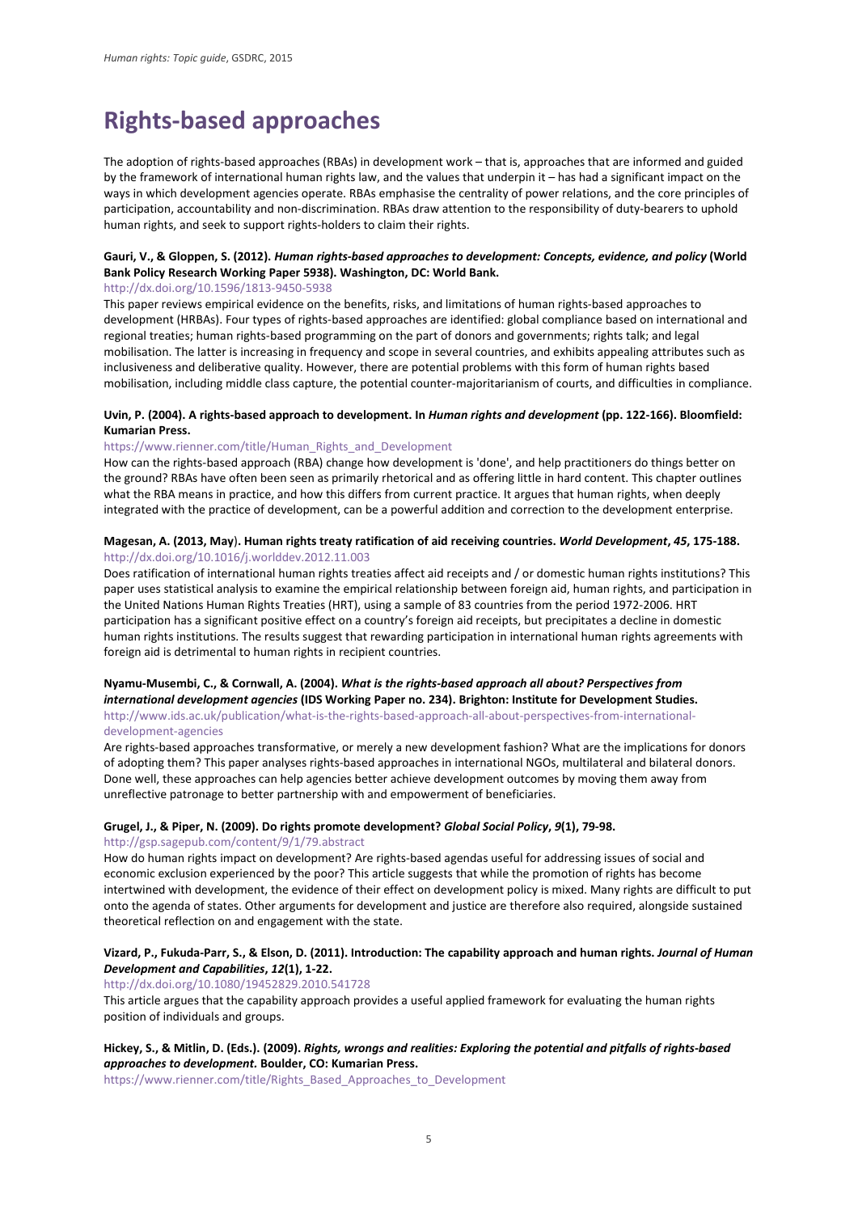# Rights-based approaches

The adoption of rights-based approaches (RBAs) in development work – that is, approaches that are informed and guided by the framework of international human rights law, and the values that underpin it – has had a significant impact on the ways in which development agencies operate. RBAs emphasise the centrality of power relations, and the core principles of participation, accountability and non-discrimination. RBAs draw attention to the responsibility of duty-bearers to uphold human rights, and seek to support rights-holders to claim their rights.

**Gauri, V., & Gloppen, S. (2012). *Human rights-based approaches to development: Concepts, evidence, and policy* (World Bank Policy Research Working Paper 5938). Washington, DC: World Bank.**
http://dx.doi.org/10.1596/1813-9450-5938

This paper reviews empirical evidence on the benefits, risks, and limitations of human rights-based approaches to development (HRBAs). Four types of rights-based approaches are identified: global compliance based on international and regional treaties; human rights-based programming on the part of donors and governments; rights talk; and legal mobilisation. The latter is increasing in frequency and scope in several countries, and exhibits appealing attributes such as inclusiveness and deliberative quality. However, there are potential problems with this form of human rights based mobilisation, including middle class capture, the potential counter-majoritarianism of courts, and difficulties in compliance.

**Uvin, P. (2004). A rights-based approach to development. In *Human rights and development* (pp. 122-166). Bloomfield: Kumarian Press.**
https://www.rienner.com/title/Human_Rights_and_Development

How can the rights-based approach (RBA) change how development is 'done', and help practitioners do things better on the ground? RBAs have often been seen as primarily rhetorical and as offering little in hard content. This chapter outlines what the RBA means in practice, and how this differs from current practice. It argues that human rights, when deeply integrated with the practice of development, can be a powerful addition and correction to the development enterprise.

**Magesan, A. (2013, May). Human rights treaty ratification of aid receiving countries. *World Development*, *45*, 175-188.**
http://dx.doi.org/10.1016/j.worlddev.2012.11.003

Does ratification of international human rights treaties affect aid receipts and / or domestic human rights institutions? This paper uses statistical analysis to examine the empirical relationship between foreign aid, human rights, and participation in the United Nations Human Rights Treaties (HRT), using a sample of 83 countries from the period 1972-2006. HRT participation has a significant positive effect on a country's foreign aid receipts, but precipitates a decline in domestic human rights institutions. The results suggest that rewarding participation in international human rights agreements with foreign aid is detrimental to human rights in recipient countries.

**Nyamu-Musembi, C., & Cornwall, A. (2004). *What is the rights-based approach all about? Perspectives from international development agencies* (IDS Working Paper no. 234). Brighton: Institute for Development Studies.**
http://www.ids.ac.uk/publication/what-is-the-rights-based-approach-all-about-perspectives-from-international-development-agencies

Are rights-based approaches transformative, or merely a new development fashion? What are the implications for donors of adopting them? This paper analyses rights-based approaches in international NGOs, multilateral and bilateral donors. Done well, these approaches can help agencies better achieve development outcomes by moving them away from unreflective patronage to better partnership with and empowerment of beneficiaries.

**Grugel, J., & Piper, N. (2009). Do rights promote development? *Global Social Policy*, *9*(1), 79-98.**
http://gsp.sagepub.com/content/9/1/79.abstract

How do human rights impact on development? Are rights-based agendas useful for addressing issues of social and economic exclusion experienced by the poor? This article suggests that while the promotion of rights has become intertwined with development, the evidence of their effect on development policy is mixed. Many rights are difficult to put onto the agenda of states. Other arguments for development and justice are therefore also required, alongside sustained theoretical reflection on and engagement with the state.

**Vizard, P., Fukuda-Parr, S., & Elson, D. (2011). Introduction: The capability approach and human rights. *Journal of Human Development and Capabilities*, *12*(1), 1-22.**
http://dx.doi.org/10.1080/19452829.2010.541728

This article argues that the capability approach provides a useful applied framework for evaluating the human rights position of individuals and groups.

**Hickey, S., & Mitlin, D. (Eds.). (2009). *Rights, wrongs and realities: Exploring the potential and pitfalls of rights-based approaches to development*. Boulder, CO: Kumarian Press.**
https://www.rienner.com/title/Rights_Based_Approaches_to_Development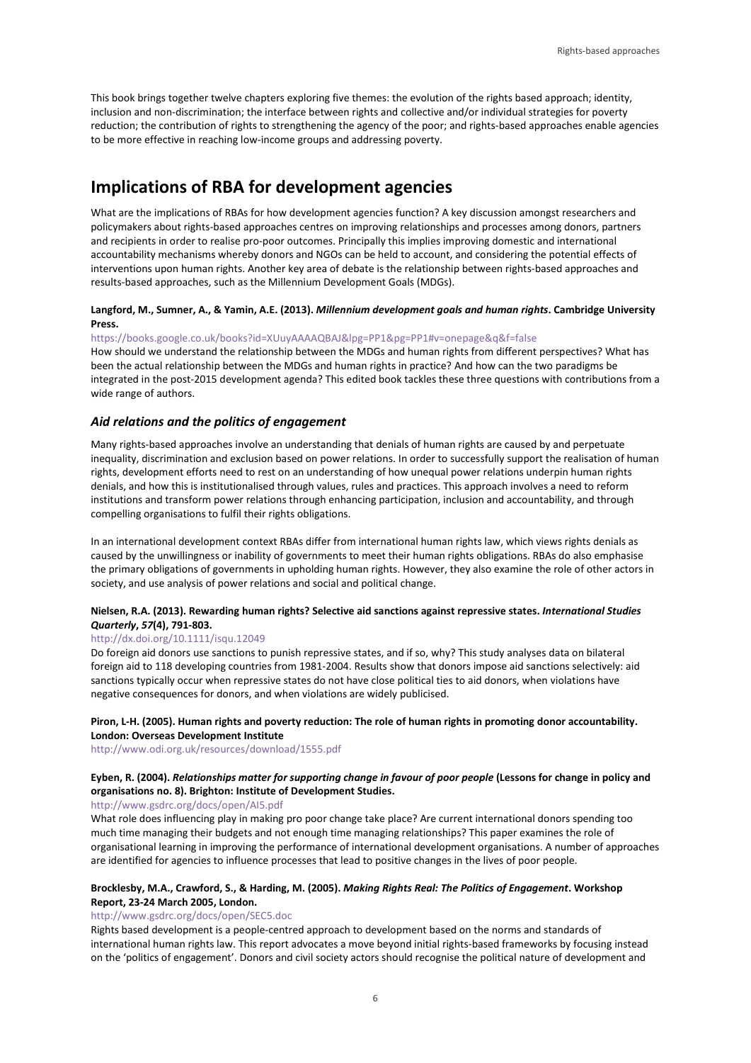This book brings together twelve chapters exploring five themes: the evolution of the rights based approach; identity, inclusion and non-discrimination; the interface between rights and collective and/or individual strategies for poverty reduction; the contribution of rights to strengthening the agency of the poor; and rights-based approaches enable agencies to be more effective in reaching low-income groups and addressing poverty.

## Implications of RBA for development agencies

What are the implications of RBAs for how development agencies function? A key discussion amongst researchers and policymakers about rights-based approaches centres on improving relationships and processes among donors, partners and recipients in order to realise pro-poor outcomes. Principally this implies improving domestic and international accountability mechanisms whereby donors and NGOs can be held to account, and considering the potential effects of interventions upon human rights. Another key area of debate is the relationship between rights-based approaches and results-based approaches, such as the Millennium Development Goals (MDGs).

**Langford, M., Sumner, A., & Yamin, A.E. (2013). *Millennium development goals and human rights*. Cambridge University Press.**

https://books.google.co.uk/books?id=XUuyAAAAQBAJ&lpg=PP1&pg=PP1#v=onepage&q&f=false

How should we understand the relationship between the MDGs and human rights from different perspectives? What has been the actual relationship between the MDGs and human rights in practice? And how can the two paradigms be integrated in the post-2015 development agenda? This edited book tackles these three questions with contributions from a wide range of authors.

### *Aid relations and the politics of engagement*

Many rights-based approaches involve an understanding that denials of human rights are caused by and perpetuate inequality, discrimination and exclusion based on power relations. In order to successfully support the realisation of human rights, development efforts need to rest on an understanding of how unequal power relations underpin human rights denials, and how this is institutionalised through values, rules and practices. This approach involves a need to reform institutions and transform power relations through enhancing participation, inclusion and accountability, and through compelling organisations to fulfil their rights obligations.

In an international development context RBAs differ from international human rights law, which views rights denials as caused by the unwillingness or inability of governments to meet their human rights obligations. RBAs do also emphasise the primary obligations of governments in upholding human rights. However, they also examine the role of other actors in society, and use analysis of power relations and social and political change.

**Nielsen, R.A. (2013). Rewarding human rights? Selective aid sanctions against repressive states. *International Studies Quarterly*, *57*(4), 791-803.**

http://dx.doi.org/10.1111/isqu.12049

Do foreign aid donors use sanctions to punish repressive states, and if so, why? This study analyses data on bilateral foreign aid to 118 developing countries from 1981-2004. Results show that donors impose aid sanctions selectively: aid sanctions typically occur when repressive states do not have close political ties to aid donors, when violations have negative consequences for donors, and when violations are widely publicised.

**Piron, L-H. (2005). Human rights and poverty reduction: The role of human rights in promoting donor accountability. London: Overseas Development Institute**

http://www.odi.org.uk/resources/download/1555.pdf

**Eyben, R. (2004). *Relationships matter for supporting change in favour of poor people* (Lessons for change in policy and organisations no. 8). Brighton: Institute of Development Studies.**

http://www.gsdrc.org/docs/open/AI5.pdf

What role does influencing play in making pro poor change take place? Are current international donors spending too much time managing their budgets and not enough time managing relationships? This paper examines the role of organisational learning in improving the performance of international development organisations. A number of approaches are identified for agencies to influence processes that lead to positive changes in the lives of poor people.

**Brocklesby, M.A., Crawford, S., & Harding, M. (2005). *Making Rights Real: The Politics of Engagement*. Workshop Report, 23-24 March 2005, London.**

http://www.gsdrc.org/docs/open/SEC5.doc

Rights based development is a people-centred approach to development based on the norms and standards of international human rights law. This report advocates a move beyond initial rights-based frameworks by focusing instead on the 'politics of engagement'. Donors and civil society actors should recognise the political nature of development and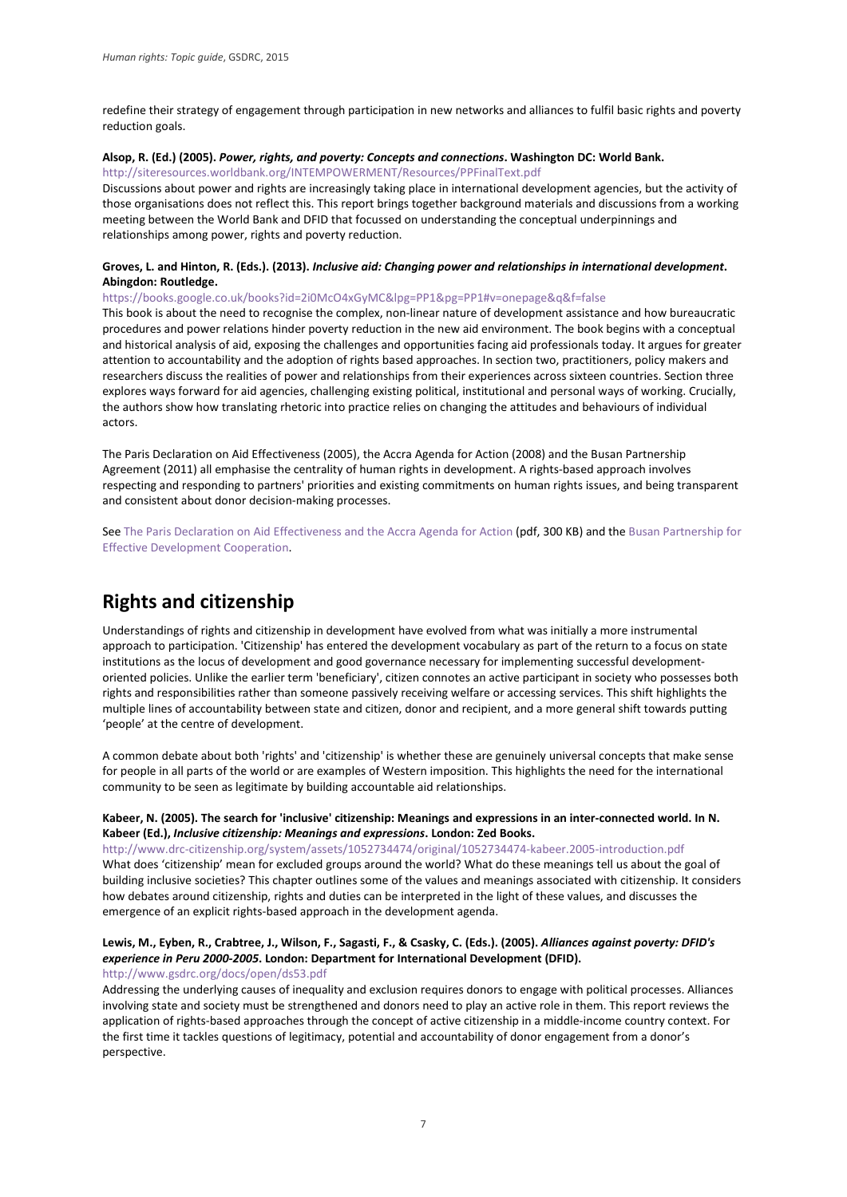redefine their strategy of engagement through participation in new networks and alliances to fulfil basic rights and poverty reduction goals.

**Alsop, R. (Ed.) (2005). *Power, rights, and poverty: Concepts and connections*. Washington DC: World Bank.**
http://siteresources.worldbank.org/INTEMPOWERMENT/Resources/PPFinalText.pdf
Discussions about power and rights are increasingly taking place in international development agencies, but the activity of those organisations does not reflect this. This report brings together background materials and discussions from a working meeting between the World Bank and DFID that focussed on understanding the conceptual underpinnings and relationships among power, rights and poverty reduction.

**Groves, L. and Hinton, R. (Eds.). (2013). *Inclusive aid: Changing power and relationships in international development*. Abingdon: Routledge.**
https://books.google.co.uk/books?id=2i0McO4xGyMC&lpg=PP1&pg=PP1#v=onepage&q&f=false
This book is about the need to recognise the complex, non-linear nature of development assistance and how bureaucratic procedures and power relations hinder poverty reduction in the new aid environment. The book begins with a conceptual and historical analysis of aid, exposing the challenges and opportunities facing aid professionals today. It argues for greater attention to accountability and the adoption of rights based approaches. In section two, practitioners, policy makers and researchers discuss the realities of power and relationships from their experiences across sixteen countries. Section three explores ways forward for aid agencies, challenging existing political, institutional and personal ways of working. Crucially, the authors show how translating rhetoric into practice relies on changing the attitudes and behaviours of individual actors.

The Paris Declaration on Aid Effectiveness (2005), the Accra Agenda for Action (2008) and the Busan Partnership Agreement (2011) all emphasise the centrality of human rights in development. A rights-based approach involves respecting and responding to partners' priorities and existing commitments on human rights issues, and being transparent and consistent about donor decision-making processes.

See The Paris Declaration on Aid Effectiveness and the Accra Agenda for Action (pdf, 300 KB) and the Busan Partnership for Effective Development Cooperation.

# Rights and citizenship

Understandings of rights and citizenship in development have evolved from what was initially a more instrumental approach to participation. 'Citizenship' has entered the development vocabulary as part of the return to a focus on state institutions as the locus of development and good governance necessary for implementing successful development-oriented policies. Unlike the earlier term 'beneficiary', citizen connotes an active participant in society who possesses both rights and responsibilities rather than someone passively receiving welfare or accessing services. This shift highlights the multiple lines of accountability between state and citizen, donor and recipient, and a more general shift towards putting 'people' at the centre of development.

A common debate about both 'rights' and 'citizenship' is whether these are genuinely universal concepts that make sense for people in all parts of the world or are examples of Western imposition. This highlights the need for the international community to be seen as legitimate by building accountable aid relationships.

**Kabeer, N. (2005). The search for 'inclusive' citizenship: Meanings and expressions in an inter-connected world. In N. Kabeer (Ed.), *Inclusive citizenship: Meanings and expressions*. London: Zed Books.**
http://www.drc-citizenship.org/system/assets/1052734474/original/1052734474-kabeer.2005-introduction.pdf
What does 'citizenship' mean for excluded groups around the world? What do these meanings tell us about the goal of building inclusive societies? This chapter outlines some of the values and meanings associated with citizenship. It considers how debates around citizenship, rights and duties can be interpreted in the light of these values, and discusses the emergence of an explicit rights-based approach in the development agenda.

**Lewis, M., Eyben, R., Crabtree, J., Wilson, F., Sagasti, F., & Csasky, C. (Eds.). (2005). *Alliances against poverty: DFID's experience in Peru 2000-2005*. London: Department for International Development (DFID).**
http://www.gsdrc.org/docs/open/ds53.pdf
Addressing the underlying causes of inequality and exclusion requires donors to engage with political processes. Alliances involving state and society must be strengthened and donors need to play an active role in them. This report reviews the application of rights-based approaches through the concept of active citizenship in a middle-income country context. For the first time it tackles questions of legitimacy, potential and accountability of donor engagement from a donor's perspective.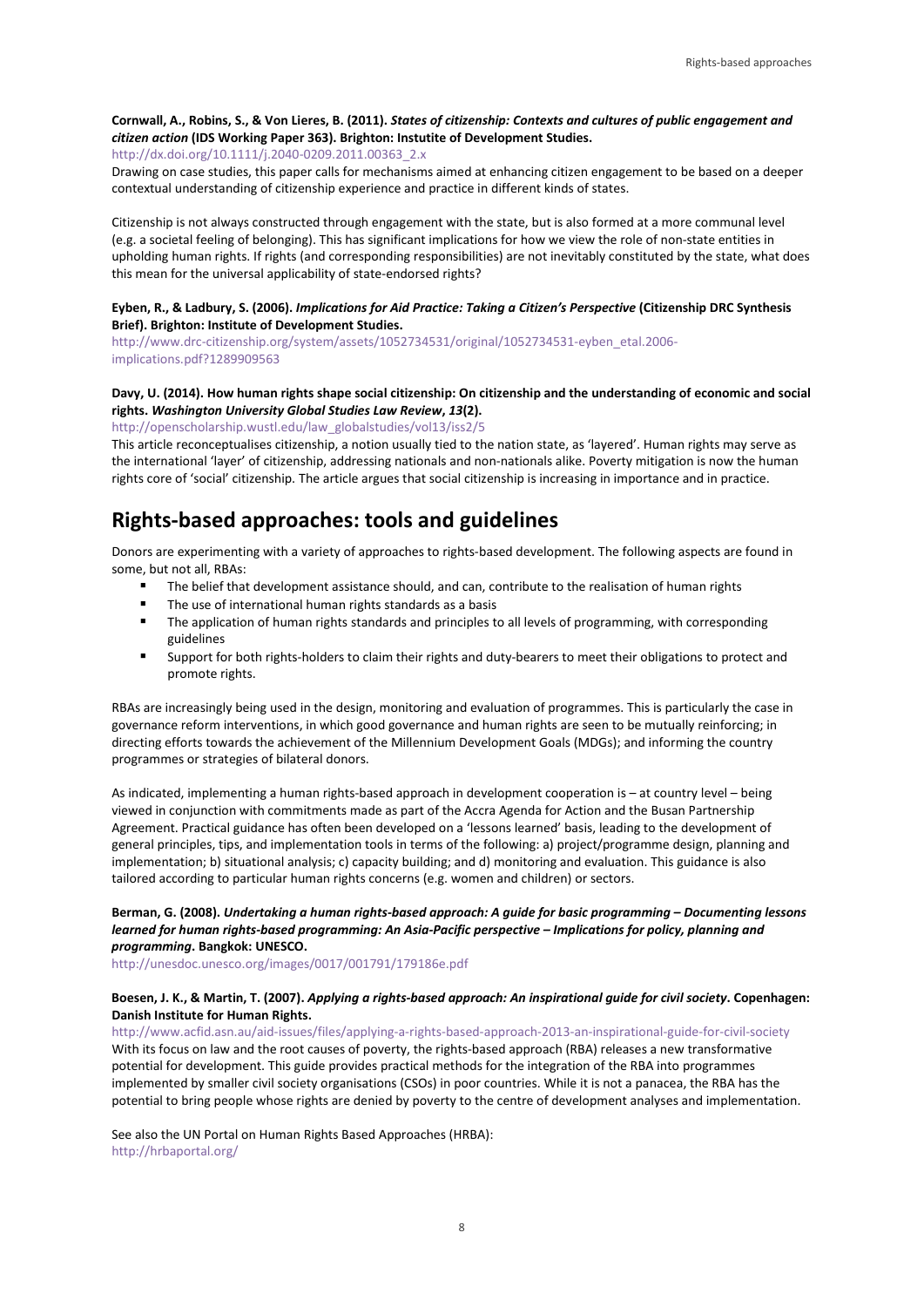**Cornwall, A., Robins, S., & Von Lieres, B. (2011). *States of citizenship: Contexts and cultures of public engagement and citizen action* (IDS Working Paper 363). Brighton: Instutite of Development Studies.**
http://dx.doi.org/10.1111/j.2040-0209.2011.00363_2.x

Drawing on case studies, this paper calls for mechanisms aimed at enhancing citizen engagement to be based on a deeper contextual understanding of citizenship experience and practice in different kinds of states.

Citizenship is not always constructed through engagement with the state, but is also formed at a more communal level (e.g. a societal feeling of belonging). This has significant implications for how we view the role of non-state entities in upholding human rights. If rights (and corresponding responsibilities) are not inevitably constituted by the state, what does this mean for the universal applicability of state-endorsed rights?

**Eyben, R., & Ladbury, S. (2006). *Implications for Aid Practice: Taking a Citizen's Perspective* (Citizenship DRC Synthesis Brief). Brighton: Institute of Development Studies.**
http://www.drc-citizenship.org/system/assets/1052734531/original/1052734531-eyben_etal.2006-implications.pdf?1289909563

**Davy, U. (2014). How human rights shape social citizenship: On citizenship and the understanding of economic and social rights. *Washington University Global Studies Law Review*, *13*(2).**
http://openscholarship.wustl.edu/law_globalstudies/vol13/iss2/5

This article reconceptualises citizenship, a notion usually tied to the nation state, as 'layered'. Human rights may serve as the international 'layer' of citizenship, addressing nationals and non-nationals alike. Poverty mitigation is now the human rights core of 'social' citizenship. The article argues that social citizenship is increasing in importance and in practice.

## Rights-based approaches: tools and guidelines

Donors are experimenting with a variety of approaches to rights-based development. The following aspects are found in some, but not all, RBAs:

- The belief that development assistance should, and can, contribute to the realisation of human rights
- The use of international human rights standards as a basis
- The application of human rights standards and principles to all levels of programming, with corresponding guidelines
- Support for both rights-holders to claim their rights and duty-bearers to meet their obligations to protect and promote rights.

RBAs are increasingly being used in the design, monitoring and evaluation of programmes. This is particularly the case in governance reform interventions, in which good governance and human rights are seen to be mutually reinforcing; in directing efforts towards the achievement of the Millennium Development Goals (MDGs); and informing the country programmes or strategies of bilateral donors.

As indicated, implementing a human rights-based approach in development cooperation is – at country level – being viewed in conjunction with commitments made as part of the Accra Agenda for Action and the Busan Partnership Agreement. Practical guidance has often been developed on a 'lessons learned' basis, leading to the development of general principles, tips, and implementation tools in terms of the following: a) project/programme design, planning and implementation; b) situational analysis; c) capacity building; and d) monitoring and evaluation. This guidance is also tailored according to particular human rights concerns (e.g. women and children) or sectors.

**Berman, G. (2008). *Undertaking a human rights-based approach: A guide for basic programming – Documenting lessons learned for human rights-based programming: An Asia-Pacific perspective – Implications for policy, planning and programming*. Bangkok: UNESCO.**
http://unesdoc.unesco.org/images/0017/001791/179186e.pdf

**Boesen, J. K., & Martin, T. (2007). *Applying a rights-based approach: An inspirational guide for civil society*. Copenhagen: Danish Institute for Human Rights.**
http://www.acfid.asn.au/aid-issues/files/applying-a-rights-based-approach-2013-an-inspirational-guide-for-civil-society

With its focus on law and the root causes of poverty, the rights-based approach (RBA) releases a new transformative potential for development. This guide provides practical methods for the integration of the RBA into programmes implemented by smaller civil society organisations (CSOs) in poor countries. While it is not a panacea, the RBA has the potential to bring people whose rights are denied by poverty to the centre of development analyses and implementation.

See also the UN Portal on Human Rights Based Approaches (HRBA):
http://hrbaportal.org/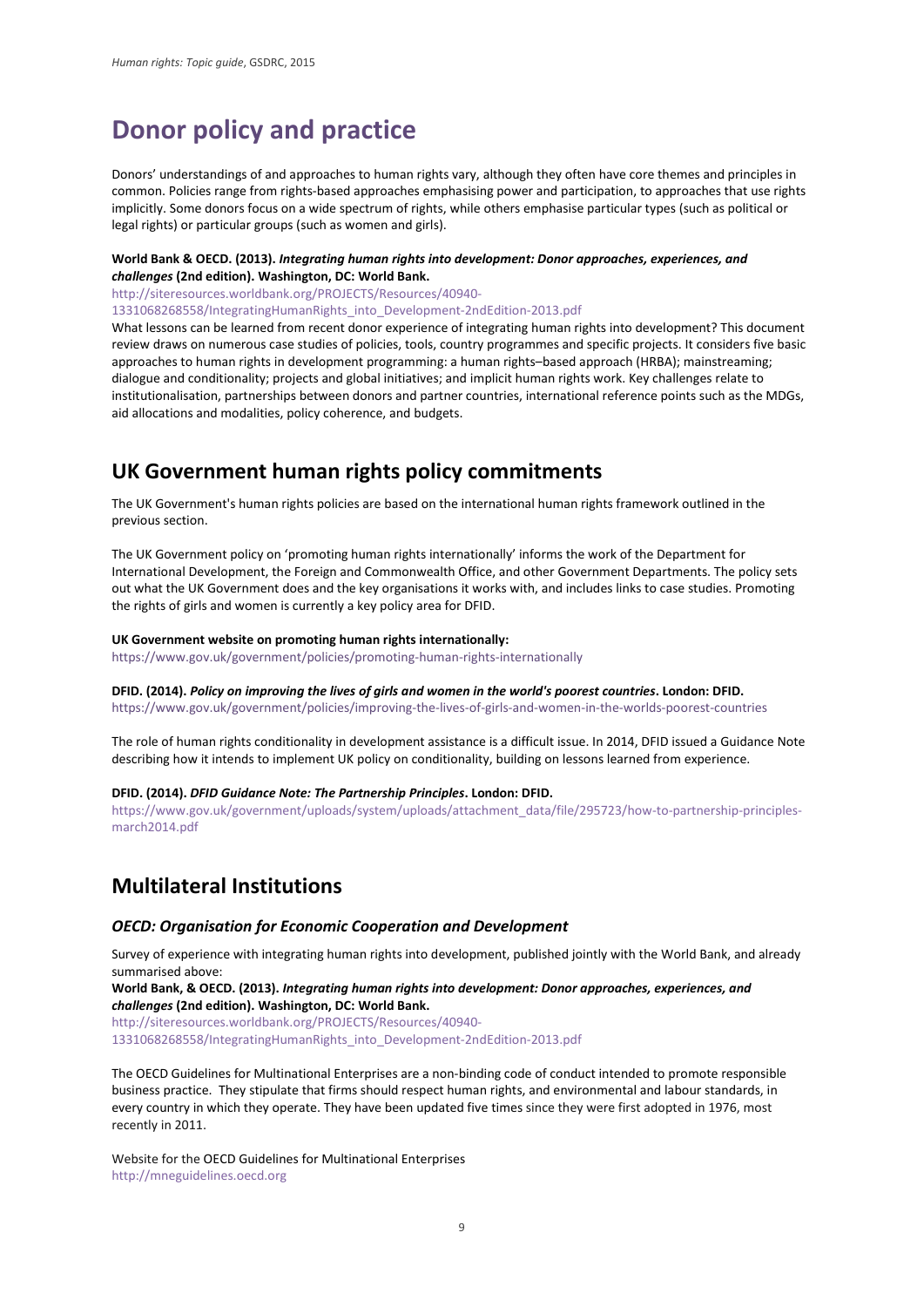# Donor policy and practice

Donors' understandings of and approaches to human rights vary, although they often have core themes and principles in common. Policies range from rights-based approaches emphasising power and participation, to approaches that use rights implicitly. Some donors focus on a wide spectrum of rights, while others emphasise particular types (such as political or legal rights) or particular groups (such as women and girls).

**World Bank & OECD. (2013).** ***Integrating human rights into development: Donor approaches, experiences, and challenges*** **(2nd edition). Washington, DC: World Bank.**
http://siteresources.worldbank.org/PROJECTS/Resources/40940-1331068268558/IntegratingHumanRights_into_Development-2ndEdition-2013.pdf
What lessons can be learned from recent donor experience of integrating human rights into development? This document review draws on numerous case studies of policies, tools, country programmes and specific projects. It considers five basic approaches to human rights in development programming: a human rights–based approach (HRBA); mainstreaming; dialogue and conditionality; projects and global initiatives; and implicit human rights work. Key challenges relate to institutionalisation, partnerships between donors and partner countries, international reference points such as the MDGs, aid allocations and modalities, policy coherence, and budgets.

## UK Government human rights policy commitments

The UK Government's human rights policies are based on the international human rights framework outlined in the previous section.

The UK Government policy on 'promoting human rights internationally' informs the work of the Department for International Development, the Foreign and Commonwealth Office, and other Government Departments. The policy sets out what the UK Government does and the key organisations it works with, and includes links to case studies. Promoting the rights of girls and women is currently a key policy area for DFID.

**UK Government website on promoting human rights internationally:**
https://www.gov.uk/government/policies/promoting-human-rights-internationally

**DFID. (2014).** ***Policy on improving the lives of girls and women in the world's poorest countries*****. London: DFID.**
https://www.gov.uk/government/policies/improving-the-lives-of-girls-and-women-in-the-worlds-poorest-countries

The role of human rights conditionality in development assistance is a difficult issue. In 2014, DFID issued a Guidance Note describing how it intends to implement UK policy on conditionality, building on lessons learned from experience.

**DFID. (2014).** ***DFID Guidance Note: The Partnership Principles*****. London: DFID.**
https://www.gov.uk/government/uploads/system/uploads/attachment_data/file/295723/how-to-partnership-principles-march2014.pdf

## Multilateral Institutions

### *OECD: Organisation for Economic Cooperation and Development*

Survey of experience with integrating human rights into development, published jointly with the World Bank, and already summarised above:
**World Bank, & OECD. (2013).** ***Integrating human rights into development: Donor approaches, experiences, and challenges*** **(2nd edition). Washington, DC: World Bank.**
http://siteresources.worldbank.org/PROJECTS/Resources/40940-1331068268558/IntegratingHumanRights_into_Development-2ndEdition-2013.pdf

The OECD Guidelines for Multinational Enterprises are a non-binding code of conduct intended to promote responsible business practice. They stipulate that firms should respect human rights, and environmental and labour standards, in every country in which they operate. They have been updated five times since they were first adopted in 1976, most recently in 2011.

Website for the OECD Guidelines for Multinational Enterprises
http://mneguidelines.oecd.org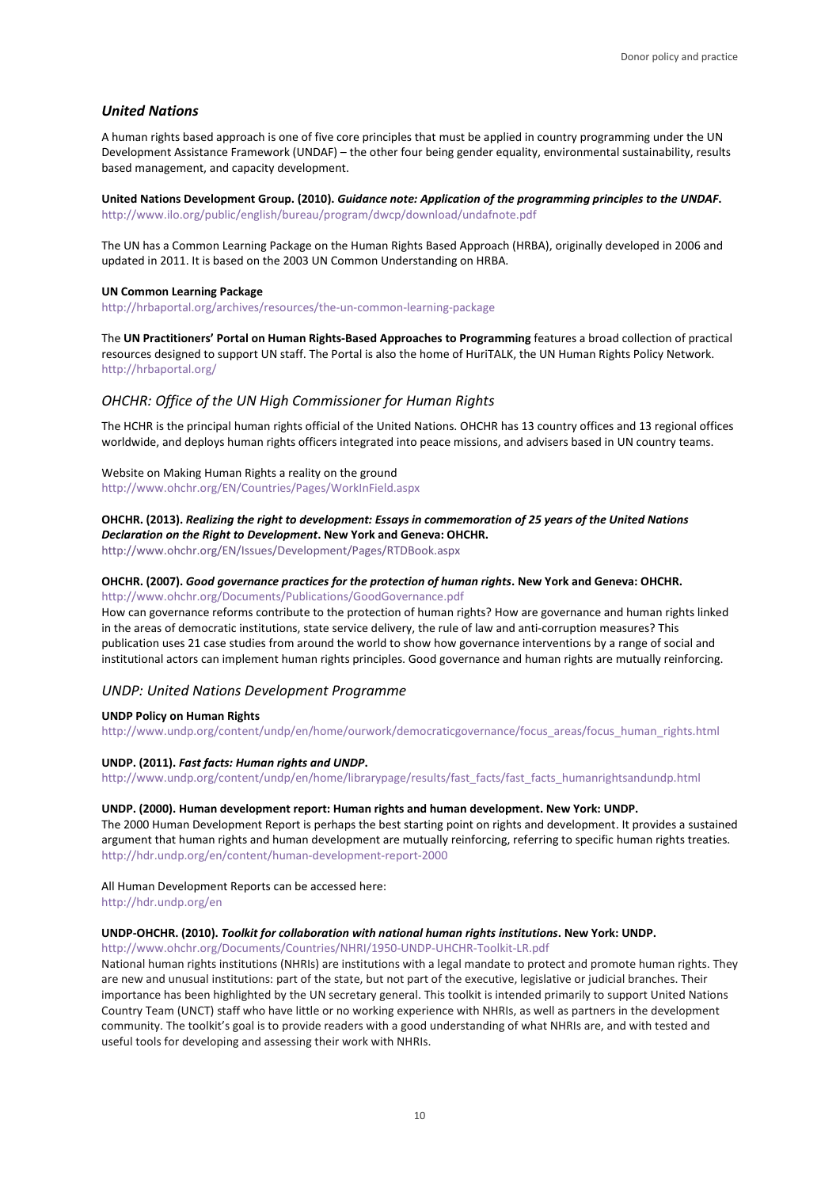## *United Nations*

A human rights based approach is one of five core principles that must be applied in country programming under the UN Development Assistance Framework (UNDAF) – the other four being gender equality, environmental sustainability, results based management, and capacity development.

**United Nations Development Group. (2010).** ***Guidance note: Application of the programming principles to the UNDAF*****.**
http://www.ilo.org/public/english/bureau/program/dwcp/download/undafnote.pdf

The UN has a Common Learning Package on the Human Rights Based Approach (HRBA), originally developed in 2006 and updated in 2011. It is based on the 2003 UN Common Understanding on HRBA.

**UN Common Learning Package**
http://hrbaportal.org/archives/resources/the-un-common-learning-package

The **UN Practitioners' Portal on Human Rights-Based Approaches to Programming** features a broad collection of practical resources designed to support UN staff. The Portal is also the home of HuriTALK, the UN Human Rights Policy Network.
http://hrbaportal.org/

## *OHCHR: Office of the UN High Commissioner for Human Rights*

The HCHR is the principal human rights official of the United Nations. OHCHR has 13 country offices and 13 regional offices worldwide, and deploys human rights officers integrated into peace missions, and advisers based in UN country teams.

Website on Making Human Rights a reality on the ground
http://www.ohchr.org/EN/Countries/Pages/WorkInField.aspx

**OHCHR. (2013).** ***Realizing the right to development: Essays in commemoration of 25 years of the United Nations Declaration on the Right to Development*****. New York and Geneva: OHCHR.**
http://www.ohchr.org/EN/Issues/Development/Pages/RTDBook.aspx

**OHCHR. (2007).** ***Good governance practices for the protection of human rights*****. New York and Geneva: OHCHR.**
http://www.ohchr.org/Documents/Publications/GoodGovernance.pdf
How can governance reforms contribute to the protection of human rights? How are governance and human rights linked in the areas of democratic institutions, state service delivery, the rule of law and anti-corruption measures? This publication uses 21 case studies from around the world to show how governance interventions by a range of social and institutional actors can implement human rights principles. Good governance and human rights are mutually reinforcing.

## *UNDP: United Nations Development Programme*

**UNDP Policy on Human Rights**
http://www.undp.org/content/undp/en/home/ourwork/democraticgovernance/focus_areas/focus_human_rights.html

**UNDP. (2011).** ***Fast facts: Human rights and UNDP*****.**
http://www.undp.org/content/undp/en/home/librarypage/results/fast_facts/fast_facts_humanrightsandundp.html

**UNDP. (2000). Human development report: Human rights and human development. New York: UNDP.**
The 2000 Human Development Report is perhaps the best starting point on rights and development. It provides a sustained argument that human rights and human development are mutually reinforcing, referring to specific human rights treaties.
http://hdr.undp.org/en/content/human-development-report-2000

All Human Development Reports can be accessed here:
http://hdr.undp.org/en

**UNDP-OHCHR. (2010).** ***Toolkit for collaboration with national human rights institutions*****. New York: UNDP.**
http://www.ohchr.org/Documents/Countries/NHRI/1950-UNDP-UHCHR-Toolkit-LR.pdf
National human rights institutions (NHRIs) are institutions with a legal mandate to protect and promote human rights. They are new and unusual institutions: part of the state, but not part of the executive, legislative or judicial branches. Their importance has been highlighted by the UN secretary general. This toolkit is intended primarily to support United Nations Country Team (UNCT) staff who have little or no working experience with NHRIs, as well as partners in the development community. The toolkit's goal is to provide readers with a good understanding of what NHRIs are, and with tested and useful tools for developing and assessing their work with NHRIs.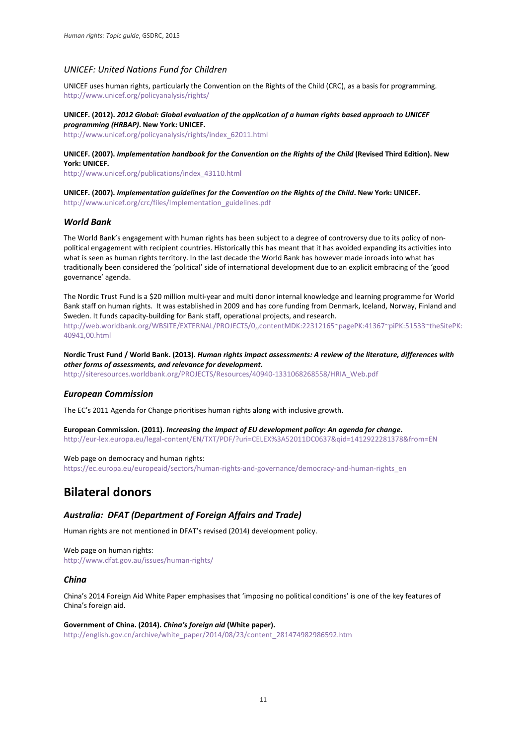### *UNICEF: United Nations Fund for Children*

UNICEF uses human rights, particularly the Convention on the Rights of the Child (CRC), as a basis for programming.
http://www.unicef.org/policyanalysis/rights/

**UNICEF. (2012). *2012 Global: Global evaluation of the application of a human rights based approach to UNICEF programming (HRBAP)*. New York: UNICEF.**
http://www.unicef.org/policyanalysis/rights/index_62011.html

**UNICEF. (2007). *Implementation handbook for the Convention on the Rights of the Child* (Revised Third Edition). New York: UNICEF.**
http://www.unicef.org/publications/index_43110.html

**UNICEF. (2007). *Implementation guidelines for the Convention on the Rights of the Child*. New York: UNICEF.**
http://www.unicef.org/crc/files/Implementation_guidelines.pdf

### *World Bank*

The World Bank's engagement with human rights has been subject to a degree of controversy due to its policy of non-political engagement with recipient countries. Historically this has meant that it has avoided expanding its activities into what is seen as human rights territory. In the last decade the World Bank has however made inroads into what has traditionally been considered the 'political' side of international development due to an explicit embracing of the 'good governance' agenda.

The Nordic Trust Fund is a $20 million multi-year and multi donor internal knowledge and learning programme for World Bank staff on human rights. It was established in 2009 and has core funding from Denmark, Iceland, Norway, Finland and Sweden. It funds capacity-building for Bank staff, operational projects, and research.
http://web.worldbank.org/WBSITE/EXTERNAL/PROJECTS/0,,contentMDK:22312165~pagePK:41367~piPK:51533~theSitePK:40941,00.html

**Nordic Trust Fund / World Bank. (2013). *Human rights impact assessments: A review of the literature, differences with other forms of assessments, and relevance for development*.**
http://siteresources.worldbank.org/PROJECTS/Resources/40940-1331068268558/HRIA_Web.pdf

### *European Commission*

The EC's 2011 Agenda for Change prioritises human rights along with inclusive growth.

**European Commission. (2011). *Increasing the impact of EU development policy: An agenda for change*.**
http://eur-lex.europa.eu/legal-content/EN/TXT/PDF/?uri=CELEX%3A52011DC0637&qid=1412922281378&from=EN

Web page on democracy and human rights:
https://ec.europa.eu/europeaid/sectors/human-rights-and-governance/democracy-and-human-rights_en

## Bilateral donors

### *Australia: DFAT (Department of Foreign Affairs and Trade)*

Human rights are not mentioned in DFAT's revised (2014) development policy.

Web page on human rights:
http://www.dfat.gov.au/issues/human-rights/

### *China*

China's 2014 Foreign Aid White Paper emphasises that 'imposing no political conditions' is one of the key features of China's foreign aid.

**Government of China. (2014). *China's foreign aid* (White paper).**
http://english.gov.cn/archive/white_paper/2014/08/23/content_281474982986592.htm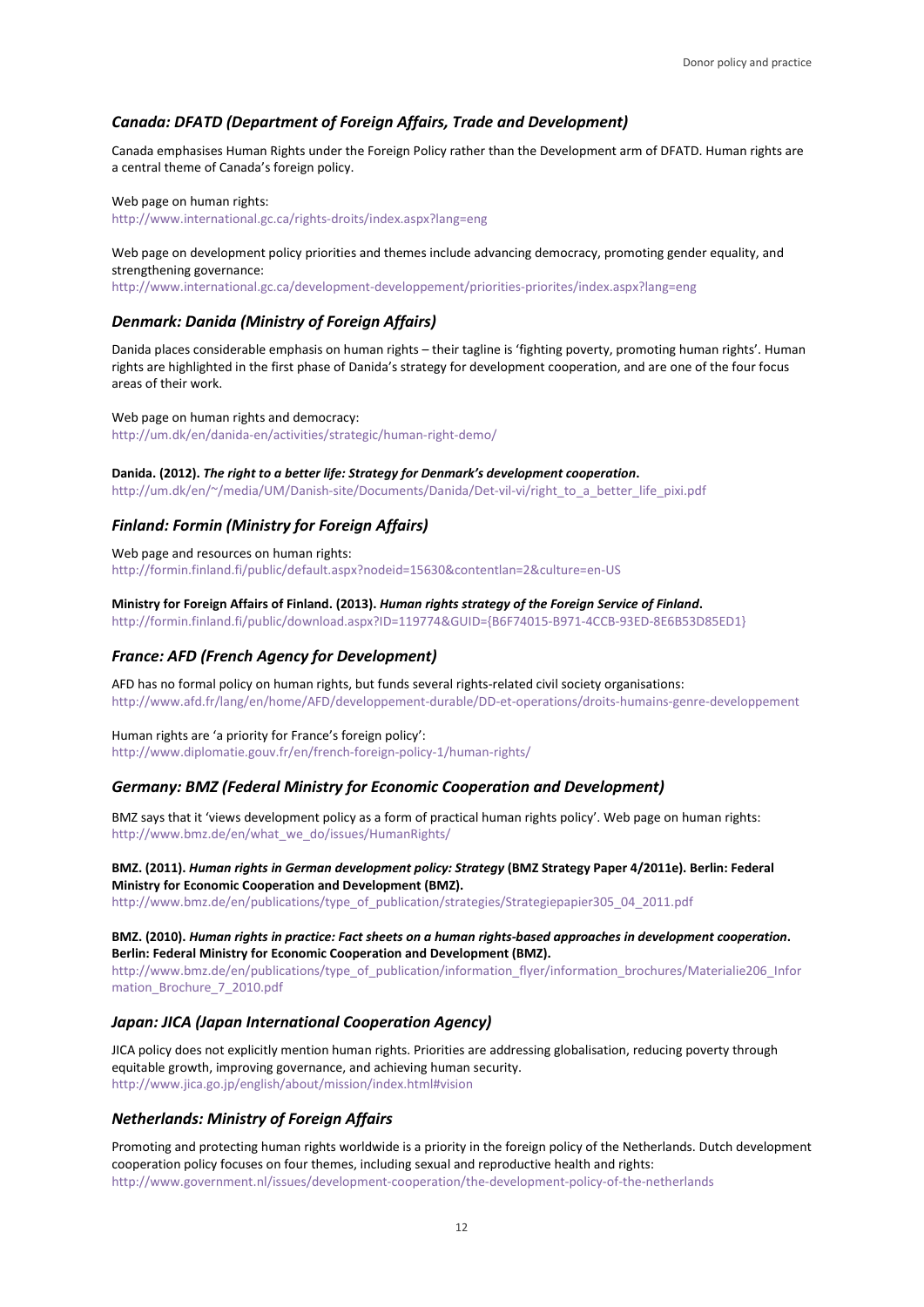### *Canada: DFATD (Department of Foreign Affairs, Trade and Development)*

Canada emphasises Human Rights under the Foreign Policy rather than the Development arm of DFATD. Human rights are a central theme of Canada's foreign policy.

Web page on human rights:
http://www.international.gc.ca/rights-droits/index.aspx?lang=eng

Web page on development policy priorities and themes include advancing democracy, promoting gender equality, and strengthening governance:
http://www.international.gc.ca/development-developpement/priorities-priorites/index.aspx?lang=eng

### *Denmark: Danida (Ministry of Foreign Affairs)*

Danida places considerable emphasis on human rights – their tagline is 'fighting poverty, promoting human rights'. Human rights are highlighted in the first phase of Danida's strategy for development cooperation, and are one of the four focus areas of their work.

Web page on human rights and democracy:
http://um.dk/en/danida-en/activities/strategic/human-right-demo/

**Danida. (2012).** ***The right to a better life: Strategy for Denmark's development cooperation*****.**
http://um.dk/en/~/media/UM/Danish-site/Documents/Danida/Det-vil-vi/right_to_a_better_life_pixi.pdf

### *Finland: Formin (Ministry for Foreign Affairs)*

Web page and resources on human rights:
http://formin.finland.fi/public/default.aspx?nodeid=15630&contentlan=2&culture=en-US

**Ministry for Foreign Affairs of Finland. (2013).** ***Human rights strategy of the Foreign Service of Finland*****.**
http://formin.finland.fi/public/download.aspx?ID=119774&GUID={B6F74015-B971-4CCB-93ED-8E6B53D85ED1}

### *France: AFD (French Agency for Development)*

AFD has no formal policy on human rights, but funds several rights-related civil society organisations:
http://www.afd.fr/lang/en/home/AFD/developpement-durable/DD-et-operations/droits-humains-genre-developpement

Human rights are 'a priority for France's foreign policy':
http://www.diplomatie.gouv.fr/en/french-foreign-policy-1/human-rights/

### *Germany: BMZ (Federal Ministry for Economic Cooperation and Development)*

BMZ says that it 'views development policy as a form of practical human rights policy'. Web page on human rights:
http://www.bmz.de/en/what_we_do/issues/HumanRights/

**BMZ. (2011).** ***Human rights in German development policy: Strategy*** **(BMZ Strategy Paper 4/2011e). Berlin: Federal Ministry for Economic Cooperation and Development (BMZ).**
http://www.bmz.de/en/publications/type_of_publication/strategies/Strategiepapier305_04_2011.pdf

**BMZ. (2010).** ***Human rights in practice: Fact sheets on a human rights-based approaches in development cooperation*****. Berlin: Federal Ministry for Economic Cooperation and Development (BMZ).**
http://www.bmz.de/en/publications/type_of_publication/information_flyer/information_brochures/Materialie206_Information_Brochure_7_2010.pdf

### *Japan: JICA (Japan International Cooperation Agency)*

JICA policy does not explicitly mention human rights. Priorities are addressing globalisation, reducing poverty through equitable growth, improving governance, and achieving human security.
http://www.jica.go.jp/english/about/mission/index.html#vision

### *Netherlands: Ministry of Foreign Affairs*

Promoting and protecting human rights worldwide is a priority in the foreign policy of the Netherlands. Dutch development cooperation policy focuses on four themes, including sexual and reproductive health and rights:
http://www.government.nl/issues/development-cooperation/the-development-policy-of-the-netherlands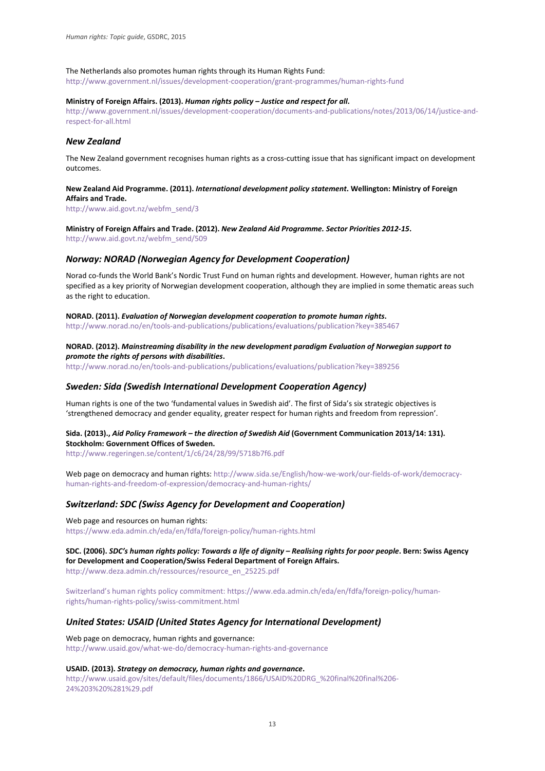The Netherlands also promotes human rights through its Human Rights Fund:
http://www.government.nl/issues/development-cooperation/grant-programmes/human-rights-fund

**Ministry of Foreign Affairs. (2013).** ***Human rights policy – Justice and respect for all*****.**
http://www.government.nl/issues/development-cooperation/documents-and-publications/notes/2013/06/14/justice-and-respect-for-all.html

### *New Zealand*

The New Zealand government recognises human rights as a cross-cutting issue that has significant impact on development outcomes.

**New Zealand Aid Programme. (2011).** ***International development policy statement*****. Wellington: Ministry of Foreign Affairs and Trade.**
http://www.aid.govt.nz/webfm_send/3

**Ministry of Foreign Affairs and Trade. (2012).** ***New Zealand Aid Programme. Sector Priorities 2012-15*****.**
http://www.aid.govt.nz/webfm_send/509

### *Norway: NORAD (Norwegian Agency for Development Cooperation)*

Norad co-funds the World Bank's Nordic Trust Fund on human rights and development. However, human rights are not specified as a key priority of Norwegian development cooperation, although they are implied in some thematic areas such as the right to education.

**NORAD. (2011).** ***Evaluation of Norwegian development cooperation to promote human rights*****.**
http://www.norad.no/en/tools-and-publications/publications/evaluations/publication?key=385467

**NORAD. (2012).** ***Mainstreaming disability in the new development paradigm Evaluation of Norwegian support to promote the rights of persons with disabilities*****.**
http://www.norad.no/en/tools-and-publications/publications/evaluations/publication?key=389256

### *Sweden: Sida (Swedish International Development Cooperation Agency)*

Human rights is one of the two 'fundamental values in Swedish aid'. The first of Sida's six strategic objectives is 'strengthened democracy and gender equality, greater respect for human rights and freedom from repression'.

**Sida. (2013).,** ***Aid Policy Framework – the direction of Swedish Aid*** **(Government Communication 2013/14: 131). Stockholm: Government Offices of Sweden.**
http://www.regeringen.se/content/1/c6/24/28/99/5718b7f6.pdf

Web page on democracy and human rights: http://www.sida.se/English/how-we-work/our-fields-of-work/democracy-human-rights-and-freedom-of-expression/democracy-and-human-rights/

### *Switzerland: SDC (Swiss Agency for Development and Cooperation)*

Web page and resources on human rights:
https://www.eda.admin.ch/eda/en/fdfa/foreign-policy/human-rights.html

**SDC. (2006).** ***SDC's human rights policy: Towards a life of dignity – Realising rights for poor people*****. Bern: Swiss Agency for Development and Cooperation/Swiss Federal Department of Foreign Affairs.**
http://www.deza.admin.ch/ressources/resource_en_25225.pdf

Switzerland's human rights policy commitment: https://www.eda.admin.ch/eda/en/fdfa/foreign-policy/human-rights/human-rights-policy/swiss-commitment.html

### *United States: USAID (United States Agency for International Development)*

Web page on democracy, human rights and governance:
http://www.usaid.gov/what-we-do/democracy-human-rights-and-governance

**USAID. (2013).** ***Strategy on democracy, human rights and governance*****.**
http://www.usaid.gov/sites/default/files/documents/1866/USAID%20DRG_%20final%20final%206-24%203%20%281%29.pdf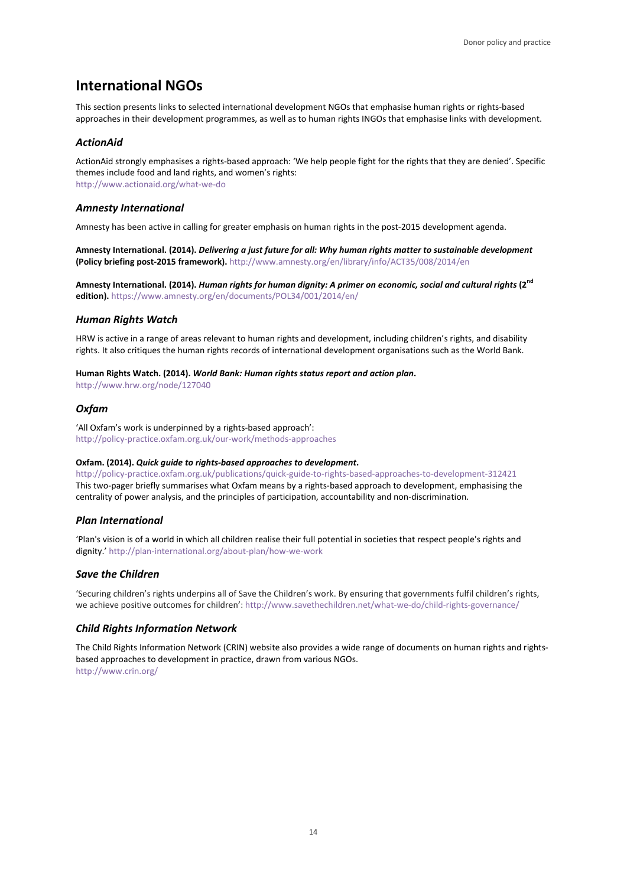## International NGOs

This section presents links to selected international development NGOs that emphasise human rights or rights-based approaches in their development programmes, as well as to human rights INGOs that emphasise links with development.

### *ActionAid*

ActionAid strongly emphasises a rights-based approach: 'We help people fight for the rights that they are denied'. Specific themes include food and land rights, and women's rights:
http://www.actionaid.org/what-we-do

### *Amnesty International*

Amnesty has been active in calling for greater emphasis on human rights in the post-2015 development agenda.

**Amnesty International. (2014).** ***Delivering a just future for all: Why human rights matter to sustainable development*** **(Policy briefing post-2015 framework).** http://www.amnesty.org/en/library/info/ACT35/008/2014/en

**Amnesty International. (2014).** ***Human rights for human dignity: A primer on economic, social and cultural rights*** **(2nd edition).** https://www.amnesty.org/en/documents/POL34/001/2014/en/

### *Human Rights Watch*

HRW is active in a range of areas relevant to human rights and development, including children's rights, and disability rights. It also critiques the human rights records of international development organisations such as the World Bank.

**Human Rights Watch. (2014).** ***World Bank: Human rights status report and action plan*****.**
http://www.hrw.org/node/127040

### *Oxfam*

'All Oxfam's work is underpinned by a rights-based approach':
http://policy-practice.oxfam.org.uk/our-work/methods-approaches

**Oxfam. (2014).** ***Quick guide to rights-based approaches to development*****.**
http://policy-practice.oxfam.org.uk/publications/quick-guide-to-rights-based-approaches-to-development-312421
This two-pager briefly summarises what Oxfam means by a rights-based approach to development, emphasising the centrality of power analysis, and the principles of participation, accountability and non-discrimination.

### *Plan International*

'Plan's vision is of a world in which all children realise their full potential in societies that respect people's rights and dignity.' http://plan-international.org/about-plan/how-we-work

### *Save the Children*

'Securing children's rights underpins all of Save the Children's work. By ensuring that governments fulfil children's rights, we achieve positive outcomes for children': http://www.savethechildren.net/what-we-do/child-rights-governance/

### *Child Rights Information Network*

The Child Rights Information Network (CRIN) website also provides a wide range of documents on human rights and rights-based approaches to development in practice, drawn from various NGOs.
http://www.crin.org/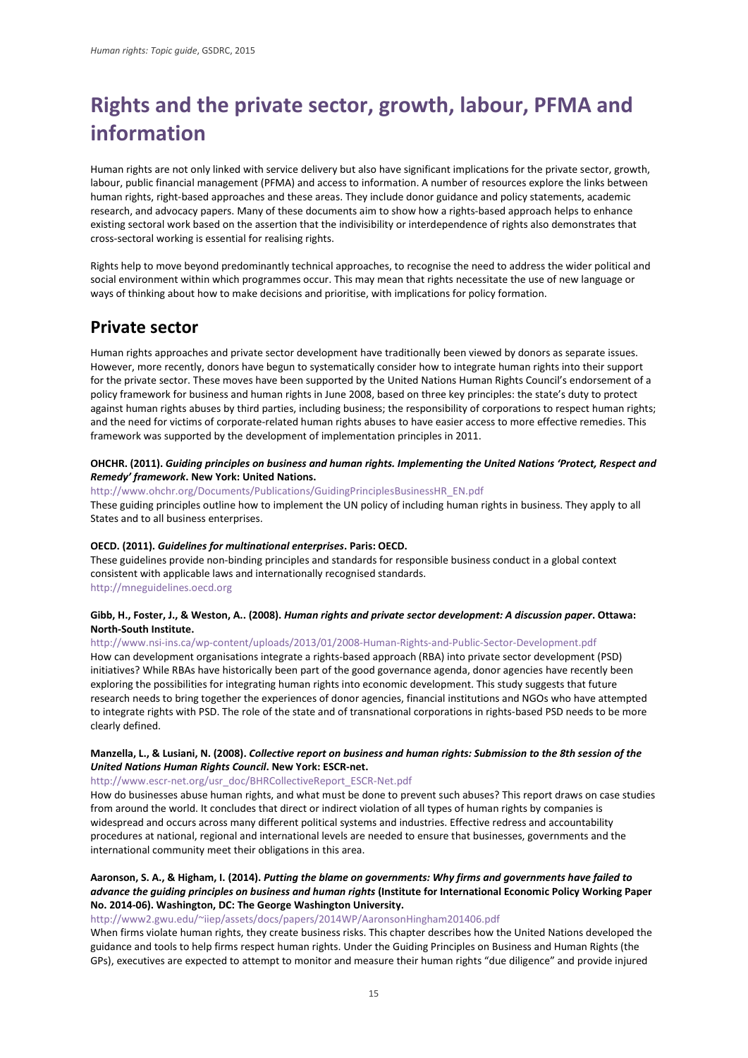# Rights and the private sector, growth, labour, PFMA and information

Human rights are not only linked with service delivery but also have significant implications for the private sector, growth, labour, public financial management (PFMA) and access to information. A number of resources explore the links between human rights, right-based approaches and these areas. They include donor guidance and policy statements, academic research, and advocacy papers. Many of these documents aim to show how a rights-based approach helps to enhance existing sectoral work based on the assertion that the indivisibility or interdependence of rights also demonstrates that cross-sectoral working is essential for realising rights.

Rights help to move beyond predominantly technical approaches, to recognise the need to address the wider political and social environment within which programmes occur. This may mean that rights necessitate the use of new language or ways of thinking about how to make decisions and prioritise, with implications for policy formation.

## Private sector

Human rights approaches and private sector development have traditionally been viewed by donors as separate issues. However, more recently, donors have begun to systematically consider how to integrate human rights into their support for the private sector. These moves have been supported by the United Nations Human Rights Council's endorsement of a policy framework for business and human rights in June 2008, based on three key principles: the state's duty to protect against human rights abuses by third parties, including business; the responsibility of corporations to respect human rights; and the need for victims of corporate-related human rights abuses to have easier access to more effective remedies. This framework was supported by the development of implementation principles in 2011.

**OHCHR. (2011). *Guiding principles on business and human rights. Implementing the United Nations 'Protect, Respect and Remedy' framework*. New York: United Nations.**
http://www.ohchr.org/Documents/Publications/GuidingPrinciplesBusinessHR_EN.pdf
These guiding principles outline how to implement the UN policy of including human rights in business. They apply to all States and to all business enterprises.

**OECD. (2011). *Guidelines for multinational enterprises*. Paris: OECD.**
These guidelines provide non-binding principles and standards for responsible business conduct in a global context consistent with applicable laws and internationally recognised standards.
http://mneguidelines.oecd.org

**Gibb, H., Foster, J., & Weston, A.. (2008). *Human rights and private sector development: A discussion paper*. Ottawa: North-South Institute.**
http://www.nsi-ins.ca/wp-content/uploads/2013/01/2008-Human-Rights-and-Public-Sector-Development.pdf
How can development organisations integrate a rights-based approach (RBA) into private sector development (PSD) initiatives? While RBAs have historically been part of the good governance agenda, donor agencies have recently been exploring the possibilities for integrating human rights into economic development. This study suggests that future research needs to bring together the experiences of donor agencies, financial institutions and NGOs who have attempted to integrate rights with PSD. The role of the state and of transnational corporations in rights-based PSD needs to be more clearly defined.

**Manzella, L., & Lusiani, N. (2008). *Collective report on business and human rights: Submission to the 8th session of the United Nations Human Rights Council*. New York: ESCR-net.**
http://www.escr-net.org/usr_doc/BHRCollectiveReport_ESCR-Net.pdf
How do businesses abuse human rights, and what must be done to prevent such abuses? This report draws on case studies from around the world. It concludes that direct or indirect violation of all types of human rights by companies is widespread and occurs across many different political systems and industries. Effective redress and accountability procedures at national, regional and international levels are needed to ensure that businesses, governments and the international community meet their obligations in this area.

**Aaronson, S. A., & Higham, I. (2014). *Putting the blame on governments: Why firms and governments have failed to advance the guiding principles on business and human rights* (Institute for International Economic Policy Working Paper No. 2014-06). Washington, DC: The George Washington University.**
http://www2.gwu.edu/~iiep/assets/docs/papers/2014WP/AaronsonHingham201406.pdf
When firms violate human rights, they create business risks. This chapter describes how the United Nations developed the guidance and tools to help firms respect human rights. Under the Guiding Principles on Business and Human Rights (the GPs), executives are expected to attempt to monitor and measure their human rights "due diligence" and provide injured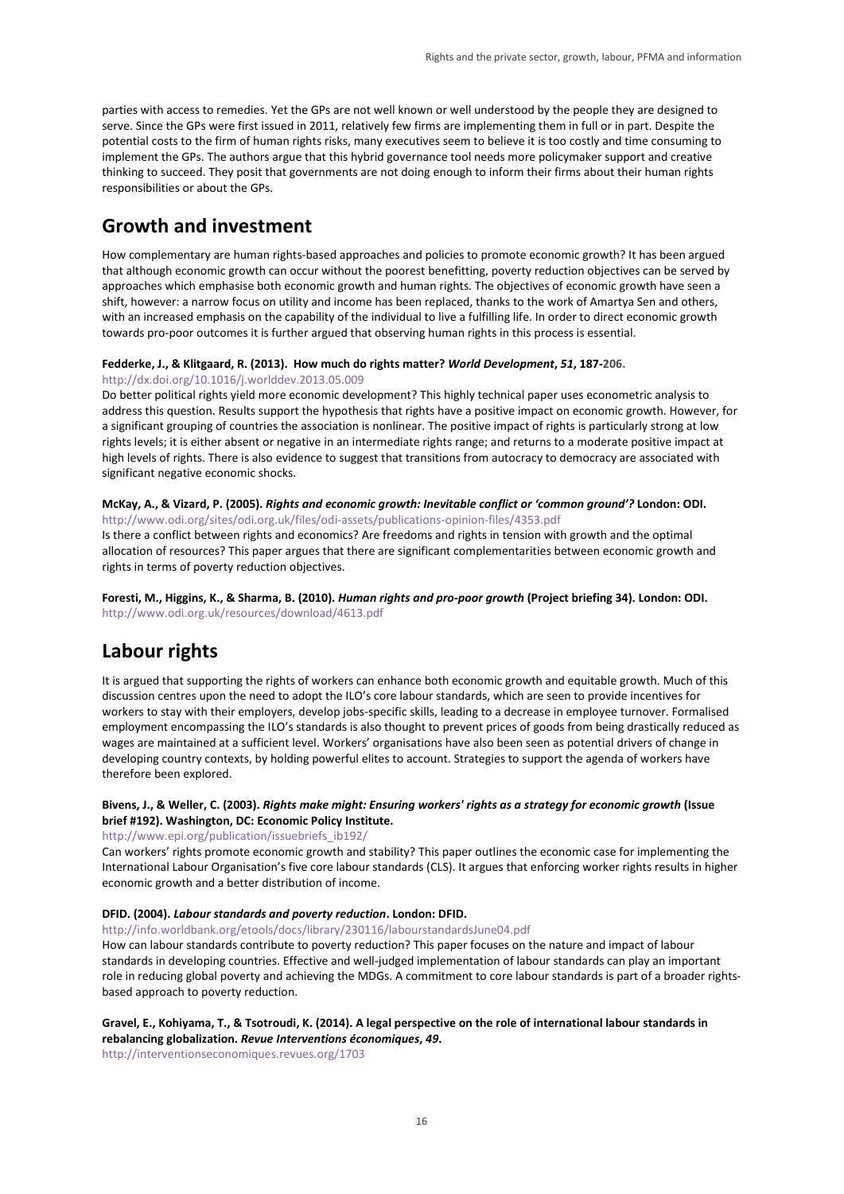parties with access to remedies. Yet the GPs are not well known or well understood by the people they are designed to serve. Since the GPs were first issued in 2011, relatively few firms are implementing them in full or in part. Despite the potential costs to the firm of human rights risks, many executives seem to believe it is too costly and time consuming to implement the GPs. The authors argue that this hybrid governance tool needs more policymaker support and creative thinking to succeed. They posit that governments are not doing enough to inform their firms about their human rights responsibilities or about the GPs.

## Growth and investment

How complementary are human rights-based approaches and policies to promote economic growth? It has been argued that although economic growth can occur without the poorest benefitting, poverty reduction objectives can be served by approaches which emphasise both economic growth and human rights. The objectives of economic growth have seen a shift, however: a narrow focus on utility and income has been replaced, thanks to the work of Amartya Sen and others, with an increased emphasis on the capability of the individual to live a fulfilling life. In order to direct economic growth towards pro-poor outcomes it is further argued that observing human rights in this process is essential.

**Fedderke, J., & Klitgaard, R. (2013). How much do rights matter? *World Development*, *51*, 187-206.**
http://dx.doi.org/10.1016/j.worlddev.2013.05.009

Do better political rights yield more economic development? This highly technical paper uses econometric analysis to address this question. Results support the hypothesis that rights have a positive impact on economic growth. However, for a significant grouping of countries the association is nonlinear. The positive impact of rights is particularly strong at low rights levels; it is either absent or negative in an intermediate rights range; and returns to a moderate positive impact at high levels of rights. There is also evidence to suggest that transitions from autocracy to democracy are associated with significant negative economic shocks.

**McKay, A., & Vizard, P. (2005). *Rights and economic growth: Inevitable conflict or 'common ground'?* London: ODI.**
http://www.odi.org/sites/odi.org.uk/files/odi-assets/publications-opinion-files/4353.pdf

Is there a conflict between rights and economics? Are freedoms and rights in tension with growth and the optimal allocation of resources? This paper argues that there are significant complementarities between economic growth and rights in terms of poverty reduction objectives.

**Foresti, M., Higgins, K., & Sharma, B. (2010). *Human rights and pro-poor growth* (Project briefing 34). London: ODI.**
http://www.odi.org.uk/resources/download/4613.pdf

## Labour rights

It is argued that supporting the rights of workers can enhance both economic growth and equitable growth. Much of this discussion centres upon the need to adopt the ILO's core labour standards, which are seen to provide incentives for workers to stay with their employers, develop jobs-specific skills, leading to a decrease in employee turnover. Formalised employment encompassing the ILO's standards is also thought to prevent prices of goods from being drastically reduced as wages are maintained at a sufficient level. Workers' organisations have also been seen as potential drivers of change in developing country contexts, by holding powerful elites to account. Strategies to support the agenda of workers have therefore been explored.

**Bivens, J., & Weller, C. (2003). *Rights make might: Ensuring workers' rights as a strategy for economic growth* (Issue brief #192). Washington, DC: Economic Policy Institute.**
http://www.epi.org/publication/issuebriefs_ib192/

Can workers' rights promote economic growth and stability? This paper outlines the economic case for implementing the International Labour Organisation's five core labour standards (CLS). It argues that enforcing worker rights results in higher economic growth and a better distribution of income.

**DFID. (2004). *Labour standards and poverty reduction*. London: DFID.**
http://info.worldbank.org/etools/docs/library/230116/labourstandardsJune04.pdf

How can labour standards contribute to poverty reduction? This paper focuses on the nature and impact of labour standards in developing countries. Effective and well-judged implementation of labour standards can play an important role in reducing global poverty and achieving the MDGs. A commitment to core labour standards is part of a broader rights-based approach to poverty reduction.

**Gravel, E., Kohiyama, T., & Tsotroudi, K. (2014). A legal perspective on the role of international labour standards in rebalancing globalization. *Revue Interventions économiques*, *49*.**
http://interventionseconomiques.revues.org/1703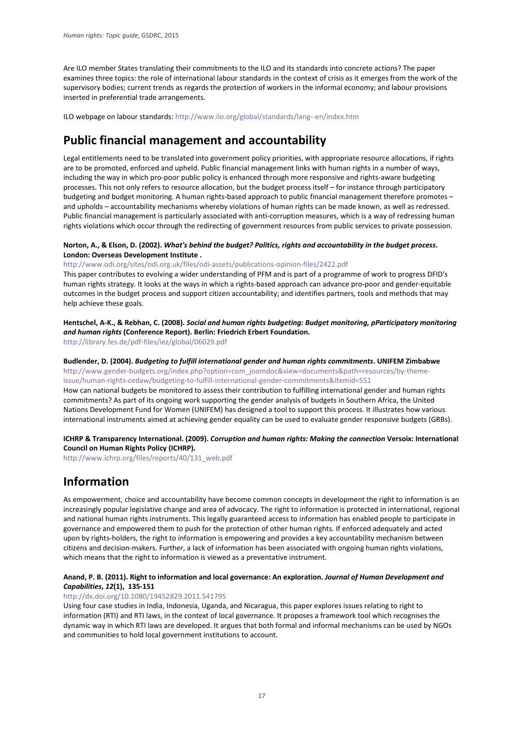Are ILO member States translating their commitments to the ILO and its standards into concrete actions? The paper examines three topics: the role of international labour standards in the context of crisis as it emerges from the work of the supervisory bodies; current trends as regards the protection of workers in the informal economy; and labour provisions inserted in preferential trade arrangements.

ILO webpage on labour standards: http://www.ilo.org/global/standards/lang--en/index.htm

## Public financial management and accountability

Legal entitlements need to be translated into government policy priorities, with appropriate resource allocations, if rights are to be promoted, enforced and upheld. Public financial management links with human rights in a number of ways, including the way in which pro-poor public policy is enhanced through more responsive and rights-aware budgeting processes. This not only refers to resource allocation, but the budget process itself – for instance through participatory budgeting and budget monitoring. A human rights-based approach to public financial management therefore promotes – and upholds – accountability mechanisms whereby violations of human rights can be made known, as well as redressed. Public financial management is particularly associated with anti-corruption measures, which is a way of redressing human rights violations which occur through the redirecting of government resources from public services to private possession.

**Norton, A., & Elson, D. (2002). *What's behind the budget? Politics, rights and accountability in the budget process*. London: Overseas Development Institute .**
http://www.odi.org/sites/odi.org.uk/files/odi-assets/publications-opinion-files/2422.pdf
This paper contributes to evolving a wider understanding of PFM and is part of a programme of work to progress DFID's human rights strategy. It looks at the ways in which a rights-based approach can advance pro-poor and gender-equitable outcomes in the budget process and support citizen accountability; and identifies partners, tools and methods that may help achieve these goals.

**Hentschel, A-K., & Rebhan, C. (2008). *Social and human rights budgeting: Budget monitoring, pParticipatory monitoring and human rights* (Conference Report). Berlin: Friedrich Erbert Foundation.**
http://library.fes.de/pdf-files/iez/global/06029.pdf

**Budlender, D. (2004). *Budgeting to fulfill international gender and human rights commitments*. UNIFEM Zimbabwe**
http://www.gender-budgets.org/index.php?option=com_joomdoc&view=documents&path=resources/by-theme-issue/human-rights-cedaw/budgeting-to-fulfill-international-gender-commitments&Itemid=551
How can national budgets be monitored to assess their contribution to fulfilling international gender and human rights commitments? As part of its ongoing work supporting the gender analysis of budgets in Southern Africa, the United Nations Development Fund for Women (UNIFEM) has designed a tool to support this process. It illustrates how various international instruments aimed at achieving gender equality can be used to evaluate gender responsive budgets (GRBs).

**ICHRP & Transparency International. (2009). *Corruption and human rights: Making the connection* Versoix: International Council on Human Rights Policy (ICHRP).**
http://www.ichrp.org/files/reports/40/131_web.pdf

## Information

As empowerment, choice and accountability have become common concepts in development the right to information is an increasingly popular legislative change and area of advocacy. The right to information is protected in international, regional and national human rights instruments. This legally guaranteed access to information has enabled people to participate in governance and empowered them to push for the protection of other human rights. If enforced adequately and acted upon by rights-holders, the right to information is empowering and provides a key accountability mechanism between citizens and decision-makers. Further, a lack of information has been associated with ongoing human rights violations, which means that the right to information is viewed as a preventative instrument.

**Anand, P. B. (2011). Right to information and local governance: An exploration. *Journal of Human Development and Capabilities*, *12*(1), 135-151**
http://dx.doi.org/10.1080/19452829.2011.541795
Using four case studies in India, Indonesia, Uganda, and Nicaragua, this paper explores issues relating to right to information (RTI) and RTI laws, in the context of local governance. It proposes a framework tool which recognises the dynamic way in which RTI laws are developed. It argues that both formal and informal mechanisms can be used by NGOs and communities to hold local government institutions to account.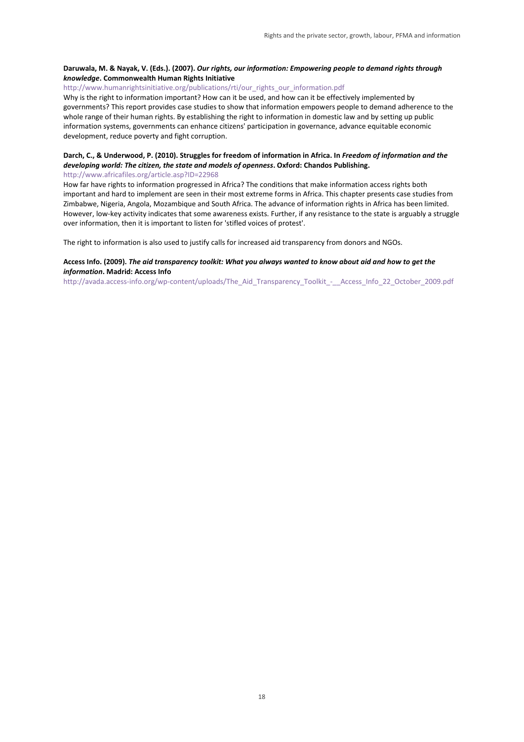**Daruwala, M. & Nayak, V. (Eds.). (2007).** ***Our rights, our information: Empowering people to demand rights through knowledge*****. Commonwealth Human Rights Initiative**

http://www.humanrightsinitiative.org/publications/rti/our_rights_our_information.pdf

Why is the right to information important? How can it be used, and how can it be effectively implemented by governments? This report provides case studies to show that information empowers people to demand adherence to the whole range of their human rights. By establishing the right to information in domestic law and by setting up public information systems, governments can enhance citizens' participation in governance, advance equitable economic development, reduce poverty and fight corruption.

**Darch, C., & Underwood, P. (2010). Struggles for freedom of information in Africa. In** ***Freedom of information and the developing world: The citizen, the state and models of openness*****. Oxford: Chandos Publishing.**

http://www.africafiles.org/article.asp?ID=22968

How far have rights to information progressed in Africa? The conditions that make information access rights both important and hard to implement are seen in their most extreme forms in Africa. This chapter presents case studies from Zimbabwe, Nigeria, Angola, Mozambique and South Africa. The advance of information rights in Africa has been limited. However, low-key activity indicates that some awareness exists. Further, if any resistance to the state is arguably a struggle over information, then it is important to listen for 'stifled voices of protest'.

The right to information is also used to justify calls for increased aid transparency from donors and NGOs.

**Access Info. (2009).** ***The aid transparency toolkit: What you always wanted to know about aid and how to get the information*****. Madrid: Access Info**

http://avada.access-info.org/wp-content/uploads/The_Aid_Transparency_Toolkit_-__Access_Info_22_October_2009.pdf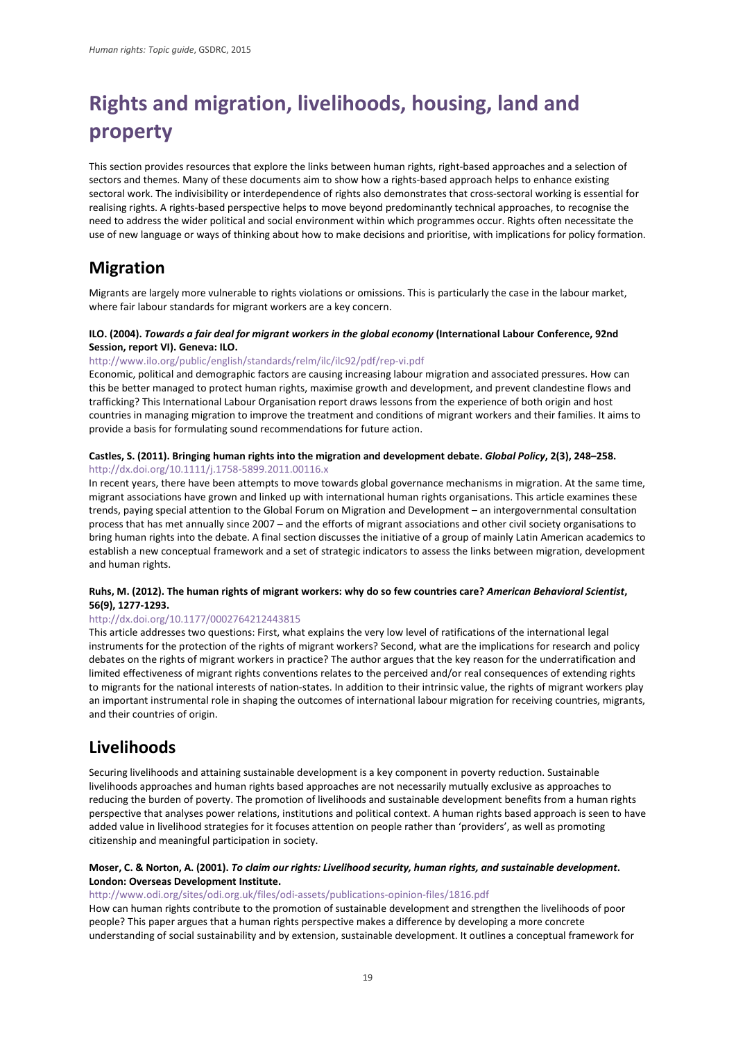# Rights and migration, livelihoods, housing, land and property

This section provides resources that explore the links between human rights, right-based approaches and a selection of sectors and themes. Many of these documents aim to show how a rights-based approach helps to enhance existing sectoral work. The indivisibility or interdependence of rights also demonstrates that cross-sectoral working is essential for realising rights. A rights-based perspective helps to move beyond predominantly technical approaches, to recognise the need to address the wider political and social environment within which programmes occur. Rights often necessitate the use of new language or ways of thinking about how to make decisions and prioritise, with implications for policy formation.

## Migration

Migrants are largely more vulnerable to rights violations or omissions. This is particularly the case in the labour market, where fair labour standards for migrant workers are a key concern.

**ILO. (2004).** ***Towards a fair deal for migrant workers in the global economy*** **(International Labour Conference, 92nd Session, report VI). Geneva: ILO.**

http://www.ilo.org/public/english/standards/relm/ilc/ilc92/pdf/rep-vi.pdf

Economic, political and demographic factors are causing increasing labour migration and associated pressures. How can this be better managed to protect human rights, maximise growth and development, and prevent clandestine flows and trafficking? This International Labour Organisation report draws lessons from the experience of both origin and host countries in managing migration to improve the treatment and conditions of migrant workers and their families. It aims to provide a basis for formulating sound recommendations for future action.

**Castles, S. (2011). Bringing human rights into the migration and development debate.** ***Global Policy*****, 2(3), 248–258.**

http://dx.doi.org/10.1111/j.1758-5899.2011.00116.x

In recent years, there have been attempts to move towards global governance mechanisms in migration. At the same time, migrant associations have grown and linked up with international human rights organisations. This article examines these trends, paying special attention to the Global Forum on Migration and Development – an intergovernmental consultation process that has met annually since 2007 – and the efforts of migrant associations and other civil society organisations to bring human rights into the debate. A final section discusses the initiative of a group of mainly Latin American academics to establish a new conceptual framework and a set of strategic indicators to assess the links between migration, development and human rights.

**Ruhs, M. (2012). The human rights of migrant workers: why do so few countries care?** ***American Behavioral Scientist*****, 56(9), 1277-1293.**

http://dx.doi.org/10.1177/0002764212443815

This article addresses two questions: First, what explains the very low level of ratifications of the international legal instruments for the protection of the rights of migrant workers? Second, what are the implications for research and policy debates on the rights of migrant workers in practice? The author argues that the key reason for the underratification and limited effectiveness of migrant rights conventions relates to the perceived and/or real consequences of extending rights to migrants for the national interests of nation-states. In addition to their intrinsic value, the rights of migrant workers play an important instrumental role in shaping the outcomes of international labour migration for receiving countries, migrants, and their countries of origin.

## Livelihoods

Securing livelihoods and attaining sustainable development is a key component in poverty reduction. Sustainable livelihoods approaches and human rights based approaches are not necessarily mutually exclusive as approaches to reducing the burden of poverty. The promotion of livelihoods and sustainable development benefits from a human rights perspective that analyses power relations, institutions and political context. A human rights based approach is seen to have added value in livelihood strategies for it focuses attention on people rather than 'providers', as well as promoting citizenship and meaningful participation in society.

**Moser, C. & Norton, A. (2001).** ***To claim our rights: Livelihood security, human rights, and sustainable development*****. London: Overseas Development Institute.**

http://www.odi.org/sites/odi.org.uk/files/odi-assets/publications-opinion-files/1816.pdf

How can human rights contribute to the promotion of sustainable development and strengthen the livelihoods of poor people? This paper argues that a human rights perspective makes a difference by developing a more concrete understanding of social sustainability and by extension, sustainable development. It outlines a conceptual framework for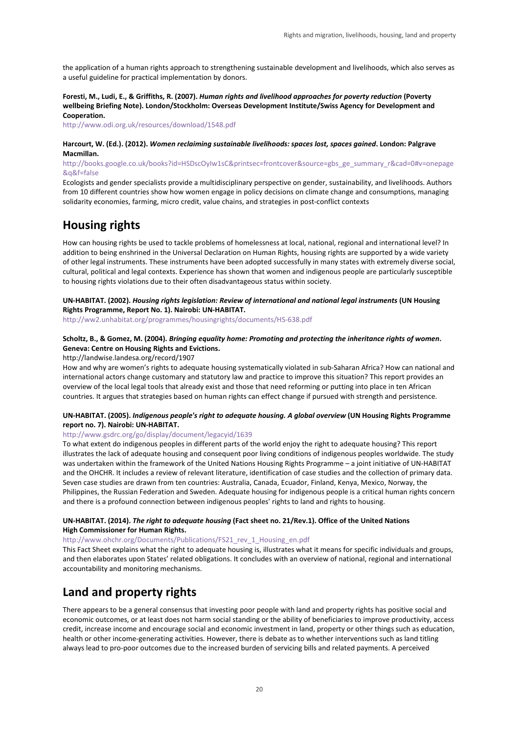the application of a human rights approach to strengthening sustainable development and livelihoods, which also serves as a useful guideline for practical implementation by donors.

**Foresti, M., Ludi, E., & Griffiths, R. (2007). *Human rights and livelihood approaches for poverty reduction* (Poverty wellbeing Briefing Note). London/Stockholm: Overseas Development Institute/Swiss Agency for Development and Cooperation.**

http://www.odi.org.uk/resources/download/1548.pdf

**Harcourt, W. (Ed.). (2012). *Women reclaiming sustainable livelihoods: spaces lost, spaces gained*. London: Palgrave Macmillan.**

http://books.google.co.uk/books?id=HSDscOyIw1sC&printsec=frontcover&source=gbs_ge_summary_r&cad=0#v=onepage&q&f=false

Ecologists and gender specialists provide a multidisciplinary perspective on gender, sustainability, and livelihoods. Authors from 10 different countries show how women engage in policy decisions on climate change and consumptions, managing solidarity economies, farming, micro credit, value chains, and strategies in post-conflict contexts

## Housing rights

How can housing rights be used to tackle problems of homelessness at local, national, regional and international level? In addition to being enshrined in the Universal Declaration on Human Rights, housing rights are supported by a wide variety of other legal instruments. These instruments have been adopted successfully in many states with extremely diverse social, cultural, political and legal contexts. Experience has shown that women and indigenous people are particularly susceptible to housing rights violations due to their often disadvantageous status within society.

**UN-HABITAT. (2002). *Housing rights legislation: Review of international and national legal instruments* (UN Housing Rights Programme, Report No. 1). Nairobi: UN-HABITAT.**

http://ww2.unhabitat.org/programmes/housingrights/documents/HS-638.pdf

**Scholtz, B., & Gomez, M. (2004). *Bringing equality home: Promoting and protecting the inheritance rights of women*. Geneva: Centre on Housing Rights and Evictions.**

http://landwise.landesa.org/record/1907

How and why are women's rights to adequate housing systematically violated in sub-Saharan Africa? How can national and international actors change customary and statutory law and practice to improve this situation? This report provides an overview of the local legal tools that already exist and those that need reforming or putting into place in ten African countries. It argues that strategies based on human rights can effect change if pursued with strength and persistence.

**UN-HABITAT. (2005). *Indigenous people's right to adequate housing. A global overview* (UN Housing Rights Programme report no. 7). Nairobi: UN-HABITAT.**

http://www.gsdrc.org/go/display/document/legacyid/1639

To what extent do indigenous peoples in different parts of the world enjoy the right to adequate housing? This report illustrates the lack of adequate housing and consequent poor living conditions of indigenous peoples worldwide. The study was undertaken within the framework of the United Nations Housing Rights Programme – a joint initiative of UN-HABITAT and the OHCHR. It includes a review of relevant literature, identification of case studies and the collection of primary data. Seven case studies are drawn from ten countries: Australia, Canada, Ecuador, Finland, Kenya, Mexico, Norway, the Philippines, the Russian Federation and Sweden. Adequate housing for indigenous people is a critical human rights concern and there is a profound connection between indigenous peoples' rights to land and rights to housing.

**UN-HABITAT. (2014). *The right to adequate housing* (Fact sheet no. 21/Rev.1). Office of the United Nations High Commissioner for Human Rights.**

http://www.ohchr.org/Documents/Publications/FS21_rev_1_Housing_en.pdf

This Fact Sheet explains what the right to adequate housing is, illustrates what it means for specific individuals and groups, and then elaborates upon States' related obligations. It concludes with an overview of national, regional and international accountability and monitoring mechanisms.

## Land and property rights

There appears to be a general consensus that investing poor people with land and property rights has positive social and economic outcomes, or at least does not harm social standing or the ability of beneficiaries to improve productivity, access credit, increase income and encourage social and economic investment in land, property or other things such as education, health or other income-generating activities. However, there is debate as to whether interventions such as land titling always lead to pro-poor outcomes due to the increased burden of servicing bills and related payments. A perceived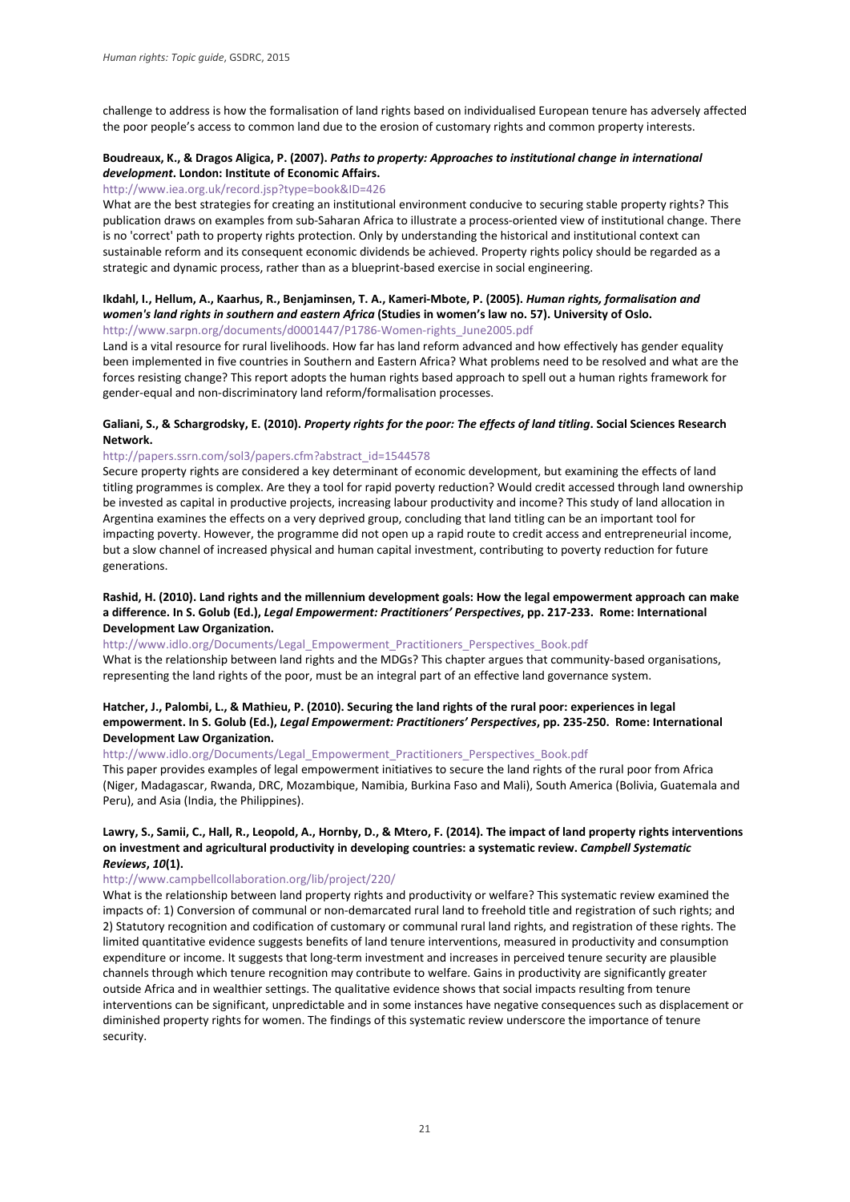challenge to address is how the formalisation of land rights based on individualised European tenure has adversely affected the poor people's access to common land due to the erosion of customary rights and common property interests.

**Boudreaux, K., & Dragos Aligica, P. (2007). *Paths to property: Approaches to institutional change in international development*. London: Institute of Economic Affairs.**
http://www.iea.org.uk/record.jsp?type=book&ID=426

What are the best strategies for creating an institutional environment conducive to securing stable property rights? This publication draws on examples from sub-Saharan Africa to illustrate a process-oriented view of institutional change. There is no 'correct' path to property rights protection. Only by understanding the historical and institutional context can sustainable reform and its consequent economic dividends be achieved. Property rights policy should be regarded as a strategic and dynamic process, rather than as a blueprint-based exercise in social engineering.

**Ikdahl, I., Hellum, A., Kaarhus, R., Benjaminsen, T. A., Kameri-Mbote, P. (2005). *Human rights, formalisation and women's land rights in southern and eastern Africa* (Studies in women's law no. 57). University of Oslo.**
http://www.sarpn.org/documents/d0001447/P1786-Women-rights_June2005.pdf

Land is a vital resource for rural livelihoods. How far has land reform advanced and how effectively has gender equality been implemented in five countries in Southern and Eastern Africa? What problems need to be resolved and what are the forces resisting change? This report adopts the human rights based approach to spell out a human rights framework for gender-equal and non-discriminatory land reform/formalisation processes.

**Galiani, S., & Schargrodsky, E. (2010). *Property rights for the poor: The effects of land titling*. Social Sciences Research Network.**
http://papers.ssrn.com/sol3/papers.cfm?abstract_id=1544578

Secure property rights are considered a key determinant of economic development, but examining the effects of land titling programmes is complex. Are they a tool for rapid poverty reduction? Would credit accessed through land ownership be invested as capital in productive projects, increasing labour productivity and income? This study of land allocation in Argentina examines the effects on a very deprived group, concluding that land titling can be an important tool for impacting poverty. However, the programme did not open up a rapid route to credit access and entrepreneurial income, but a slow channel of increased physical and human capital investment, contributing to poverty reduction for future generations.

**Rashid, H. (2010). Land rights and the millennium development goals: How the legal empowerment approach can make a difference. In S. Golub (Ed.), *Legal Empowerment: Practitioners' Perspectives*, pp. 217-233. Rome: International Development Law Organization.**
http://www.idlo.org/Documents/Legal_Empowerment_Practitioners_Perspectives_Book.pdf

What is the relationship between land rights and the MDGs? This chapter argues that community-based organisations, representing the land rights of the poor, must be an integral part of an effective land governance system.

**Hatcher, J., Palombi, L., & Mathieu, P. (2010). Securing the land rights of the rural poor: experiences in legal empowerment. In S. Golub (Ed.), *Legal Empowerment: Practitioners' Perspectives*, pp. 235-250. Rome: International Development Law Organization.**
http://www.idlo.org/Documents/Legal_Empowerment_Practitioners_Perspectives_Book.pdf

This paper provides examples of legal empowerment initiatives to secure the land rights of the rural poor from Africa (Niger, Madagascar, Rwanda, DRC, Mozambique, Namibia, Burkina Faso and Mali), South America (Bolivia, Guatemala and Peru), and Asia (India, the Philippines).

**Lawry, S., Samii, C., Hall, R., Leopold, A., Hornby, D., & Mtero, F. (2014). The impact of land property rights interventions on investment and agricultural productivity in developing countries: a systematic review. *Campbell Systematic Reviews*, *10*(1).**
http://www.campbellcollaboration.org/lib/project/220/

What is the relationship between land property rights and productivity or welfare? This systematic review examined the impacts of: 1) Conversion of communal or non-demarcated rural land to freehold title and registration of such rights; and 2) Statutory recognition and codification of customary or communal rural land rights, and registration of these rights. The limited quantitative evidence suggests benefits of land tenure interventions, measured in productivity and consumption expenditure or income. It suggests that long-term investment and increases in perceived tenure security are plausible channels through which tenure recognition may contribute to welfare. Gains in productivity are significantly greater outside Africa and in wealthier settings. The qualitative evidence shows that social impacts resulting from tenure interventions can be significant, unpredictable and in some instances have negative consequences such as displacement or diminished property rights for women. The findings of this systematic review underscore the importance of tenure security.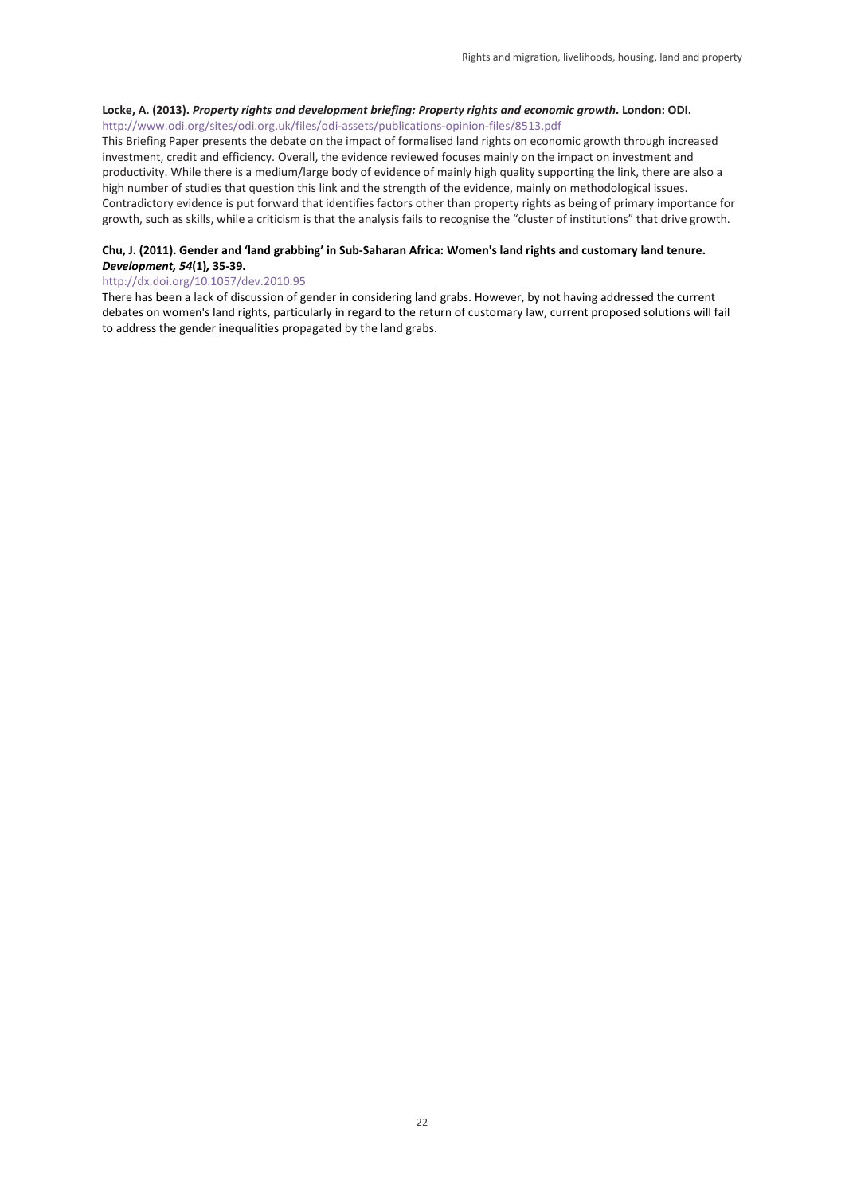**Locke, A. (2013).** ***Property rights and development briefing: Property rights and economic growth*****. London: ODI.**
http://www.odi.org/sites/odi.org.uk/files/odi-assets/publications-opinion-files/8513.pdf

This Briefing Paper presents the debate on the impact of formalised land rights on economic growth through increased investment, credit and efficiency. Overall, the evidence reviewed focuses mainly on the impact on investment and productivity. While there is a medium/large body of evidence of mainly high quality supporting the link, there are also a high number of studies that question this link and the strength of the evidence, mainly on methodological issues. Contradictory evidence is put forward that identifies factors other than property rights as being of primary importance for growth, such as skills, while a criticism is that the analysis fails to recognise the "cluster of institutions" that drive growth.

**Chu, J. (2011). Gender and 'land grabbing' in Sub-Saharan Africa: Women's land rights and customary land tenure.** ***Development, 54*****(1), 35-39.**
http://dx.doi.org/10.1057/dev.2010.95

There has been a lack of discussion of gender in considering land grabs. However, by not having addressed the current debates on women's land rights, particularly in regard to the return of customary law, current proposed solutions will fail to address the gender inequalities propagated by the land grabs.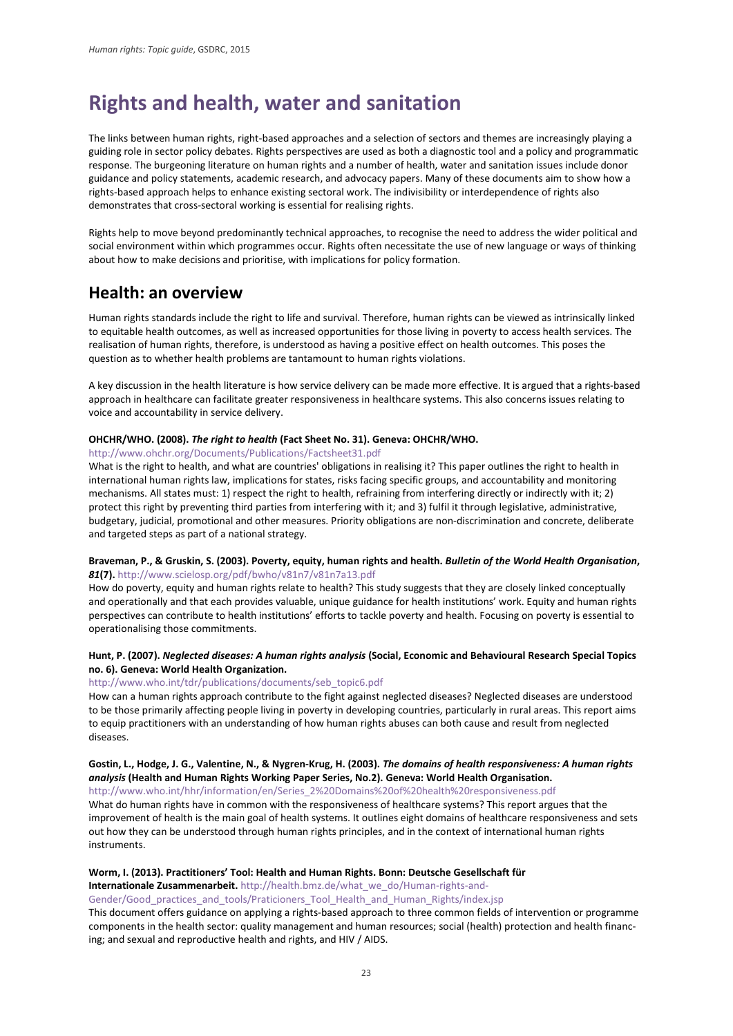# Rights and health, water and sanitation

The links between human rights, right-based approaches and a selection of sectors and themes are increasingly playing a guiding role in sector policy debates. Rights perspectives are used as both a diagnostic tool and a policy and programmatic response. The burgeoning literature on human rights and a number of health, water and sanitation issues include donor guidance and policy statements, academic research, and advocacy papers. Many of these documents aim to show how a rights-based approach helps to enhance existing sectoral work. The indivisibility or interdependence of rights also demonstrates that cross-sectoral working is essential for realising rights.

Rights help to move beyond predominantly technical approaches, to recognise the need to address the wider political and social environment within which programmes occur. Rights often necessitate the use of new language or ways of thinking about how to make decisions and prioritise, with implications for policy formation.

## Health: an overview

Human rights standards include the right to life and survival. Therefore, human rights can be viewed as intrinsically linked to equitable health outcomes, as well as increased opportunities for those living in poverty to access health services. The realisation of human rights, therefore, is understood as having a positive effect on health outcomes. This poses the question as to whether health problems are tantamount to human rights violations.

A key discussion in the health literature is how service delivery can be made more effective. It is argued that a rights-based approach in healthcare can facilitate greater responsiveness in healthcare systems. This also concerns issues relating to voice and accountability in service delivery.

**OHCHR/WHO. (2008). *The right to health* (Fact Sheet No. 31). Geneva: OHCHR/WHO.**
http://www.ohchr.org/Documents/Publications/Factsheet31.pdf
What is the right to health, and what are countries' obligations in realising it? This paper outlines the right to health in international human rights law, implications for states, risks facing specific groups, and accountability and monitoring mechanisms. All states must: 1) respect the right to health, refraining from interfering directly or indirectly with it; 2) protect this right by preventing third parties from interfering with it; and 3) fulfil it through legislative, administrative, budgetary, judicial, promotional and other measures. Priority obligations are non-discrimination and concrete, deliberate and targeted steps as part of a national strategy.

**Braveman, P., & Gruskin, S. (2003). Poverty, equity, human rights and health. *Bulletin of the World Health Organisation*, *81*(7).** http://www.scielosp.org/pdf/bwho/v81n7/v81n7a13.pdf
How do poverty, equity and human rights relate to health? This study suggests that they are closely linked conceptually and operationally and that each provides valuable, unique guidance for health institutions' work. Equity and human rights perspectives can contribute to health institutions' efforts to tackle poverty and health. Focusing on poverty is essential to operationalising those commitments.

**Hunt, P. (2007). *Neglected diseases: A human rights analysis* (Social, Economic and Behavioural Research Special Topics no. 6). Geneva: World Health Organization.**
http://www.who.int/tdr/publications/documents/seb_topic6.pdf
How can a human rights approach contribute to the fight against neglected diseases? Neglected diseases are understood to be those primarily affecting people living in poverty in developing countries, particularly in rural areas. This report aims to equip practitioners with an understanding of how human rights abuses can both cause and result from neglected diseases.

**Gostin, L., Hodge, J. G., Valentine, N., & Nygren-Krug, H. (2003). *The domains of health responsiveness: A human rights analysis* (Health and Human Rights Working Paper Series, No.2). Geneva: World Health Organisation.**
http://www.who.int/hhr/information/en/Series_2%20Domains%20of%20health%20responsiveness.pdf
What do human rights have in common with the responsiveness of healthcare systems? This report argues that the improvement of health is the main goal of health systems. It outlines eight domains of healthcare responsiveness and sets out how they can be understood through human rights principles, and in the context of international human rights instruments.

**Worm, I. (2013). Practitioners' Tool: Health and Human Rights. Bonn: Deutsche Gesellschaft für Internationale Zusammenarbeit.** http://health.bmz.de/what_we_do/Human-rights-and-Gender/Good_practices_and_tools/Praticioners_Tool_Health_and_Human_Rights/index.jsp
This document offers guidance on applying a rights-based approach to three common fields of intervention or programme components in the health sector: quality management and human resources; social (health) protection and health financing; and sexual and reproductive health and rights, and HIV / AIDS.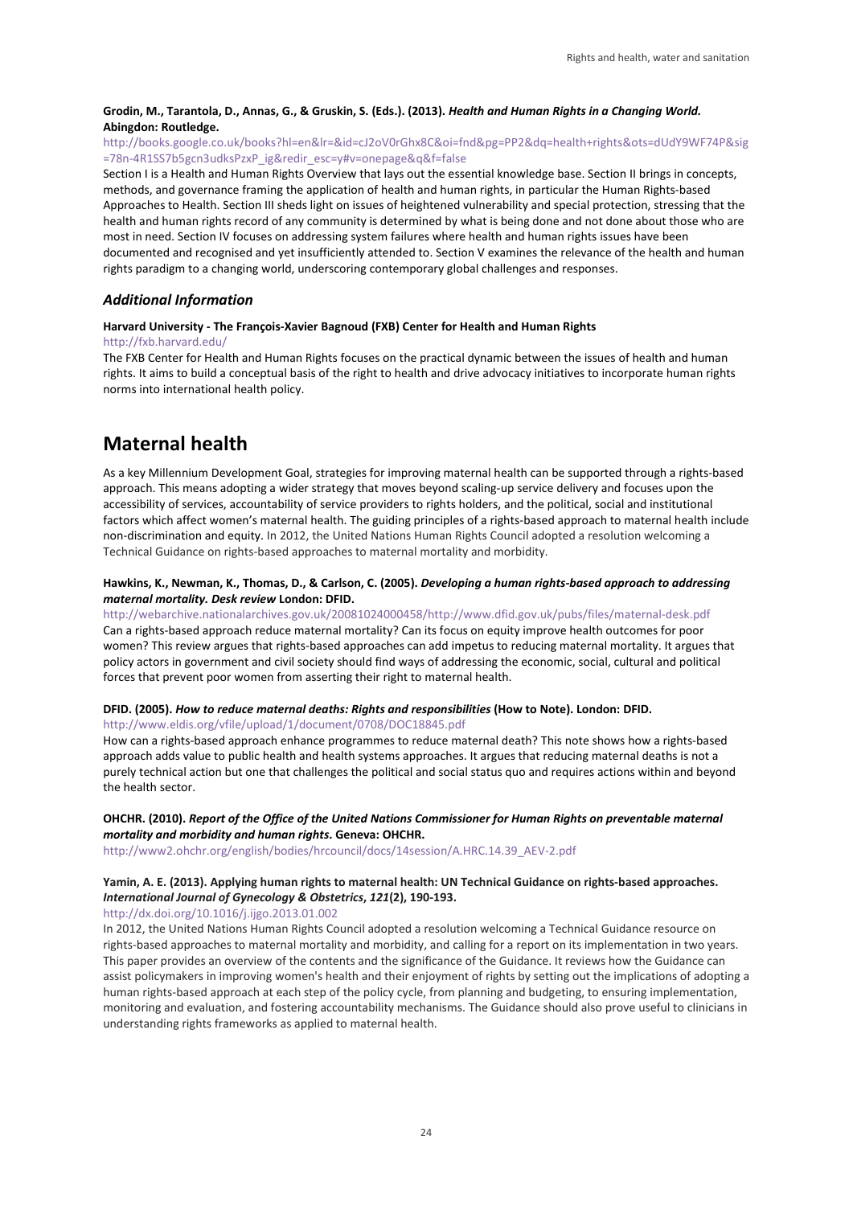**Grodin, M., Tarantola, D., Annas, G., & Gruskin, S. (Eds.). (2013). *Health and Human Rights in a Changing World.* Abingdon: Routledge.**

http://books.google.co.uk/books?hl=en&lr=&id=cJ2oV0rGhx8C&oi=fnd&pg=PP2&dq=health+rights&ots=dUdY9WF74P&sig=78n-4R1SS7b5gcn3udksPzxP_ig&redir_esc=y#v=onepage&q&f=false

Section I is a Health and Human Rights Overview that lays out the essential knowledge base. Section II brings in concepts, methods, and governance framing the application of health and human rights, in particular the Human Rights-based Approaches to Health. Section III sheds light on issues of heightened vulnerability and special protection, stressing that the health and human rights record of any community is determined by what is being done and not done about those who are most in need. Section IV focuses on addressing system failures where health and human rights issues have been documented and recognised and yet insufficiently attended to. Section V examines the relevance of the health and human rights paradigm to a changing world, underscoring contemporary global challenges and responses.

### *Additional Information*

**Harvard University - The François-Xavier Bagnoud (FXB) Center for Health and Human Rights**

http://fxb.harvard.edu/

The FXB Center for Health and Human Rights focuses on the practical dynamic between the issues of health and human rights. It aims to build a conceptual basis of the right to health and drive advocacy initiatives to incorporate human rights norms into international health policy.

## Maternal health

As a key Millennium Development Goal, strategies for improving maternal health can be supported through a rights-based approach. This means adopting a wider strategy that moves beyond scaling-up service delivery and focuses upon the accessibility of services, accountability of service providers to rights holders, and the political, social and institutional factors which affect women's maternal health. The guiding principles of a rights-based approach to maternal health include non-discrimination and equity. In 2012, the United Nations Human Rights Council adopted a resolution welcoming a Technical Guidance on rights-based approaches to maternal mortality and morbidity.

**Hawkins, K., Newman, K., Thomas, D., & Carlson, C. (2005). *Developing a human rights-based approach to addressing maternal mortality. Desk review* London: DFID.**

http://webarchive.nationalarchives.gov.uk/20081024000458/http://www.dfid.gov.uk/pubs/files/maternal-desk.pdf

Can a rights-based approach reduce maternal mortality? Can its focus on equity improve health outcomes for poor women? This review argues that rights-based approaches can add impetus to reducing maternal mortality. It argues that policy actors in government and civil society should find ways of addressing the economic, social, cultural and political forces that prevent poor women from asserting their right to maternal health.

**DFID. (2005). *How to reduce maternal deaths: Rights and responsibilities* (How to Note). London: DFID.**

http://www.eldis.org/vfile/upload/1/document/0708/DOC18845.pdf

How can a rights-based approach enhance programmes to reduce maternal death? This note shows how a rights-based approach adds value to public health and health systems approaches. It argues that reducing maternal deaths is not a purely technical action but one that challenges the political and social status quo and requires actions within and beyond the health sector.

**OHCHR. (2010). *Report of the Office of the United Nations Commissioner for Human Rights on preventable maternal mortality and morbidity and human rights*. Geneva: OHCHR.**

http://www2.ohchr.org/english/bodies/hrcouncil/docs/14session/A.HRC.14.39_AEV-2.pdf

**Yamin, A. E. (2013). Applying human rights to maternal health: UN Technical Guidance on rights-based approaches. *International Journal of Gynecology & Obstetrics*, *121*(2), 190-193.**

http://dx.doi.org/10.1016/j.ijgo.2013.01.002

In 2012, the United Nations Human Rights Council adopted a resolution welcoming a Technical Guidance resource on rights-based approaches to maternal mortality and morbidity, and calling for a report on its implementation in two years. This paper provides an overview of the contents and the significance of the Guidance. It reviews how the Guidance can assist policymakers in improving women's health and their enjoyment of rights by setting out the implications of adopting a human rights-based approach at each step of the policy cycle, from planning and budgeting, to ensuring implementation, monitoring and evaluation, and fostering accountability mechanisms. The Guidance should also prove useful to clinicians in understanding rights frameworks as applied to maternal health.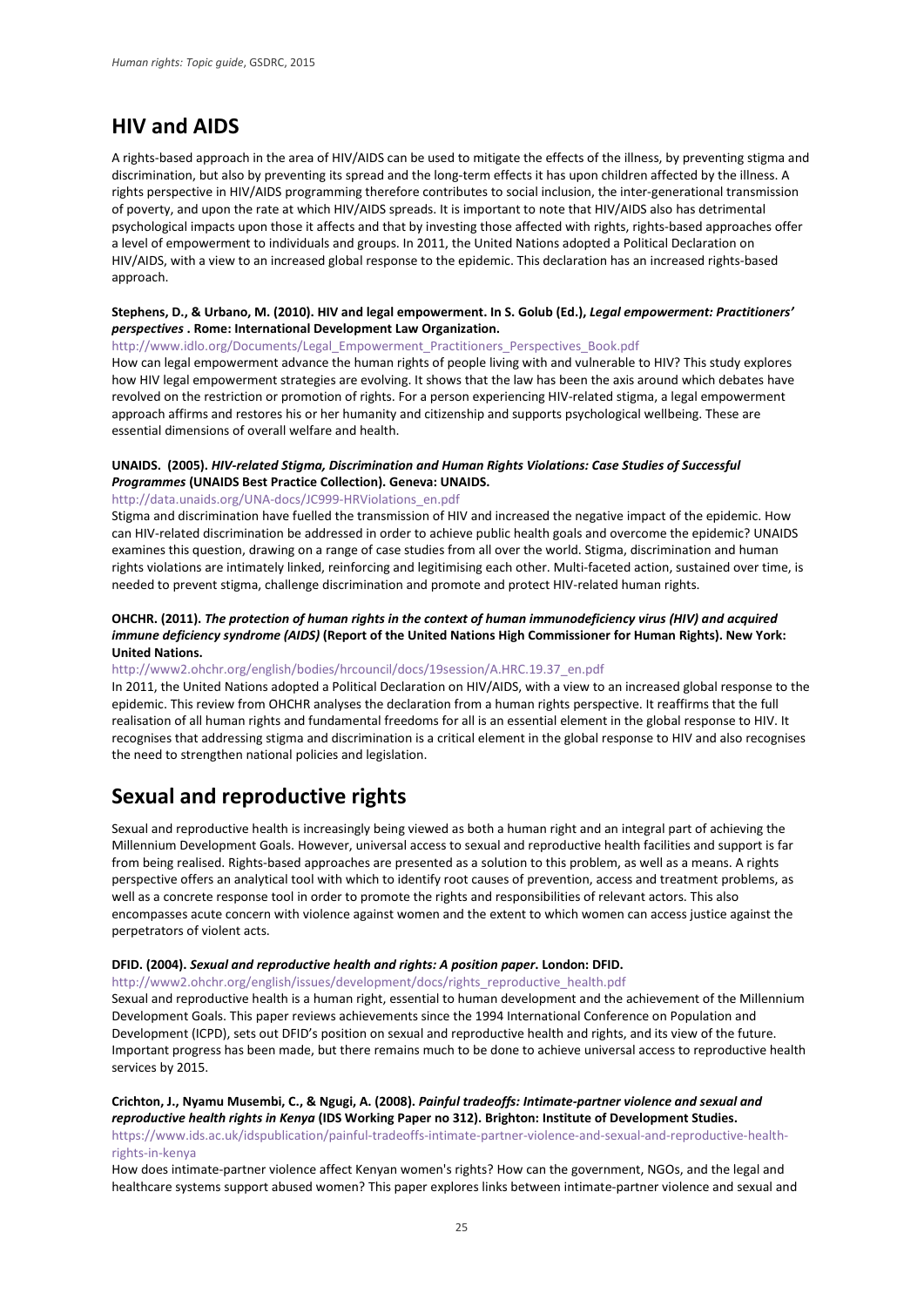## HIV and AIDS

A rights-based approach in the area of HIV/AIDS can be used to mitigate the effects of the illness, by preventing stigma and discrimination, but also by preventing its spread and the long-term effects it has upon children affected by the illness. A rights perspective in HIV/AIDS programming therefore contributes to social inclusion, the inter-generational transmission of poverty, and upon the rate at which HIV/AIDS spreads. It is important to note that HIV/AIDS also has detrimental psychological impacts upon those it affects and that by investing those affected with rights, rights-based approaches offer a level of empowerment to individuals and groups. In 2011, the United Nations adopted a Political Declaration on HIV/AIDS, with a view to an increased global response to the epidemic. This declaration has an increased rights-based approach.

**Stephens, D., & Urbano, M. (2010). HIV and legal empowerment. In S. Golub (Ed.),** ***Legal empowerment: Practitioners' perspectives*** **. Rome: International Development Law Organization.**
http://www.idlo.org/Documents/Legal_Empowerment_Practitioners_Perspectives_Book.pdf
How can legal empowerment advance the human rights of people living with and vulnerable to HIV? This study explores how HIV legal empowerment strategies are evolving. It shows that the law has been the axis around which debates have revolved on the restriction or promotion of rights. For a person experiencing HIV-related stigma, a legal empowerment approach affirms and restores his or her humanity and citizenship and supports psychological wellbeing. These are essential dimensions of overall welfare and health.

**UNAIDS. (2005).** ***HIV-related Stigma, Discrimination and Human Rights Violations: Case Studies of Successful Programmes*** **(UNAIDS Best Practice Collection). Geneva: UNAIDS.**
http://data.unaids.org/UNA-docs/JC999-HRViolations_en.pdf
Stigma and discrimination have fuelled the transmission of HIV and increased the negative impact of the epidemic. How can HIV-related discrimination be addressed in order to achieve public health goals and overcome the epidemic? UNAIDS examines this question, drawing on a range of case studies from all over the world. Stigma, discrimination and human rights violations are intimately linked, reinforcing and legitimising each other. Multi-faceted action, sustained over time, is needed to prevent stigma, challenge discrimination and promote and protect HIV-related human rights.

**OHCHR. (2011).** ***The protection of human rights in the context of human immunodeficiency virus (HIV) and acquired immune deficiency syndrome (AIDS)*** **(Report of the United Nations High Commissioner for Human Rights). New York: United Nations.**
http://www2.ohchr.org/english/bodies/hrcouncil/docs/19session/A.HRC.19.37_en.pdf
In 2011, the United Nations adopted a Political Declaration on HIV/AIDS, with a view to an increased global response to the epidemic. This review from OHCHR analyses the declaration from a human rights perspective. It reaffirms that the full realisation of all human rights and fundamental freedoms for all is an essential element in the global response to HIV. It recognises that addressing stigma and discrimination is a critical element in the global response to HIV and also recognises the need to strengthen national policies and legislation.

## Sexual and reproductive rights

Sexual and reproductive health is increasingly being viewed as both a human right and an integral part of achieving the Millennium Development Goals. However, universal access to sexual and reproductive health facilities and support is far from being realised. Rights-based approaches are presented as a solution to this problem, as well as a means. A rights perspective offers an analytical tool with which to identify root causes of prevention, access and treatment problems, as well as a concrete response tool in order to promote the rights and responsibilities of relevant actors. This also encompasses acute concern with violence against women and the extent to which women can access justice against the perpetrators of violent acts.

**DFID. (2004).** ***Sexual and reproductive health and rights: A position paper*****. London: DFID.**
http://www2.ohchr.org/english/issues/development/docs/rights_reproductive_health.pdf
Sexual and reproductive health is a human right, essential to human development and the achievement of the Millennium Development Goals. This paper reviews achievements since the 1994 International Conference on Population and Development (ICPD), sets out DFID's position on sexual and reproductive health and rights, and its view of the future. Important progress has been made, but there remains much to be done to achieve universal access to reproductive health services by 2015.

**Crichton, J., Nyamu Musembi, C., & Ngugi, A. (2008).** ***Painful tradeoffs: Intimate-partner violence and sexual and reproductive health rights in Kenya*** **(IDS Working Paper no 312). Brighton: Institute of Development Studies.**
https://www.ids.ac.uk/idspublication/painful-tradeoffs-intimate-partner-violence-and-sexual-and-reproductive-health-rights-in-kenya
How does intimate-partner violence affect Kenyan women's rights? How can the government, NGOs, and the legal and healthcare systems support abused women? This paper explores links between intimate-partner violence and sexual and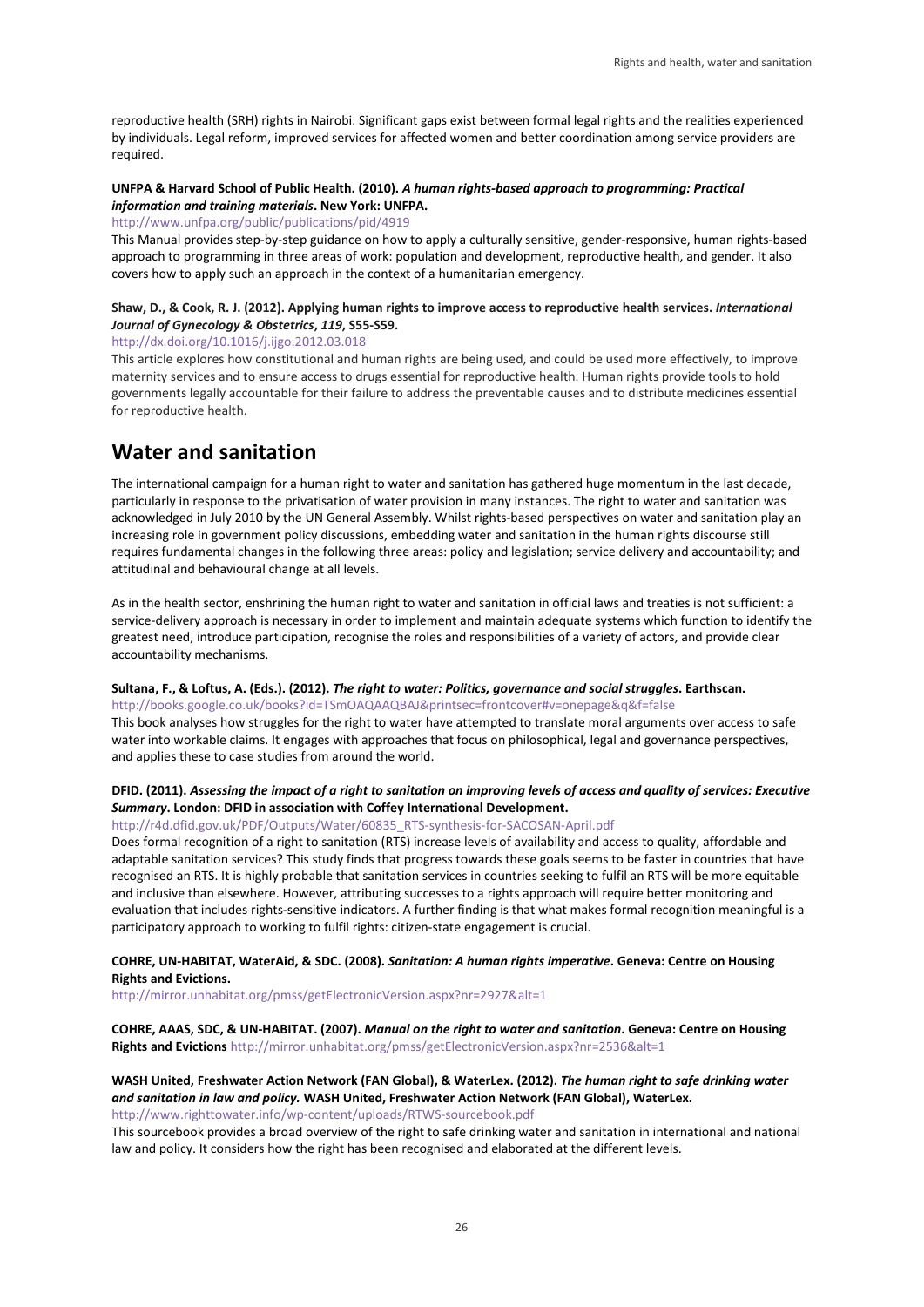reproductive health (SRH) rights in Nairobi. Significant gaps exist between formal legal rights and the realities experienced by individuals. Legal reform, improved services for affected women and better coordination among service providers are required.

**UNFPA & Harvard School of Public Health. (2010).** ***A human rights-based approach to programming: Practical information and training materials*****. New York: UNFPA.**
http://www.unfpa.org/public/publications/pid/4919
This Manual provides step-by-step guidance on how to apply a culturally sensitive, gender-responsive, human rights-based approach to programming in three areas of work: population and development, reproductive health, and gender. It also covers how to apply such an approach in the context of a humanitarian emergency.

**Shaw, D., & Cook, R. J. (2012). Applying human rights to improve access to reproductive health services.** ***International Journal of Gynecology & Obstetrics*****,** ***119*****, S55-S59.**
http://dx.doi.org/10.1016/j.ijgo.2012.03.018
This article explores how constitutional and human rights are being used, and could be used more effectively, to improve maternity services and to ensure access to drugs essential for reproductive health. Human rights provide tools to hold governments legally accountable for their failure to address the preventable causes and to distribute medicines essential for reproductive health.

# Water and sanitation

The international campaign for a human right to water and sanitation has gathered huge momentum in the last decade, particularly in response to the privatisation of water provision in many instances. The right to water and sanitation was acknowledged in July 2010 by the UN General Assembly. Whilst rights-based perspectives on water and sanitation play an increasing role in government policy discussions, embedding water and sanitation in the human rights discourse still requires fundamental changes in the following three areas: policy and legislation; service delivery and accountability; and attitudinal and behavioural change at all levels.

As in the health sector, enshrining the human right to water and sanitation in official laws and treaties is not sufficient: a service-delivery approach is necessary in order to implement and maintain adequate systems which function to identify the greatest need, introduce participation, recognise the roles and responsibilities of a variety of actors, and provide clear accountability mechanisms.

**Sultana, F., & Loftus, A. (Eds.). (2012).** ***The right to water: Politics, governance and social struggles*****. Earthscan.**
http://books.google.co.uk/books?id=TSmOAQAAQBAJ&printsec=frontcover#v=onepage&q&f=false
This book analyses how struggles for the right to water have attempted to translate moral arguments over access to safe water into workable claims. It engages with approaches that focus on philosophical, legal and governance perspectives, and applies these to case studies from around the world.

**DFID. (2011).** ***Assessing the impact of a right to sanitation on improving levels of access and quality of services: Executive Summary*****. London: DFID in association with Coffey International Development.**
http://r4d.dfid.gov.uk/PDF/Outputs/Water/60835_RTS-synthesis-for-SACOSAN-April.pdf
Does formal recognition of a right to sanitation (RTS) increase levels of availability and access to quality, affordable and adaptable sanitation services? This study finds that progress towards these goals seems to be faster in countries that have recognised an RTS. It is highly probable that sanitation services in countries seeking to fulfil an RTS will be more equitable and inclusive than elsewhere. However, attributing successes to a rights approach will require better monitoring and evaluation that includes rights-sensitive indicators. A further finding is that what makes formal recognition meaningful is a participatory approach to working to fulfil rights: citizen-state engagement is crucial.

**COHRE, UN-HABITAT, WaterAid, & SDC. (2008).** ***Sanitation: A human rights imperative*****. Geneva: Centre on Housing Rights and Evictions.**
http://mirror.unhabitat.org/pmss/getElectronicVersion.aspx?nr=2927&alt=1

**COHRE, AAAS, SDC, & UN-HABITAT. (2007).** ***Manual on the right to water and sanitation*****. Geneva: Centre on Housing Rights and Evictions** http://mirror.unhabitat.org/pmss/getElectronicVersion.aspx?nr=2536&alt=1

**WASH United, Freshwater Action Network (FAN Global), & WaterLex. (2012).** ***The human right to safe drinking water and sanitation in law and policy.*** **WASH United, Freshwater Action Network (FAN Global), WaterLex.**
http://www.righttowater.info/wp-content/uploads/RTWS-sourcebook.pdf
This sourcebook provides a broad overview of the right to safe drinking water and sanitation in international and national law and policy. It considers how the right has been recognised and elaborated at the different levels.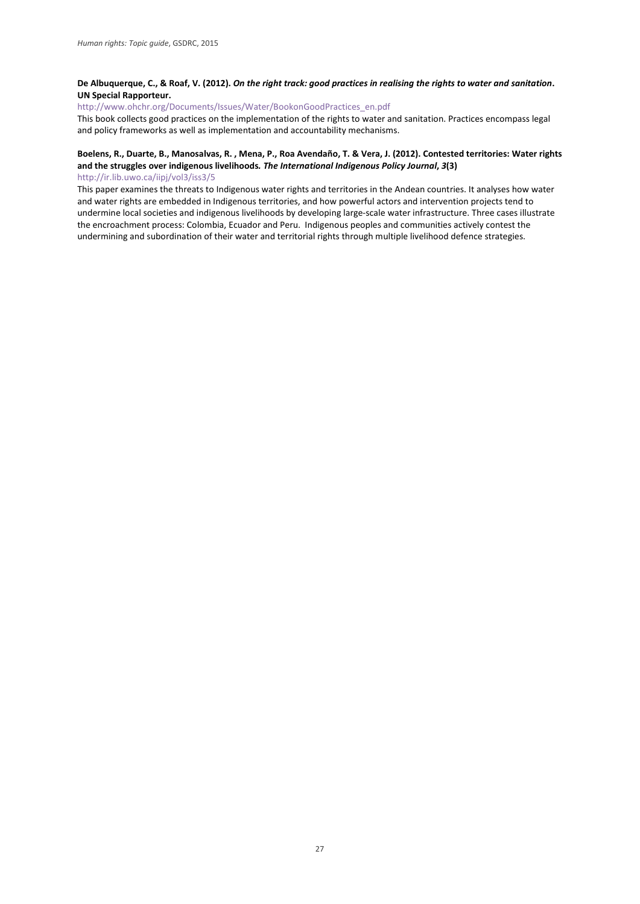**De Albuquerque, C., & Roaf, V. (2012). *On the right track: good practices in realising the rights to water and sanitation*. UN Special Rapporteur.**

http://www.ohchr.org/Documents/Issues/Water/BookonGoodPractices_en.pdf

This book collects good practices on the implementation of the rights to water and sanitation. Practices encompass legal and policy frameworks as well as implementation and accountability mechanisms.

**Boelens, R., Duarte, B., Manosalvas, R. , Mena, P., Roa Avendaño, T. & Vera, J. (2012). Contested territories: Water rights and the struggles over indigenous livelihoods. *The International Indigenous Policy Journal*, *3*(3)**

http://ir.lib.uwo.ca/iipj/vol3/iss3/5

This paper examines the threats to Indigenous water rights and territories in the Andean countries. It analyses how water and water rights are embedded in Indigenous territories, and how powerful actors and intervention projects tend to undermine local societies and indigenous livelihoods by developing large-scale water infrastructure. Three cases illustrate the encroachment process: Colombia, Ecuador and Peru. Indigenous peoples and communities actively contest the undermining and subordination of their water and territorial rights through multiple livelihood defence strategies.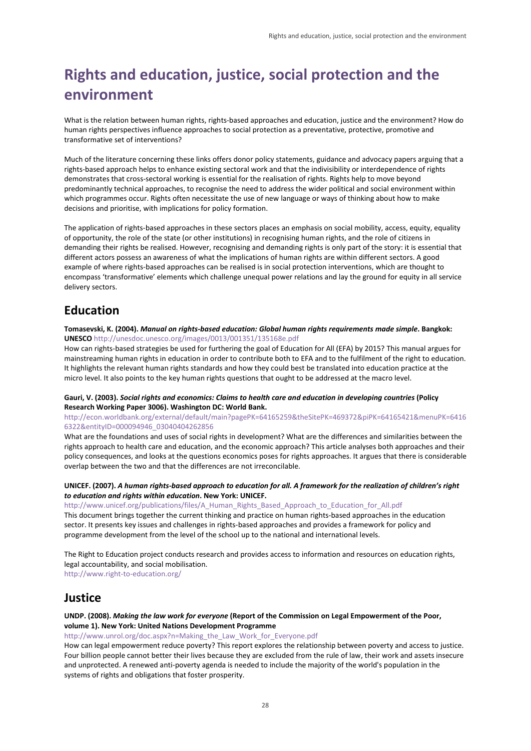# Rights and education, justice, social protection and the environment

What is the relation between human rights, rights-based approaches and education, justice and the environment? How do human rights perspectives influence approaches to social protection as a preventative, protective, promotive and transformative set of interventions?

Much of the literature concerning these links offers donor policy statements, guidance and advocacy papers arguing that a rights-based approach helps to enhance existing sectoral work and that the indivisibility or interdependence of rights demonstrates that cross-sectoral working is essential for the realisation of rights. Rights help to move beyond predominantly technical approaches, to recognise the need to address the wider political and social environment within which programmes occur. Rights often necessitate the use of new language or ways of thinking about how to make decisions and prioritise, with implications for policy formation.

The application of rights-based approaches in these sectors places an emphasis on social mobility, access, equity, equality of opportunity, the role of the state (or other institutions) in recognising human rights, and the role of citizens in demanding their rights be realised. However, recognising and demanding rights is only part of the story: it is essential that different actors possess an awareness of what the implications of human rights are within different sectors. A good example of where rights-based approaches can be realised is in social protection interventions, which are thought to encompass 'transformative' elements which challenge unequal power relations and lay the ground for equity in all service delivery sectors.

## Education

**Tomasevski, K. (2004). *Manual on rights-based education: Global human rights requirements made simple*. Bangkok: UNESCO** http://unesdoc.unesco.org/images/0013/001351/135168e.pdf

How can rights-based strategies be used for furthering the goal of Education for All (EFA) by 2015? This manual argues for mainstreaming human rights in education in order to contribute both to EFA and to the fulfilment of the right to education. It highlights the relevant human rights standards and how they could best be translated into education practice at the micro level. It also points to the key human rights questions that ought to be addressed at the macro level.

**Gauri, V. (2003). *Social rights and economics: Claims to health care and education in developing countries* (Policy Research Working Paper 3006). Washington DC: World Bank.**
http://econ.worldbank.org/external/default/main?pagePK=64165259&theSitePK=469372&piPK=64165421&menuPK=64166322&entityID=000094946_03040404262856

What are the foundations and uses of social rights in development? What are the differences and similarities between the rights approach to health care and education, and the economic approach? This article analyses both approaches and their policy consequences, and looks at the questions economics poses for rights approaches. It argues that there is considerable overlap between the two and that the differences are not irreconcilable.

**UNICEF. (2007). *A human rights-based approach to education for all. A framework for the realization of children's right to education and rights within education*. New York: UNICEF.**
http://www.unicef.org/publications/files/A_Human_Rights_Based_Approach_to_Education_for_All.pdf

This document brings together the current thinking and practice on human rights-based approaches in the education sector. It presents key issues and challenges in rights-based approaches and provides a framework for policy and programme development from the level of the school up to the national and international levels.

The Right to Education project conducts research and provides access to information and resources on education rights, legal accountability, and social mobilisation.
http://www.right-to-education.org/

## Justice

**UNDP. (2008). *Making the law work for everyone* (Report of the Commission on Legal Empowerment of the Poor, volume 1). New York: United Nations Development Programme**
http://www.unrol.org/doc.aspx?n=Making_the_Law_Work_for_Everyone.pdf

How can legal empowerment reduce poverty? This report explores the relationship between poverty and access to justice. Four billion people cannot better their lives because they are excluded from the rule of law, their work and assets insecure and unprotected. A renewed anti-poverty agenda is needed to include the majority of the world's population in the systems of rights and obligations that foster prosperity.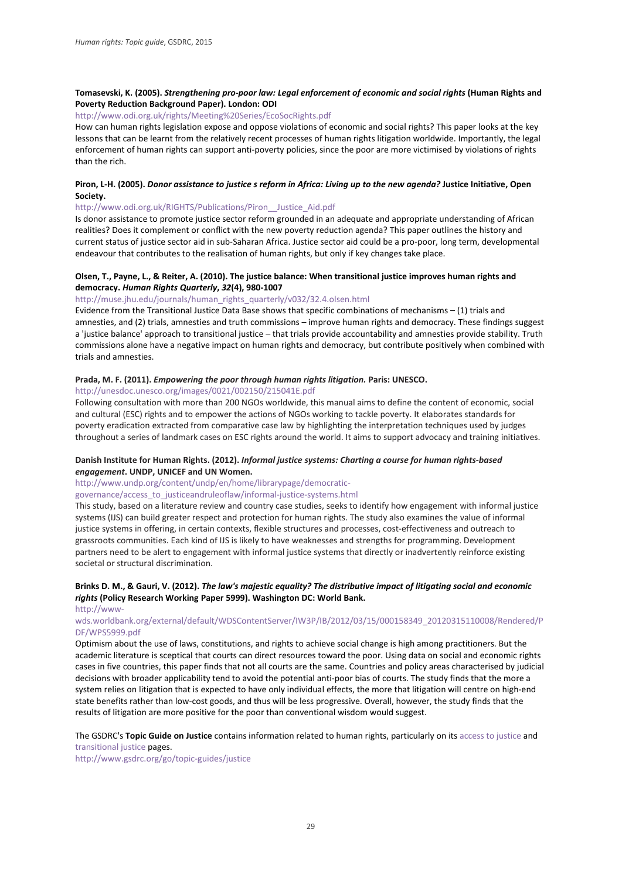**Tomasevski, K. (2005).** ***Strengthening pro-poor law: Legal enforcement of economic and social rights*** **(Human Rights and Poverty Reduction Background Paper). London: ODI**

http://www.odi.org.uk/rights/Meeting%20Series/EcoSocRights.pdf

How can human rights legislation expose and oppose violations of economic and social rights? This paper looks at the key lessons that can be learnt from the relatively recent processes of human rights litigation worldwide. Importantly, the legal enforcement of human rights can support anti-poverty policies, since the poor are more victimised by violations of rights than the rich.

**Piron, L-H. (2005).** ***Donor assistance to justice s reform in Africa: Living up to the new agenda?*** **Justice Initiative, Open Society.**

http://www.odi.org.uk/RIGHTS/Publications/Piron__Justice_Aid.pdf

Is donor assistance to promote justice sector reform grounded in an adequate and appropriate understanding of African realities? Does it complement or conflict with the new poverty reduction agenda? This paper outlines the history and current status of justice sector aid in sub-Saharan Africa. Justice sector aid could be a pro-poor, long term, developmental endeavour that contributes to the realisation of human rights, but only if key changes take place.

**Olsen, T., Payne, L., & Reiter, A. (2010). The justice balance: When transitional justice improves human rights and democracy.** ***Human Rights Quarterly*****,** ***32*****(4), 980-1007**

http://muse.jhu.edu/journals/human_rights_quarterly/v032/32.4.olsen.html

Evidence from the Transitional Justice Data Base shows that specific combinations of mechanisms – (1) trials and amnesties, and (2) trials, amnesties and truth commissions – improve human rights and democracy. These findings suggest a 'justice balance' approach to transitional justice – that trials provide accountability and amnesties provide stability. Truth commissions alone have a negative impact on human rights and democracy, but contribute positively when combined with trials and amnesties.

**Prada, M. F. (2011).** ***Empowering the poor through human rights litigation.*** **Paris: UNESCO.**

http://unesdoc.unesco.org/images/0021/002150/215041E.pdf

Following consultation with more than 200 NGOs worldwide, this manual aims to define the content of economic, social and cultural (ESC) rights and to empower the actions of NGOs working to tackle poverty. It elaborates standards for poverty eradication extracted from comparative case law by highlighting the interpretation techniques used by judges throughout a series of landmark cases on ESC rights around the world. It aims to support advocacy and training initiatives.

**Danish Institute for Human Rights. (2012).** ***Informal justice systems: Charting a course for human rights-based engagement*****. UNDP, UNICEF and UN Women.**

http://www.undp.org/content/undp/en/home/librarypage/democratic-governance/access_to_justiceandruleoflaw/informal-justice-systems.html

This study, based on a literature review and country case studies, seeks to identify how engagement with informal justice systems (IJS) can build greater respect and protection for human rights. The study also examines the value of informal justice systems in offering, in certain contexts, flexible structures and processes, cost-effectiveness and outreach to grassroots communities. Each kind of IJS is likely to have weaknesses and strengths for programming. Development partners need to be alert to engagement with informal justice systems that directly or inadvertently reinforce existing societal or structural discrimination.

**Brinks D. M., & Gauri, V. (2012).** ***The law's majestic equality? The distributive impact of litigating social and economic rights*** **(Policy Research Working Paper 5999). Washington DC: World Bank.**

http://www-wds.worldbank.org/external/default/WDSContentServer/IW3P/IB/2012/03/15/000158349_20120315110008/Rendered/PDF/WPS5999.pdf

Optimism about the use of laws, constitutions, and rights to achieve social change is high among practitioners. But the academic literature is sceptical that courts can direct resources toward the poor. Using data on social and economic rights cases in five countries, this paper finds that not all courts are the same. Countries and policy areas characterised by judicial decisions with broader applicability tend to avoid the potential anti-poor bias of courts. The study finds that the more a system relies on litigation that is expected to have only individual effects, the more that litigation will centre on high-end state benefits rather than low-cost goods, and thus will be less progressive. Overall, however, the study finds that the results of litigation are more positive for the poor than conventional wisdom would suggest.

The GSDRC's **Topic Guide on Justice** contains information related to human rights, particularly on its access to justice and transitional justice pages.

http://www.gsdrc.org/go/topic-guides/justice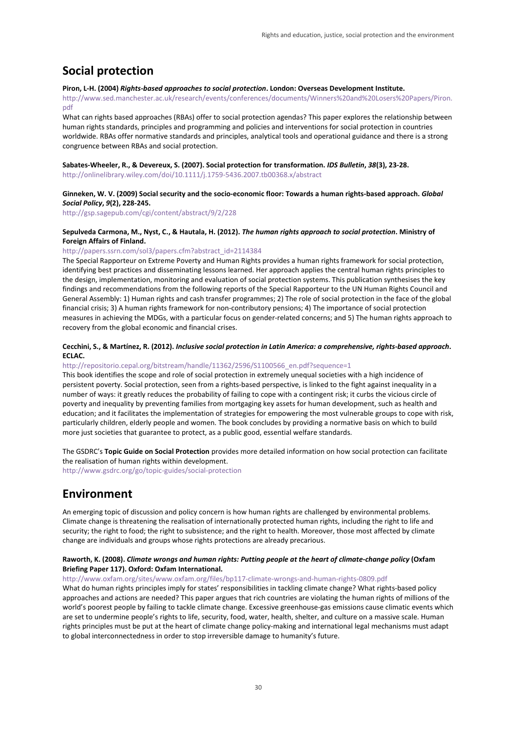## Social protection

**Piron, L-H. (2004) *Rights-based approaches to social protection*. London: Overseas Development Institute.**
http://www.sed.manchester.ac.uk/research/events/conferences/documents/Winners%20and%20Losers%20Papers/Piron.pdf

What can rights based approaches (RBAs) offer to social protection agendas? This paper explores the relationship between human rights standards, principles and programming and policies and interventions for social protection in countries worldwide. RBAs offer normative standards and principles, analytical tools and operational guidance and there is a strong congruence between RBAs and social protection.

**Sabates-Wheeler, R., & Devereux, S. (2007). Social protection for transformation. *IDS Bulletin*, *38*(3), 23-28.**
http://onlinelibrary.wiley.com/doi/10.1111/j.1759-5436.2007.tb00368.x/abstract

**Ginneken, W. V. (2009) Social security and the socio-economic floor: Towards a human rights-based approach. *Global Social Policy*, *9*(2), 228-245.**
http://gsp.sagepub.com/cgi/content/abstract/9/2/228

**Sepulveda Carmona, M., Nyst, C., & Hautala, H. (2012). *The human rights approach to social protection*. Ministry of Foreign Affairs of Finland.**
http://papers.ssrn.com/sol3/papers.cfm?abstract_id=2114384

The Special Rapporteur on Extreme Poverty and Human Rights provides a human rights framework for social protection, identifying best practices and disseminating lessons learned. Her approach applies the central human rights principles to the design, implementation, monitoring and evaluation of social protection systems. This publication synthesises the key findings and recommendations from the following reports of the Special Rapporteur to the UN Human Rights Council and General Assembly: 1) Human rights and cash transfer programmes; 2) The role of social protection in the face of the global financial crisis; 3) A human rights framework for non-contributory pensions; 4) The importance of social protection measures in achieving the MDGs, with a particular focus on gender-related concerns; and 5) The human rights approach to recovery from the global economic and financial crises.

**Cecchini, S., & Martínez, R. (2012). *Inclusive social protection in Latin America: a comprehensive, rights-based approach*. ECLAC.**
http://repositorio.cepal.org/bitstream/handle/11362/2596/S1100566_en.pdf?sequence=1

This book identifies the scope and role of social protection in extremely unequal societies with a high incidence of persistent poverty. Social protection, seen from a rights-based perspective, is linked to the fight against inequality in a number of ways: it greatly reduces the probability of failing to cope with a contingent risk; it curbs the vicious circle of poverty and inequality by preventing families from mortgaging key assets for human development, such as health and education; and it facilitates the implementation of strategies for empowering the most vulnerable groups to cope with risk, particularly children, elderly people and women. The book concludes by providing a normative basis on which to build more just societies that guarantee to protect, as a public good, essential welfare standards.

The GSDRC's **Topic Guide on Social Protection** provides more detailed information on how social protection can facilitate the realisation of human rights within development.
http://www.gsdrc.org/go/topic-guides/social-protection

## Environment

An emerging topic of discussion and policy concern is how human rights are challenged by environmental problems. Climate change is threatening the realisation of internationally protected human rights, including the right to life and security; the right to food; the right to subsistence; and the right to health. Moreover, those most affected by climate change are individuals and groups whose rights protections are already precarious.

**Raworth, K. (2008). *Climate wrongs and human rights: Putting people at the heart of climate-change policy* (Oxfam Briefing Paper 117). Oxford: Oxfam International.**
http://www.oxfam.org/sites/www.oxfam.org/files/bp117-climate-wrongs-and-human-rights-0809.pdf

What do human rights principles imply for states' responsibilities in tackling climate change? What rights-based policy approaches and actions are needed? This paper argues that rich countries are violating the human rights of millions of the world's poorest people by failing to tackle climate change. Excessive greenhouse-gas emissions cause climatic events which are set to undermine people's rights to life, security, food, water, health, shelter, and culture on a massive scale. Human rights principles must be put at the heart of climate change policy-making and international legal mechanisms must adapt to global interconnectedness in order to stop irreversible damage to humanity's future.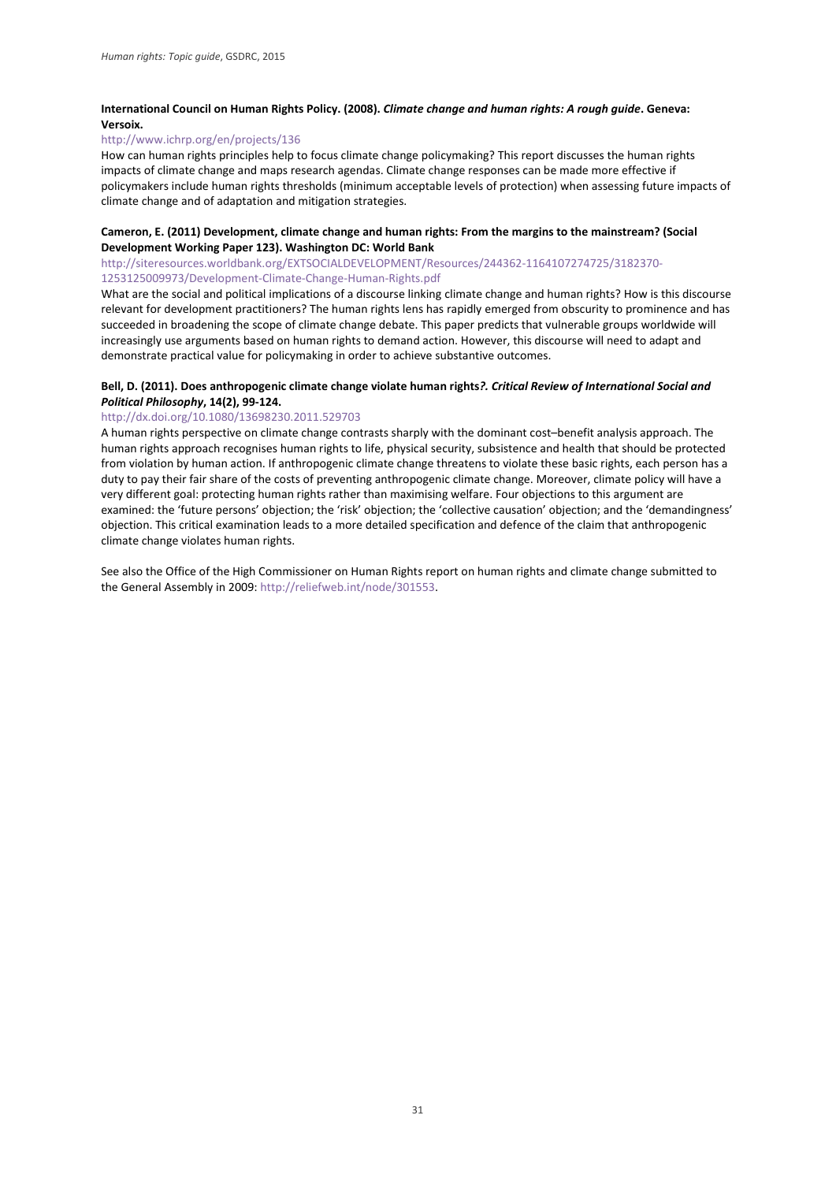**International Council on Human Rights Policy. (2008).** ***Climate change and human rights: A rough guide*****. Geneva: Versoix.**

http://www.ichrp.org/en/projects/136

How can human rights principles help to focus climate change policymaking? This report discusses the human rights impacts of climate change and maps research agendas. Climate change responses can be made more effective if policymakers include human rights thresholds (minimum acceptable levels of protection) when assessing future impacts of climate change and of adaptation and mitigation strategies.

**Cameron, E. (2011) Development, climate change and human rights: From the margins to the mainstream? (Social Development Working Paper 123). Washington DC: World Bank**

http://siteresources.worldbank.org/EXTSOCIALDEVELOPMENT/Resources/244362-1164107274725/3182370-1253125009973/Development-Climate-Change-Human-Rights.pdf

What are the social and political implications of a discourse linking climate change and human rights? How is this discourse relevant for development practitioners? The human rights lens has rapidly emerged from obscurity to prominence and has succeeded in broadening the scope of climate change debate. This paper predicts that vulnerable groups worldwide will increasingly use arguments based on human rights to demand action. However, this discourse will need to adapt and demonstrate practical value for policymaking in order to achieve substantive outcomes.

**Bell, D. (2011). Does anthropogenic climate change violate human rights*?. Critical Review of International Social and Political Philosophy*, 14(2), 99-124.**

http://dx.doi.org/10.1080/13698230.2011.529703

A human rights perspective on climate change contrasts sharply with the dominant cost–benefit analysis approach. The human rights approach recognises human rights to life, physical security, subsistence and health that should be protected from violation by human action. If anthropogenic climate change threatens to violate these basic rights, each person has a duty to pay their fair share of the costs of preventing anthropogenic climate change. Moreover, climate policy will have a very different goal: protecting human rights rather than maximising welfare. Four objections to this argument are examined: the 'future persons' objection; the 'risk' objection; the 'collective causation' objection; and the 'demandingness' objection. This critical examination leads to a more detailed specification and defence of the claim that anthropogenic climate change violates human rights.

See also the Office of the High Commissioner on Human Rights report on human rights and climate change submitted to the General Assembly in 2009: http://reliefweb.int/node/301553.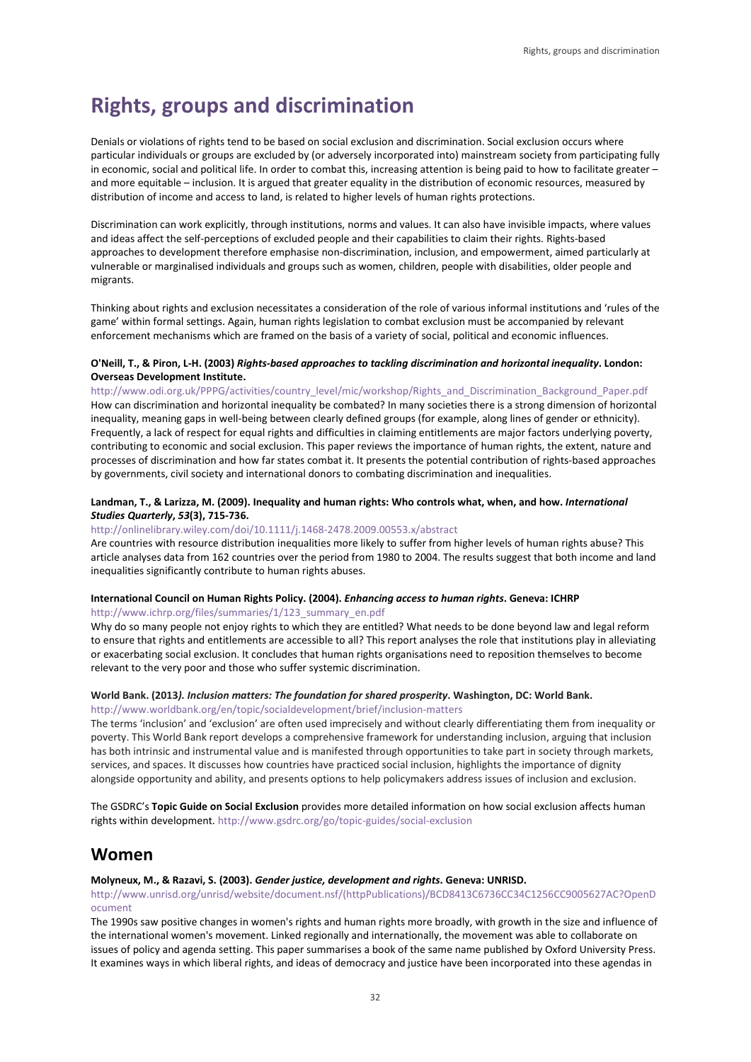# Rights, groups and discrimination

Denials or violations of rights tend to be based on social exclusion and discrimination. Social exclusion occurs where particular individuals or groups are excluded by (or adversely incorporated into) mainstream society from participating fully in economic, social and political life. In order to combat this, increasing attention is being paid to how to facilitate greater – and more equitable – inclusion. It is argued that greater equality in the distribution of economic resources, measured by distribution of income and access to land, is related to higher levels of human rights protections.

Discrimination can work explicitly, through institutions, norms and values. It can also have invisible impacts, where values and ideas affect the self-perceptions of excluded people and their capabilities to claim their rights. Rights-based approaches to development therefore emphasise non-discrimination, inclusion, and empowerment, aimed particularly at vulnerable or marginalised individuals and groups such as women, children, people with disabilities, older people and migrants.

Thinking about rights and exclusion necessitates a consideration of the role of various informal institutions and 'rules of the game' within formal settings. Again, human rights legislation to combat exclusion must be accompanied by relevant enforcement mechanisms which are framed on the basis of a variety of social, political and economic influences.

**O'Neill, T., & Piron, L-H. (2003) *Rights-based approaches to tackling discrimination and horizontal inequality*. London: Overseas Development Institute.**
http://www.odi.org.uk/PPPG/activities/country_level/mic/workshop/Rights_and_Discrimination_Background_Paper.pdf
How can discrimination and horizontal inequality be combated? In many societies there is a strong dimension of horizontal inequality, meaning gaps in well-being between clearly defined groups (for example, along lines of gender or ethnicity). Frequently, a lack of respect for equal rights and difficulties in claiming entitlements are major factors underlying poverty, contributing to economic and social exclusion. This paper reviews the importance of human rights, the extent, nature and processes of discrimination and how far states combat it. It presents the potential contribution of rights-based approaches by governments, civil society and international donors to combating discrimination and inequalities.

**Landman, T., & Larizza, M. (2009). Inequality and human rights: Who controls what, when, and how. *International Studies Quarterly*, *53*(3), 715-736.**
http://onlinelibrary.wiley.com/doi/10.1111/j.1468-2478.2009.00553.x/abstract
Are countries with resource distribution inequalities more likely to suffer from higher levels of human rights abuse? This article analyses data from 162 countries over the period from 1980 to 2004. The results suggest that both income and land inequalities significantly contribute to human rights abuses.

**International Council on Human Rights Policy. (2004). *Enhancing access to human rights*. Geneva: ICHRP**
http://www.ichrp.org/files/summaries/1/123_summary_en.pdf
Why do so many people not enjoy rights to which they are entitled? What needs to be done beyond law and legal reform to ensure that rights and entitlements are accessible to all? This report analyses the role that institutions play in alleviating or exacerbating social exclusion. It concludes that human rights organisations need to reposition themselves to become relevant to the very poor and those who suffer systemic discrimination.

**World Bank. (2013*). Inclusion matters: The foundation for shared prosperity*. Washington, DC: World Bank.**
http://www.worldbank.org/en/topic/socialdevelopment/brief/inclusion-matters
The terms 'inclusion' and 'exclusion' are often used imprecisely and without clearly differentiating them from inequality or poverty. This World Bank report develops a comprehensive framework for understanding inclusion, arguing that inclusion has both intrinsic and instrumental value and is manifested through opportunities to take part in society through markets, services, and spaces. It discusses how countries have practiced social inclusion, highlights the importance of dignity alongside opportunity and ability, and presents options to help policymakers address issues of inclusion and exclusion.

The GSDRC's **Topic Guide on Social Exclusion** provides more detailed information on how social exclusion affects human rights within development. http://www.gsdrc.org/go/topic-guides/social-exclusion

## Women

**Molyneux, M., & Razavi, S. (2003). *Gender justice, development and rights*. Geneva: UNRISD.**
http://www.unrisd.org/unrisd/website/document.nsf/(httpPublications)/BCD8413C6736CC34C1256CC9005627AC?OpenDocument
The 1990s saw positive changes in women's rights and human rights more broadly, with growth in the size and influence of the international women's movement. Linked regionally and internationally, the movement was able to collaborate on issues of policy and agenda setting. This paper summarises a book of the same name published by Oxford University Press. It examines ways in which liberal rights, and ideas of democracy and justice have been incorporated into these agendas in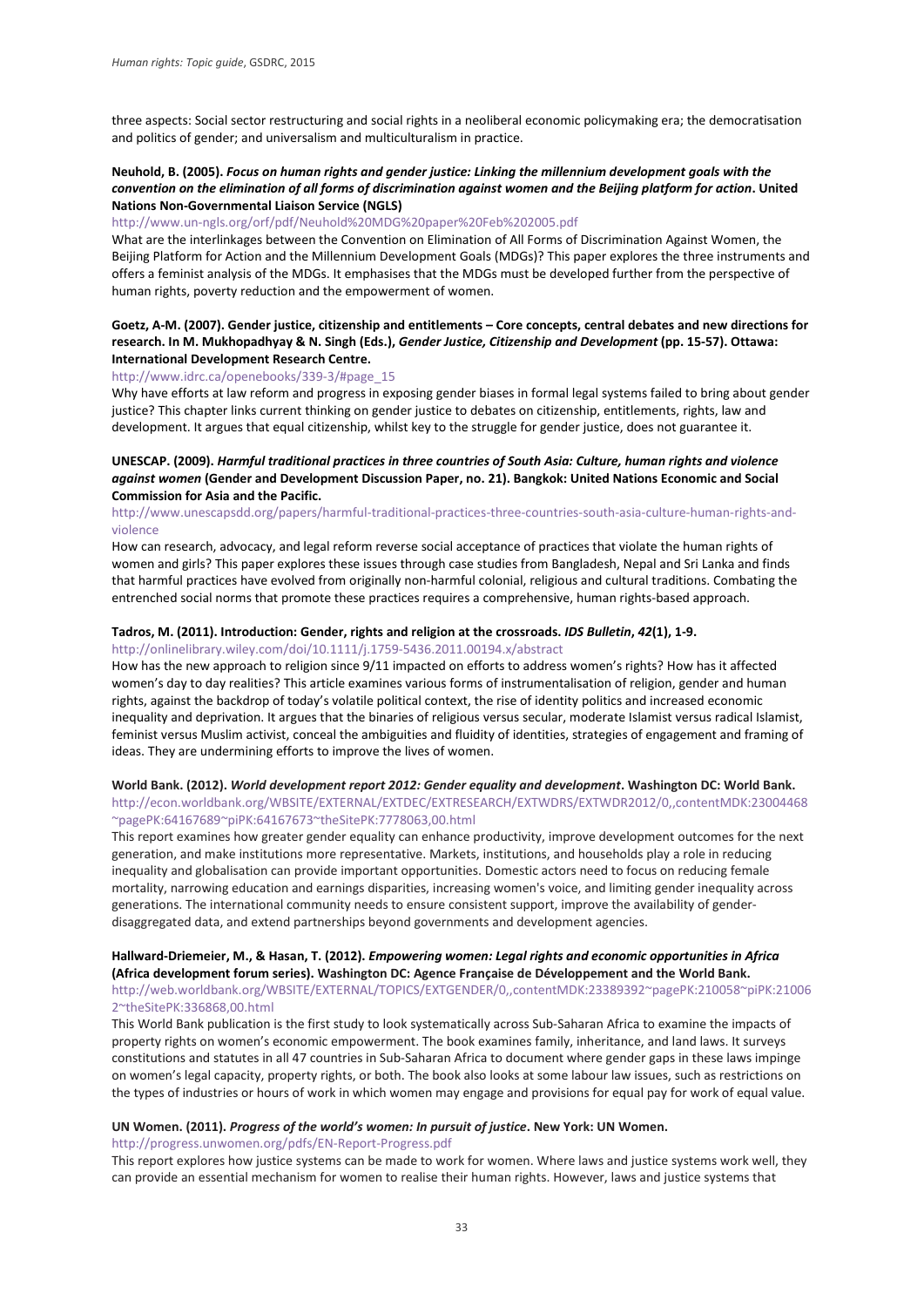three aspects: Social sector restructuring and social rights in a neoliberal economic policymaking era; the democratisation and politics of gender; and universalism and multiculturalism in practice.

**Neuhold, B. (2005).** ***Focus on human rights and gender justice: Linking the millennium development goals with the convention on the elimination of all forms of discrimination against women and the Beijing platform for action*. United Nations Non-Governmental Liaison Service (NGLS)**

http://www.un-ngls.org/orf/pdf/Neuhold%20MDG%20paper%20Feb%202005.pdf

What are the interlinkages between the Convention on Elimination of All Forms of Discrimination Against Women, the Beijing Platform for Action and the Millennium Development Goals (MDGs)? This paper explores the three instruments and offers a feminist analysis of the MDGs. It emphasises that the MDGs must be developed further from the perspective of human rights, poverty reduction and the empowerment of women.

**Goetz, A-M. (2007). Gender justice, citizenship and entitlements – Core concepts, central debates and new directions for research. In M. Mukhopadhyay & N. Singh (Eds.),** ***Gender Justice, Citizenship and Development*** **(pp. 15-57). Ottawa: International Development Research Centre.**

http://www.idrc.ca/openebooks/339-3/#page_15

Why have efforts at law reform and progress in exposing gender biases in formal legal systems failed to bring about gender justice? This chapter links current thinking on gender justice to debates on citizenship, entitlements, rights, law and development. It argues that equal citizenship, whilst key to the struggle for gender justice, does not guarantee it.

**UNESCAP. (2009).** ***Harmful traditional practices in three countries of South Asia: Culture, human rights and violence against women*** **(Gender and Development Discussion Paper, no. 21). Bangkok: United Nations Economic and Social Commission for Asia and the Pacific.**

http://www.unescapsdd.org/papers/harmful-traditional-practices-three-countries-south-asia-culture-human-rights-and-violence

How can research, advocacy, and legal reform reverse social acceptance of practices that violate the human rights of women and girls? This paper explores these issues through case studies from Bangladesh, Nepal and Sri Lanka and finds that harmful practices have evolved from originally non-harmful colonial, religious and cultural traditions. Combating the entrenched social norms that promote these practices requires a comprehensive, human rights-based approach.

**Tadros, M. (2011). Introduction: Gender, rights and religion at the crossroads.** ***IDS Bulletin*****,** ***42*****(1), 1-9.**

http://onlinelibrary.wiley.com/doi/10.1111/j.1759-5436.2011.00194.x/abstract

How has the new approach to religion since 9/11 impacted on efforts to address women's rights? How has it affected women's day to day realities? This article examines various forms of instrumentalisation of religion, gender and human rights, against the backdrop of today's volatile political context, the rise of identity politics and increased economic inequality and deprivation. It argues that the binaries of religious versus secular, moderate Islamist versus radical Islamist, feminist versus Muslim activist, conceal the ambiguities and fluidity of identities, strategies of engagement and framing of ideas. They are undermining efforts to improve the lives of women.

**World Bank. (2012).** ***World development report 2012: Gender equality and development*****. Washington DC: World Bank.**

http://econ.worldbank.org/WBSITE/EXTERNAL/EXTDEC/EXTRESEARCH/EXTWDRS/EXTWDR2012/0,,contentMDK:23004468~pagePK:64167689~piPK:64167673~theSitePK:7778063,00.html

This report examines how greater gender equality can enhance productivity, improve development outcomes for the next generation, and make institutions more representative. Markets, institutions, and households play a role in reducing inequality and globalisation can provide important opportunities. Domestic actors need to focus on reducing female mortality, narrowing education and earnings disparities, increasing women's voice, and limiting gender inequality across generations. The international community needs to ensure consistent support, improve the availability of gender-disaggregated data, and extend partnerships beyond governments and development agencies.

**Hallward-Driemeier, M., & Hasan, T. (2012).** ***Empowering women: Legal rights and economic opportunities in Africa*** **(Africa development forum series). Washington DC: Agence Française de Développement and the World Bank.**

http://web.worldbank.org/WBSITE/EXTERNAL/TOPICS/EXTGENDER/0,,contentMDK:23389392~pagePK:210058~piPK:210062~theSitePK:336868,00.html

This World Bank publication is the first study to look systematically across Sub-Saharan Africa to examine the impacts of property rights on women's economic empowerment. The book examines family, inheritance, and land laws. It surveys constitutions and statutes in all 47 countries in Sub-Saharan Africa to document where gender gaps in these laws impinge on women's legal capacity, property rights, or both. The book also looks at some labour law issues, such as restrictions on the types of industries or hours of work in which women may engage and provisions for equal pay for work of equal value.

**UN Women. (2011).** ***Progress of the world's women: In pursuit of justice*****. New York: UN Women.**

http://progress.unwomen.org/pdfs/EN-Report-Progress.pdf

This report explores how justice systems can be made to work for women. Where laws and justice systems work well, they can provide an essential mechanism for women to realise their human rights. However, laws and justice systems that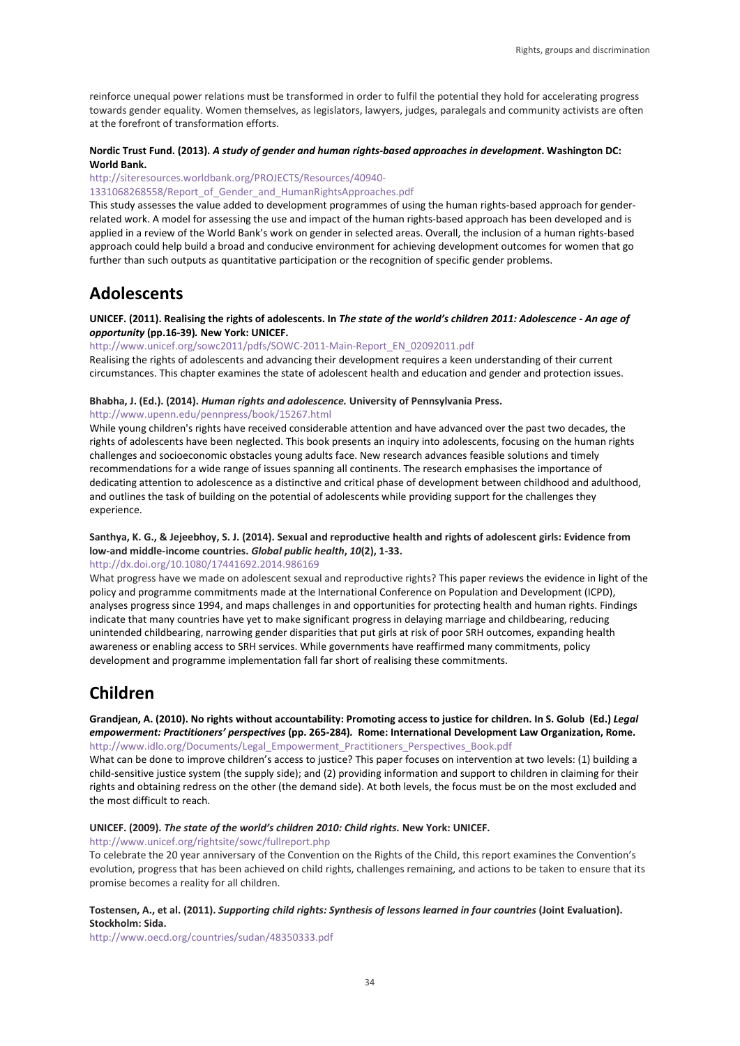reinforce unequal power relations must be transformed in order to fulfil the potential they hold for accelerating progress towards gender equality. Women themselves, as legislators, lawyers, judges, paralegals and community activists are often at the forefront of transformation efforts.

**Nordic Trust Fund. (2013). *A study of gender and human rights-based approaches in development*. Washington DC: World Bank.**
http://siteresources.worldbank.org/PROJECTS/Resources/40940-1331068268558/Report_of_Gender_and_HumanRightsApproaches.pdf
This study assesses the value added to development programmes of using the human rights-based approach for gender-related work. A model for assessing the use and impact of the human rights-based approach has been developed and is applied in a review of the World Bank's work on gender in selected areas. Overall, the inclusion of a human rights-based approach could help build a broad and conducive environment for achieving development outcomes for women that go further than such outputs as quantitative participation or the recognition of specific gender problems.

## Adolescents

**UNICEF. (2011). Realising the rights of adolescents. In *The state of the world's children 2011: Adolescence - An age of opportunity* (pp.16-39)*.* New York: UNICEF.**
http://www.unicef.org/sowc2011/pdfs/SOWC-2011-Main-Report_EN_02092011.pdf
Realising the rights of adolescents and advancing their development requires a keen understanding of their current circumstances. This chapter examines the state of adolescent health and education and gender and protection issues.

**Bhabha, J. (Ed.). (2014). *Human rights and adolescence.* University of Pennsylvania Press.**
http://www.upenn.edu/pennpress/book/15267.html
While young children's rights have received considerable attention and have advanced over the past two decades, the rights of adolescents have been neglected. This book presents an inquiry into adolescents, focusing on the human rights challenges and socioeconomic obstacles young adults face. New research advances feasible solutions and timely recommendations for a wide range of issues spanning all continents. The research emphasises the importance of dedicating attention to adolescence as a distinctive and critical phase of development between childhood and adulthood, and outlines the task of building on the potential of adolescents while providing support for the challenges they experience.

**Santhya, K. G., & Jejeebhoy, S. J. (2014). Sexual and reproductive health and rights of adolescent girls: Evidence from low-and middle-income countries. *Global public health*, *10*(2), 1-33.**
http://dx.doi.org/10.1080/17441692.2014.986169
What progress have we made on adolescent sexual and reproductive rights? This paper reviews the evidence in light of the policy and programme commitments made at the International Conference on Population and Development (ICPD), analyses progress since 1994, and maps challenges in and opportunities for protecting health and human rights. Findings indicate that many countries have yet to make significant progress in delaying marriage and childbearing, reducing unintended childbearing, narrowing gender disparities that put girls at risk of poor SRH outcomes, expanding health awareness or enabling access to SRH services. While governments have reaffirmed many commitments, policy development and programme implementation fall far short of realising these commitments.

## Children

**Grandjean, A. (2010). No rights without accountability: Promoting access to justice for children. In S. Golub (Ed.) *Legal empowerment: Practitioners' perspectives* (pp. 265-284)*.* Rome: International Development Law Organization, Rome.**
http://www.idlo.org/Documents/Legal_Empowerment_Practitioners_Perspectives_Book.pdf
What can be done to improve children's access to justice? This paper focuses on intervention at two levels: (1) building a child-sensitive justice system (the supply side); and (2) providing information and support to children in claiming for their rights and obtaining redress on the other (the demand side). At both levels, the focus must be on the most excluded and the most difficult to reach.

**UNICEF. (2009). *The state of the world's children 2010: Child rights.* New York: UNICEF.**
http://www.unicef.org/rightsite/sowc/fullreport.php
To celebrate the 20 year anniversary of the Convention on the Rights of the Child, this report examines the Convention's evolution, progress that has been achieved on child rights, challenges remaining, and actions to be taken to ensure that its promise becomes a reality for all children.

**Tostensen, A., et al. (2011). *Supporting child rights: Synthesis of lessons learned in four countries* (Joint Evaluation). Stockholm: Sida.**
http://www.oecd.org/countries/sudan/48350333.pdf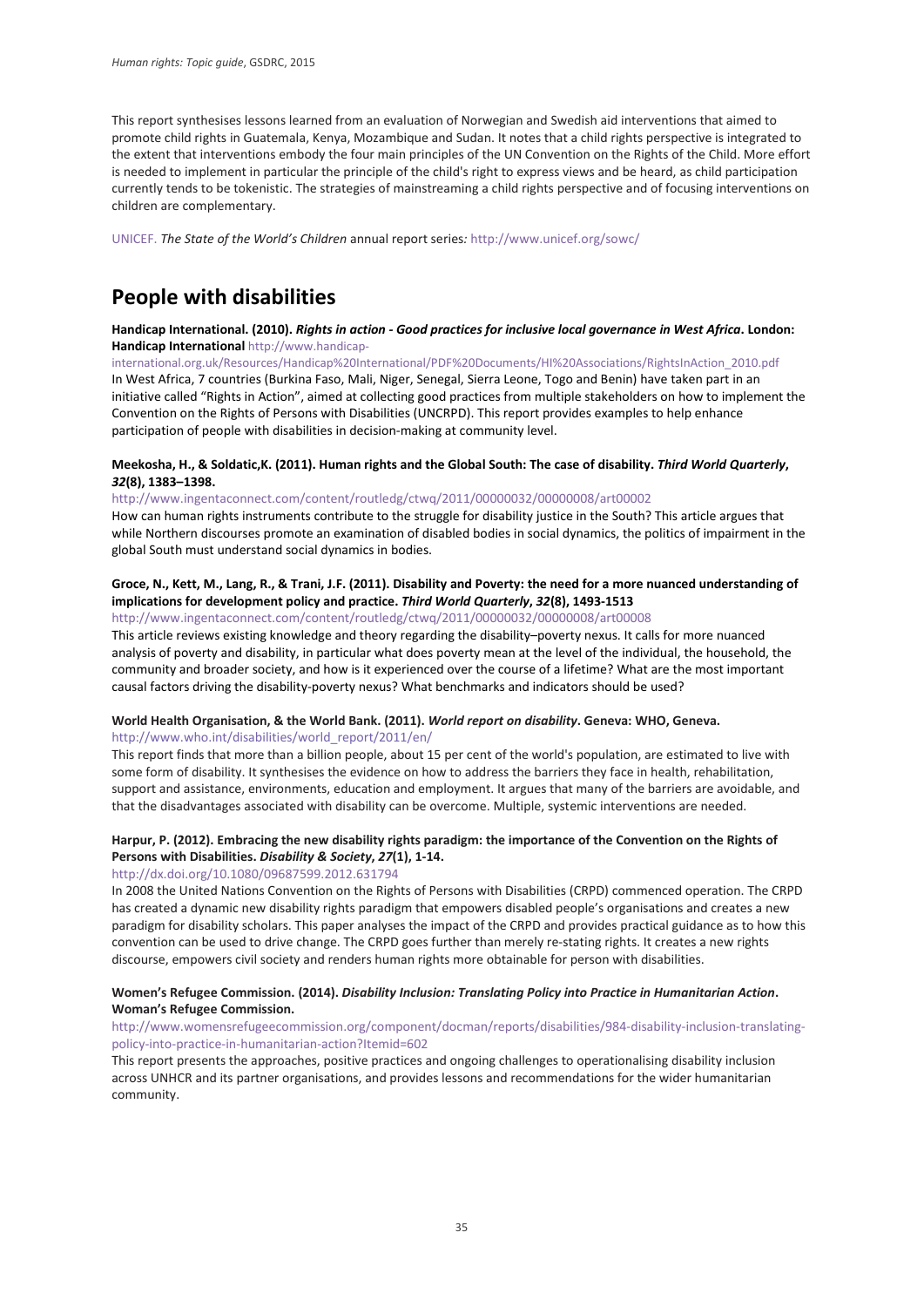This report synthesises lessons learned from an evaluation of Norwegian and Swedish aid interventions that aimed to promote child rights in Guatemala, Kenya, Mozambique and Sudan. It notes that a child rights perspective is integrated to the extent that interventions embody the four main principles of the UN Convention on the Rights of the Child. More effort is needed to implement in particular the principle of the child's right to express views and be heard, as child participation currently tends to be tokenistic. The strategies of mainstreaming a child rights perspective and of focusing interventions on children are complementary.

UNICEF. *The State of the World's Children* annual report series*:* http://www.unicef.org/sowc/

# People with disabilities

**Handicap International. (2010).** ***Rights in action - Good practices for inclusive local governance in West Africa*****. London: Handicap International** http://www.handicap-international.org.uk/Resources/Handicap%20International/PDF%20Documents/HI%20Associations/RightsInAction_2010.pdf

In West Africa, 7 countries (Burkina Faso, Mali, Niger, Senegal, Sierra Leone, Togo and Benin) have taken part in an initiative called "Rights in Action", aimed at collecting good practices from multiple stakeholders on how to implement the Convention on the Rights of Persons with Disabilities (UNCRPD). This report provides examples to help enhance participation of people with disabilities in decision-making at community level.

**Meekosha, H., & Soldatic,K. (2011). Human rights and the Global South: The case of disability.** ***Third World Quarterly*****,** ***32*****(8), 1383–1398.**

http://www.ingentaconnect.com/content/routledg/ctwq/2011/00000032/00000008/art00002

How can human rights instruments contribute to the struggle for disability justice in the South? This article argues that while Northern discourses promote an examination of disabled bodies in social dynamics, the politics of impairment in the global South must understand social dynamics in bodies.

**Groce, N., Kett, M., Lang, R., & Trani, J.F. (2011). Disability and Poverty: the need for a more nuanced understanding of implications for development policy and practice.** ***Third World Quarterly*****,** ***32*****(8), 1493-1513**

http://www.ingentaconnect.com/content/routledg/ctwq/2011/00000032/00000008/art00008

This article reviews existing knowledge and theory regarding the disability–poverty nexus. It calls for more nuanced analysis of poverty and disability, in particular what does poverty mean at the level of the individual, the household, the community and broader society, and how is it experienced over the course of a lifetime? What are the most important causal factors driving the disability-poverty nexus? What benchmarks and indicators should be used?

**World Health Organisation, & the World Bank. (2011).** ***World report on disability*****. Geneva: WHO, Geneva.**

http://www.who.int/disabilities/world_report/2011/en/

This report finds that more than a billion people, about 15 per cent of the world's population, are estimated to live with some form of disability. It synthesises the evidence on how to address the barriers they face in health, rehabilitation, support and assistance, environments, education and employment. It argues that many of the barriers are avoidable, and that the disadvantages associated with disability can be overcome. Multiple, systemic interventions are needed.

**Harpur, P. (2012). Embracing the new disability rights paradigm: the importance of the Convention on the Rights of Persons with Disabilities.** ***Disability & Society*****,** ***27*****(1), 1-14.**

http://dx.doi.org/10.1080/09687599.2012.631794

In 2008 the United Nations Convention on the Rights of Persons with Disabilities (CRPD) commenced operation. The CRPD has created a dynamic new disability rights paradigm that empowers disabled people's organisations and creates a new paradigm for disability scholars. This paper analyses the impact of the CRPD and provides practical guidance as to how this convention can be used to drive change. The CRPD goes further than merely re-stating rights. It creates a new rights discourse, empowers civil society and renders human rights more obtainable for person with disabilities.

**Women's Refugee Commission. (2014).** ***Disability Inclusion: Translating Policy into Practice in Humanitarian Action*****. Woman's Refugee Commission.**

http://www.womensrefugeecommission.org/component/docman/reports/disabilities/984-disability-inclusion-translating-policy-into-practice-in-humanitarian-action?Itemid=602

This report presents the approaches, positive practices and ongoing challenges to operationalising disability inclusion across UNHCR and its partner organisations, and provides lessons and recommendations for the wider humanitarian community.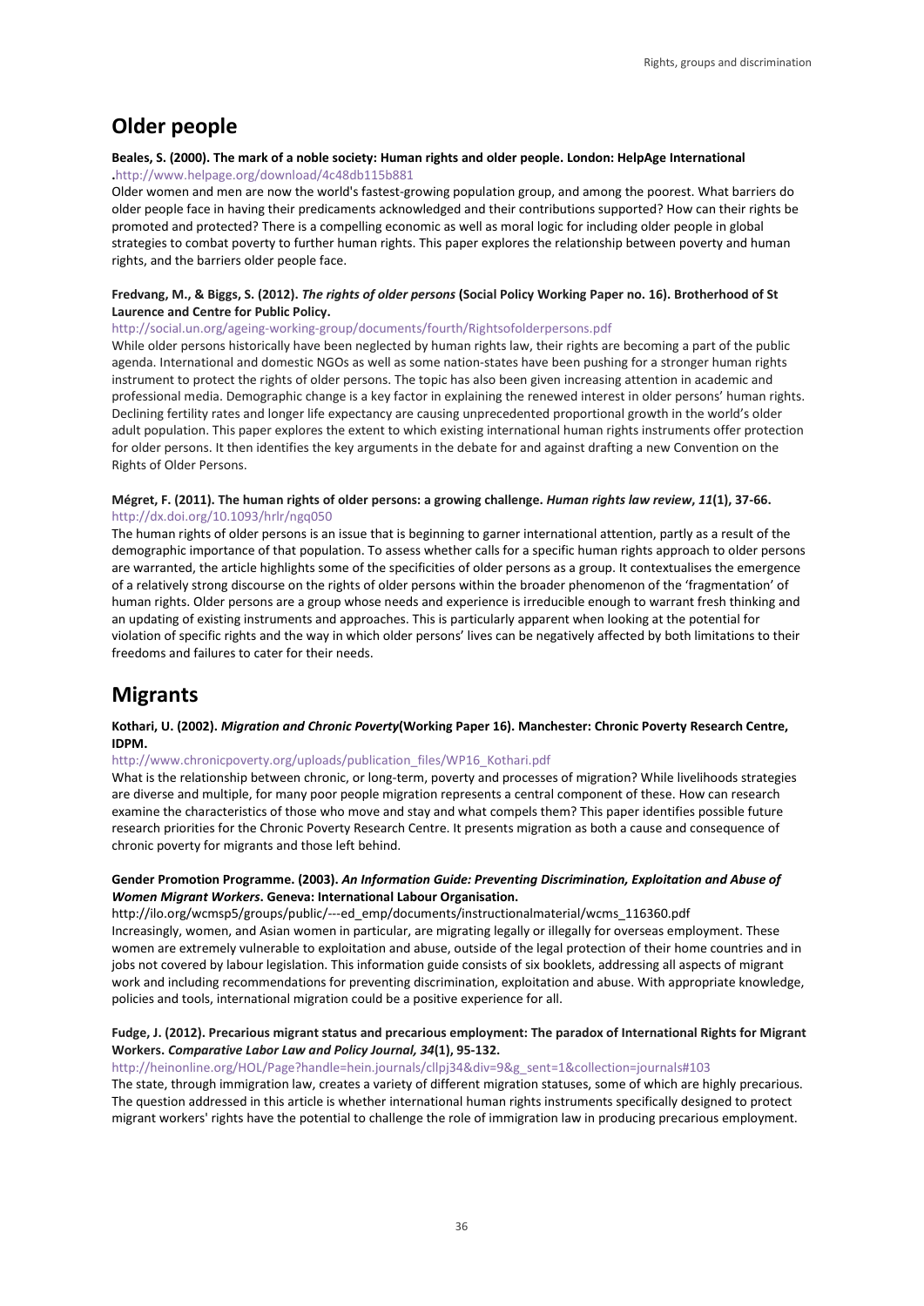## Older people

**Beales, S. (2000). The mark of a noble society: Human rights and older people. London: HelpAge International .**http://www.helpage.org/download/4c48db115b881

Older women and men are now the world's fastest-growing population group, and among the poorest. What barriers do older people face in having their predicaments acknowledged and their contributions supported? How can their rights be promoted and protected? There is a compelling economic as well as moral logic for including older people in global strategies to combat poverty to further human rights. This paper explores the relationship between poverty and human rights, and the barriers older people face.

**Fredvang, M., & Biggs, S. (2012).** ***The rights of older persons*** **(Social Policy Working Paper no. 16). Brotherhood of St Laurence and Centre for Public Policy.**

http://social.un.org/ageing-working-group/documents/fourth/Rightsofolderpersons.pdf

While older persons historically have been neglected by human rights law, their rights are becoming a part of the public agenda. International and domestic NGOs as well as some nation-states have been pushing for a stronger human rights instrument to protect the rights of older persons. The topic has also been given increasing attention in academic and professional media. Demographic change is a key factor in explaining the renewed interest in older persons' human rights. Declining fertility rates and longer life expectancy are causing unprecedented proportional growth in the world's older adult population. This paper explores the extent to which existing international human rights instruments offer protection for older persons. It then identifies the key arguments in the debate for and against drafting a new Convention on the Rights of Older Persons.

**Mégret, F. (2011). The human rights of older persons: a growing challenge.** ***Human rights law review*****,** ***11*****(1), 37-66.**
http://dx.doi.org/10.1093/hrlr/ngq050

The human rights of older persons is an issue that is beginning to garner international attention, partly as a result of the demographic importance of that population. To assess whether calls for a specific human rights approach to older persons are warranted, the article highlights some of the specificities of older persons as a group. It contextualises the emergence of a relatively strong discourse on the rights of older persons within the broader phenomenon of the 'fragmentation' of human rights. Older persons are a group whose needs and experience is irreducible enough to warrant fresh thinking and an updating of existing instruments and approaches. This is particularly apparent when looking at the potential for violation of specific rights and the way in which older persons' lives can be negatively affected by both limitations to their freedoms and failures to cater for their needs.

## Migrants

**Kothari, U. (2002).** ***Migration and Chronic Poverty*****(Working Paper 16). Manchester: Chronic Poverty Research Centre, IDPM.**

http://www.chronicpoverty.org/uploads/publication_files/WP16_Kothari.pdf

What is the relationship between chronic, or long-term, poverty and processes of migration? While livelihoods strategies are diverse and multiple, for many poor people migration represents a central component of these. How can research examine the characteristics of those who move and stay and what compels them? This paper identifies possible future research priorities for the Chronic Poverty Research Centre. It presents migration as both a cause and consequence of chronic poverty for migrants and those left behind.

**Gender Promotion Programme. (2003).** ***An Information Guide: Preventing Discrimination, Exploitation and Abuse of Women Migrant Workers*****. Geneva: International Labour Organisation.**

http://ilo.org/wcmsp5/groups/public/---ed_emp/documents/instructionalmaterial/wcms_116360.pdf

Increasingly, women, and Asian women in particular, are migrating legally or illegally for overseas employment. These women are extremely vulnerable to exploitation and abuse, outside of the legal protection of their home countries and in jobs not covered by labour legislation. This information guide consists of six booklets, addressing all aspects of migrant work and including recommendations for preventing discrimination, exploitation and abuse. With appropriate knowledge, policies and tools, international migration could be a positive experience for all.

**Fudge, J. (2012). Precarious migrant status and precarious employment: The paradox of International Rights for Migrant Workers.** ***Comparative Labor Law and Policy Journal, 34*****(1), 95-132.**

http://heinonline.org/HOL/Page?handle=hein.journals/cllpj34&div=9&g_sent=1&collection=journals#103

The state, through immigration law, creates a variety of different migration statuses, some of which are highly precarious. The question addressed in this article is whether international human rights instruments specifically designed to protect migrant workers' rights have the potential to challenge the role of immigration law in producing precarious employment.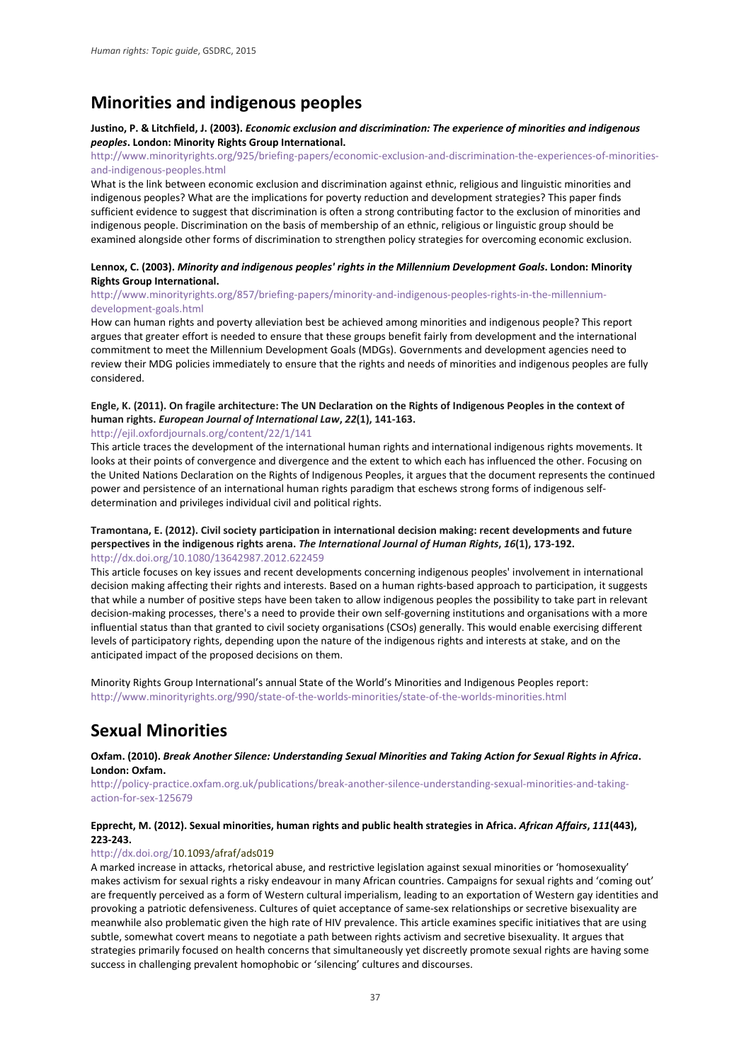## Minorities and indigenous peoples

**Justino, P. & Litchfield, J. (2003).** ***Economic exclusion and discrimination: The experience of minorities and indigenous peoples*****. London: Minority Rights Group International.**

http://www.minorityrights.org/925/briefing-papers/economic-exclusion-and-discrimination-the-experiences-of-minorities-and-indigenous-peoples.html

What is the link between economic exclusion and discrimination against ethnic, religious and linguistic minorities and indigenous peoples? What are the implications for poverty reduction and development strategies? This paper finds sufficient evidence to suggest that discrimination is often a strong contributing factor to the exclusion of minorities and indigenous people. Discrimination on the basis of membership of an ethnic, religious or linguistic group should be examined alongside other forms of discrimination to strengthen policy strategies for overcoming economic exclusion.

**Lennox, C. (2003).** ***Minority and indigenous peoples' rights in the Millennium Development Goals*****. London: Minority Rights Group International.**

http://www.minorityrights.org/857/briefing-papers/minority-and-indigenous-peoples-rights-in-the-millennium-development-goals.html

How can human rights and poverty alleviation best be achieved among minorities and indigenous people? This report argues that greater effort is needed to ensure that these groups benefit fairly from development and the international commitment to meet the Millennium Development Goals (MDGs). Governments and development agencies need to review their MDG policies immediately to ensure that the rights and needs of minorities and indigenous peoples are fully considered.

**Engle, K. (2011). On fragile architecture: The UN Declaration on the Rights of Indigenous Peoples in the context of human rights.** ***European Journal of International Law*****,** ***22*****(1), 141-163.**

http://ejil.oxfordjournals.org/content/22/1/141

This article traces the development of the international human rights and international indigenous rights movements. It looks at their points of convergence and divergence and the extent to which each has influenced the other. Focusing on the United Nations Declaration on the Rights of Indigenous Peoples, it argues that the document represents the continued power and persistence of an international human rights paradigm that eschews strong forms of indigenous self-determination and privileges individual civil and political rights.

**Tramontana, E. (2012). Civil society participation in international decision making: recent developments and future perspectives in the indigenous rights arena.** ***The International Journal of Human Rights*****,** ***16*****(1), 173-192.**

http://dx.doi.org/10.1080/13642987.2012.622459

This article focuses on key issues and recent developments concerning indigenous peoples' involvement in international decision making affecting their rights and interests. Based on a human rights-based approach to participation, it suggests that while a number of positive steps have been taken to allow indigenous peoples the possibility to take part in relevant decision-making processes, there's a need to provide their own self-governing institutions and organisations with a more influential status than that granted to civil society organisations (CSOs) generally. This would enable exercising different levels of participatory rights, depending upon the nature of the indigenous rights and interests at stake, and on the anticipated impact of the proposed decisions on them.

Minority Rights Group International's annual State of the World's Minorities and Indigenous Peoples report:
http://www.minorityrights.org/990/state-of-the-worlds-minorities/state-of-the-worlds-minorities.html

## Sexual Minorities

**Oxfam. (2010).** ***Break Another Silence: Understanding Sexual Minorities and Taking Action for Sexual Rights in Africa*****. London: Oxfam.**

http://policy-practice.oxfam.org.uk/publications/break-another-silence-understanding-sexual-minorities-and-taking-action-for-sex-125679

**Epprecht, M. (2012). Sexual minorities, human rights and public health strategies in Africa.** ***African Affairs*****,** ***111*****(443), 223-243.**

http://dx.doi.org/10.1093/afraf/ads019

A marked increase in attacks, rhetorical abuse, and restrictive legislation against sexual minorities or 'homosexuality' makes activism for sexual rights a risky endeavour in many African countries. Campaigns for sexual rights and 'coming out' are frequently perceived as a form of Western cultural imperialism, leading to an exportation of Western gay identities and provoking a patriotic defensiveness. Cultures of quiet acceptance of same-sex relationships or secretive bisexuality are meanwhile also problematic given the high rate of HIV prevalence. This article examines specific initiatives that are using subtle, somewhat covert means to negotiate a path between rights activism and secretive bisexuality. It argues that strategies primarily focused on health concerns that simultaneously yet discreetly promote sexual rights are having some success in challenging prevalent homophobic or 'silencing' cultures and discourses.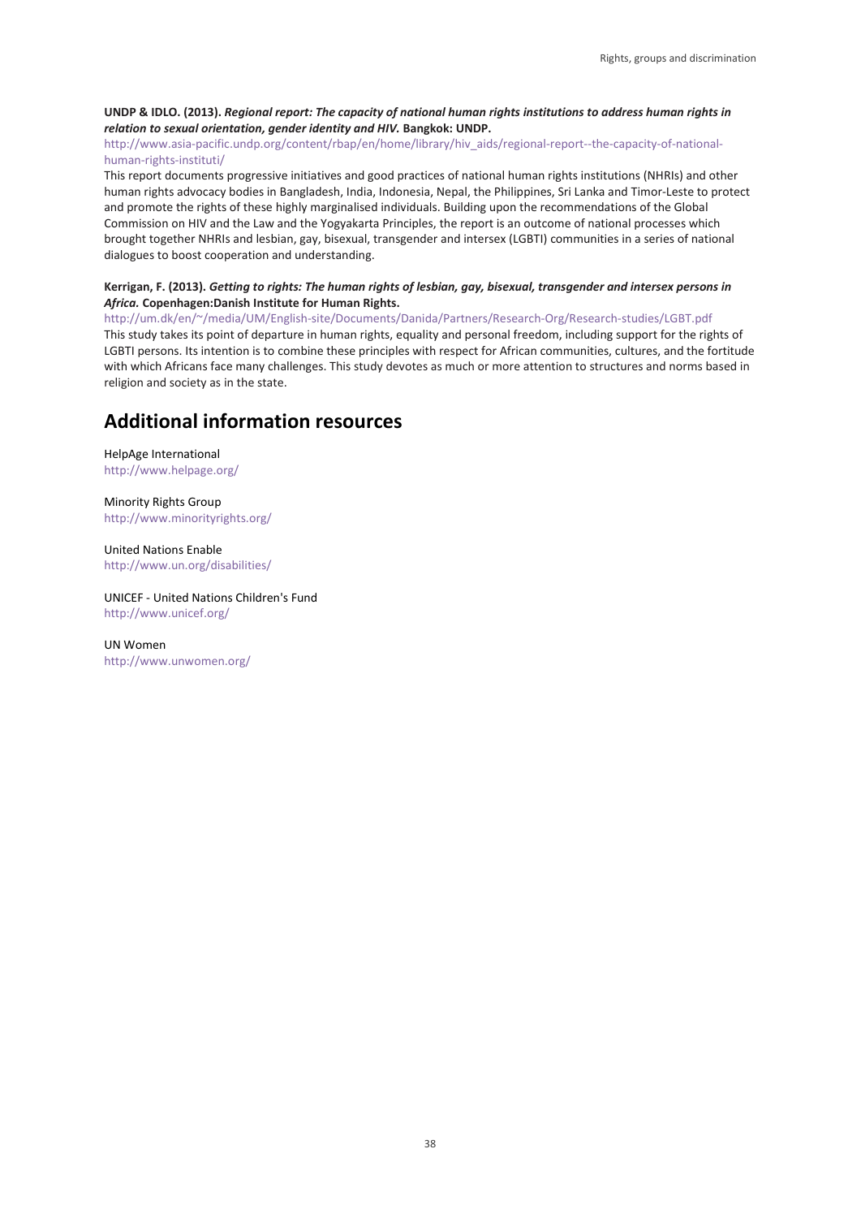**UNDP & IDLO. (2013).** ***Regional report: The capacity of national human rights institutions to address human rights in relation to sexual orientation, gender identity and HIV.*** **Bangkok: UNDP.**

http://www.asia-pacific.undp.org/content/rbap/en/home/library/hiv_aids/regional-report--the-capacity-of-national-human-rights-instituti/

This report documents progressive initiatives and good practices of national human rights institutions (NHRIs) and other human rights advocacy bodies in Bangladesh, India, Indonesia, Nepal, the Philippines, Sri Lanka and Timor-Leste to protect and promote the rights of these highly marginalised individuals. Building upon the recommendations of the Global Commission on HIV and the Law and the Yogyakarta Principles, the report is an outcome of national processes which brought together NHRIs and lesbian, gay, bisexual, transgender and intersex (LGBTI) communities in a series of national dialogues to boost cooperation and understanding.

**Kerrigan, F. (2013).** ***Getting to rights: The human rights of lesbian, gay, bisexual, transgender and intersex persons in Africa.*** **Copenhagen:Danish Institute for Human Rights.**

http://um.dk/en/~/media/UM/English-site/Documents/Danida/Partners/Research-Org/Research-studies/LGBT.pdf

This study takes its point of departure in human rights, equality and personal freedom, including support for the rights of LGBTI persons. Its intention is to combine these principles with respect for African communities, cultures, and the fortitude with which Africans face many challenges. This study devotes as much or more attention to structures and norms based in religion and society as in the state.

## Additional information resources

HelpAge International
http://www.helpage.org/

Minority Rights Group
http://www.minorityrights.org/

United Nations Enable
http://www.un.org/disabilities/

UNICEF - United Nations Children's Fund
http://www.unicef.org/

UN Women
http://www.unwomen.org/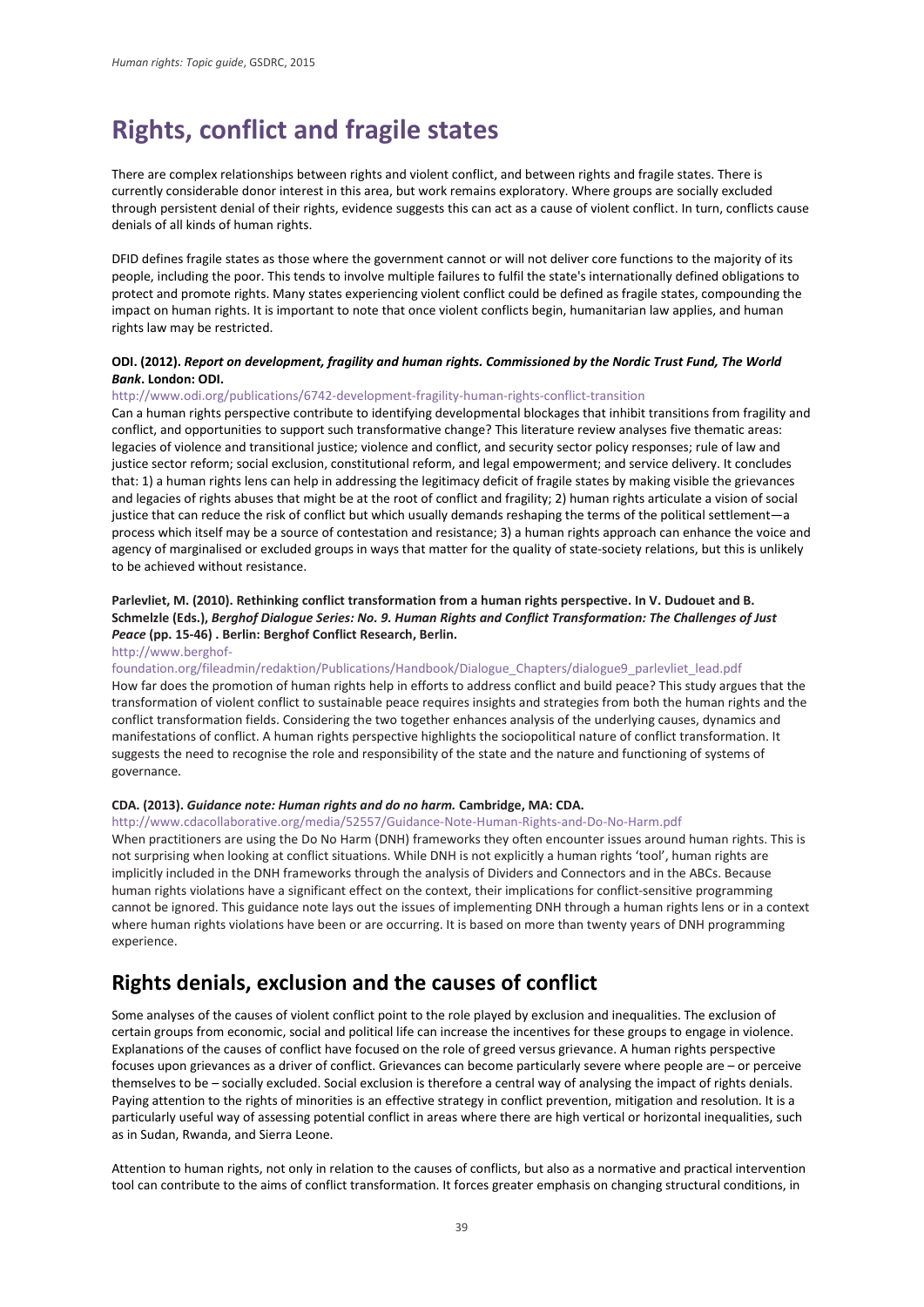# Rights, conflict and fragile states

There are complex relationships between rights and violent conflict, and between rights and fragile states. There is currently considerable donor interest in this area, but work remains exploratory. Where groups are socially excluded through persistent denial of their rights, evidence suggests this can act as a cause of violent conflict. In turn, conflicts cause denials of all kinds of human rights.

DFID defines fragile states as those where the government cannot or will not deliver core functions to the majority of its people, including the poor. This tends to involve multiple failures to fulfil the state's internationally defined obligations to protect and promote rights. Many states experiencing violent conflict could be defined as fragile states, compounding the impact on human rights. It is important to note that once violent conflicts begin, humanitarian law applies, and human rights law may be restricted.

**ODI. (2012). *Report on development, fragility and human rights. Commissioned by the Nordic Trust Fund, The World Bank*. London: ODI.**

http://www.odi.org/publications/6742-development-fragility-human-rights-conflict-transition

Can a human rights perspective contribute to identifying developmental blockages that inhibit transitions from fragility and conflict, and opportunities to support such transformative change? This literature review analyses five thematic areas: legacies of violence and transitional justice; violence and conflict, and security sector policy responses; rule of law and justice sector reform; social exclusion, constitutional reform, and legal empowerment; and service delivery. It concludes that: 1) a human rights lens can help in addressing the legitimacy deficit of fragile states by making visible the grievances and legacies of rights abuses that might be at the root of conflict and fragility; 2) human rights articulate a vision of social justice that can reduce the risk of conflict but which usually demands reshaping the terms of the political settlement—a process which itself may be a source of contestation and resistance; 3) a human rights approach can enhance the voice and agency of marginalised or excluded groups in ways that matter for the quality of state-society relations, but this is unlikely to be achieved without resistance.

**Parlevliet, M. (2010). Rethinking conflict transformation from a human rights perspective. In V. Dudouet and B. Schmelzle (Eds.), *Berghof Dialogue Series: No. 9. Human Rights and Conflict Transformation: The Challenges of Just Peace* (pp. 15-46) . Berlin: Berghof Conflict Research, Berlin.**

http://www.berghof-foundation.org/fileadmin/redaktion/Publications/Handbook/Dialogue_Chapters/dialogue9_parlevliet_lead.pdf

How far does the promotion of human rights help in efforts to address conflict and build peace? This study argues that the transformation of violent conflict to sustainable peace requires insights and strategies from both the human rights and the conflict transformation fields. Considering the two together enhances analysis of the underlying causes, dynamics and manifestations of conflict. A human rights perspective highlights the sociopolitical nature of conflict transformation. It suggests the need to recognise the role and responsibility of the state and the nature and functioning of systems of governance.

**CDA. (2013). *Guidance note: Human rights and do no harm.* Cambridge, MA: CDA.**

http://www.cdacollaborative.org/media/52557/Guidance-Note-Human-Rights-and-Do-No-Harm.pdf

When practitioners are using the Do No Harm (DNH) frameworks they often encounter issues around human rights. This is not surprising when looking at conflict situations. While DNH is not explicitly a human rights 'tool', human rights are implicitly included in the DNH frameworks through the analysis of Dividers and Connectors and in the ABCs. Because human rights violations have a significant effect on the context, their implications for conflict-sensitive programming cannot be ignored. This guidance note lays out the issues of implementing DNH through a human rights lens or in a context where human rights violations have been or are occurring. It is based on more than twenty years of DNH programming experience.

## Rights denials, exclusion and the causes of conflict

Some analyses of the causes of violent conflict point to the role played by exclusion and inequalities. The exclusion of certain groups from economic, social and political life can increase the incentives for these groups to engage in violence. Explanations of the causes of conflict have focused on the role of greed versus grievance. A human rights perspective focuses upon grievances as a driver of conflict. Grievances can become particularly severe where people are – or perceive themselves to be – socially excluded. Social exclusion is therefore a central way of analysing the impact of rights denials. Paying attention to the rights of minorities is an effective strategy in conflict prevention, mitigation and resolution. It is a particularly useful way of assessing potential conflict in areas where there are high vertical or horizontal inequalities, such as in Sudan, Rwanda, and Sierra Leone.

Attention to human rights, not only in relation to the causes of conflicts, but also as a normative and practical intervention tool can contribute to the aims of conflict transformation. It forces greater emphasis on changing structural conditions, in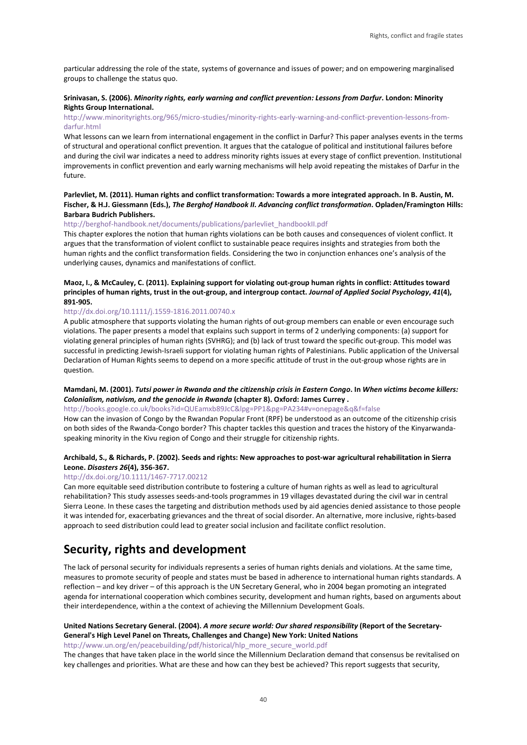particular addressing the role of the state, systems of governance and issues of power; and on empowering marginalised groups to challenge the status quo.

**Srinivasan, S. (2006).** ***Minority rights, early warning and conflict prevention: Lessons from Darfur*****. London: Minority Rights Group International.**

http://www.minorityrights.org/965/micro-studies/minority-rights-early-warning-and-conflict-prevention-lessons-from-darfur.html

What lessons can we learn from international engagement in the conflict in Darfur? This paper analyses events in the terms of structural and operational conflict prevention. It argues that the catalogue of political and institutional failures before and during the civil war indicates a need to address minority rights issues at every stage of conflict prevention. Institutional improvements in conflict prevention and early warning mechanisms will help avoid repeating the mistakes of Darfur in the future.

**Parlevliet, M. (2011). Human rights and conflict transformation: Towards a more integrated approach. In B. Austin, M. Fischer, & H.J. Giessmann (Eds.),** ***The Berghof Handbook II. Advancing conflict transformation*****. Opladen/Framington Hills: Barbara Budrich Publishers.**

http://berghof-handbook.net/documents/publications/parlevliet_handbookII.pdf

This chapter explores the notion that human rights violations can be both causes and consequences of violent conflict. It argues that the transformation of violent conflict to sustainable peace requires insights and strategies from both the human rights and the conflict transformation fields. Considering the two in conjunction enhances one's analysis of the underlying causes, dynamics and manifestations of conflict.

**Maoz, I., & McCauley, C. (2011). Explaining support for violating out-group human rights in conflict: Attitudes toward principles of human rights, trust in the out-group, and intergroup contact.** ***Journal of Applied Social Psychology*****,** ***41*****(4), 891-905.**

http://dx.doi.org/10.1111/j.1559-1816.2011.00740.x

A public atmosphere that supports violating the human rights of out-group members can enable or even encourage such violations. The paper presents a model that explains such support in terms of 2 underlying components: (a) support for violating general principles of human rights (SVHRG); and (b) lack of trust toward the specific out-group. This model was successful in predicting Jewish-Israeli support for violating human rights of Palestinians. Public application of the Universal Declaration of Human Rights seems to depend on a more specific attitude of trust in the out-group whose rights are in question.

**Mamdani, M. (2001).** ***Tutsi power in Rwanda and the citizenship crisis in Eastern Congo*****. In** ***When victims become killers: Colonialism, nativism, and the genocide in Rwanda*** **(chapter 8). Oxford: James Currey .**

http://books.google.co.uk/books?id=QUEamxb89JcC&lpg=PP1&pg=PA234#v=onepage&q&f=false

How can the invasion of Congo by the Rwandan Popular Front (RPF) be understood as an outcome of the citizenship crisis on both sides of the Rwanda-Congo border? This chapter tackles this question and traces the history of the Kinyarwanda-speaking minority in the Kivu region of Congo and their struggle for citizenship rights.

**Archibald, S., & Richards, P. (2002). Seeds and rights: New approaches to post-war agricultural rehabilitation in Sierra Leone.** ***Disasters 26*****(4), 356-367.**

http://dx.doi.org/10.1111/1467-7717.00212

Can more equitable seed distribution contribute to fostering a culture of human rights as well as lead to agricultural rehabilitation? This study assesses seeds-and-tools programmes in 19 villages devastated during the civil war in central Sierra Leone. In these cases the targeting and distribution methods used by aid agencies denied assistance to those people it was intended for, exacerbating grievances and the threat of social disorder. An alternative, more inclusive, rights-based approach to seed distribution could lead to greater social inclusion and facilitate conflict resolution.

# Security, rights and development

The lack of personal security for individuals represents a series of human rights denials and violations. At the same time, measures to promote security of people and states must be based in adherence to international human rights standards. A reflection – and key driver – of this approach is the UN Secretary General, who in 2004 began promoting an integrated agenda for international cooperation which combines security, development and human rights, based on arguments about their interdependence, within a the context of achieving the Millennium Development Goals.

**United Nations Secretary General. (2004).** ***A more secure world: Our shared responsibility*** **(Report of the Secretary-General's High Level Panel on Threats, Challenges and Change) New York: United Nations**

http://www.un.org/en/peacebuilding/pdf/historical/hlp_more_secure_world.pdf

The changes that have taken place in the world since the Millennium Declaration demand that consensus be revitalised on key challenges and priorities. What are these and how can they best be achieved? This report suggests that security,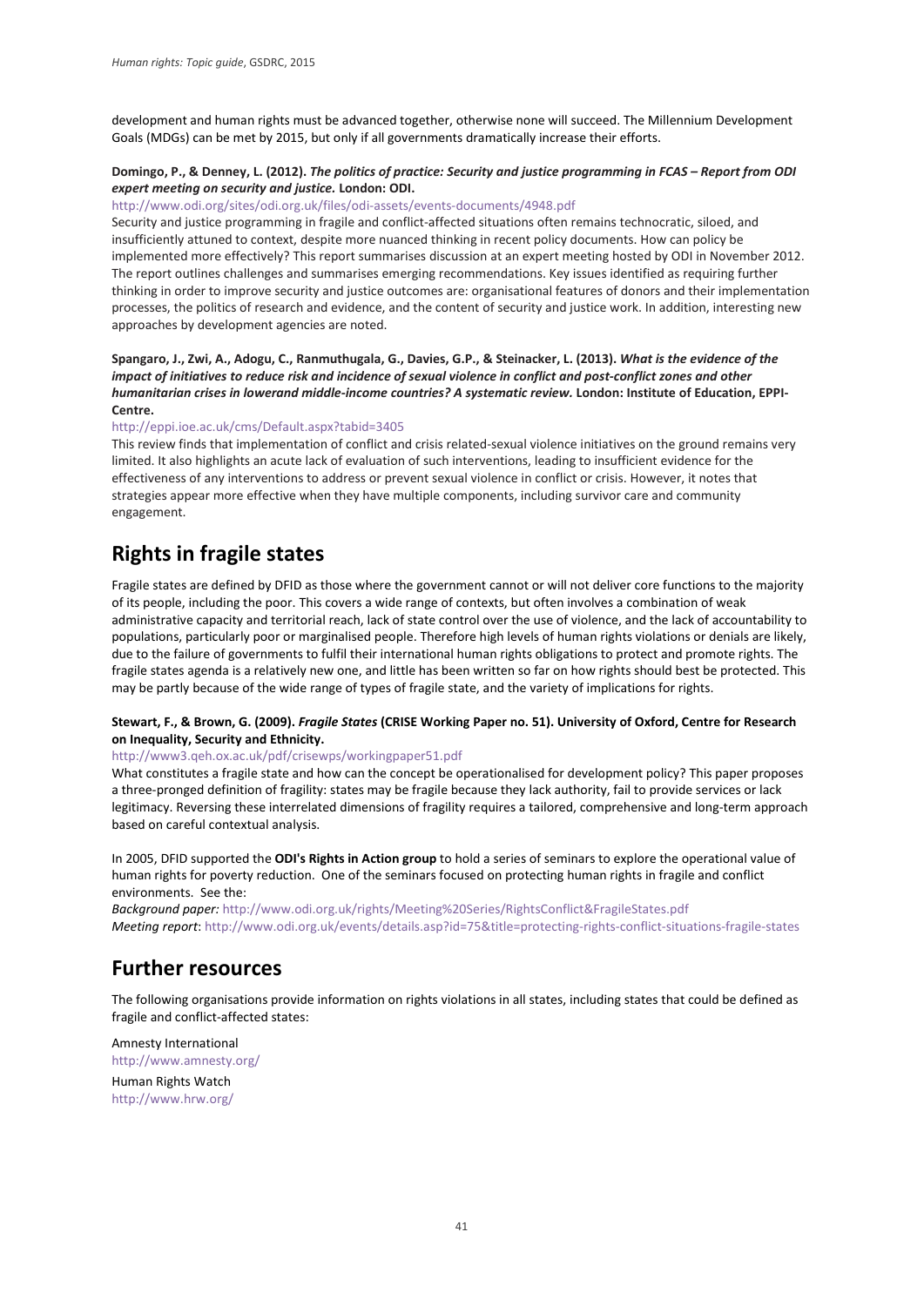development and human rights must be advanced together, otherwise none will succeed. The Millennium Development Goals (MDGs) can be met by 2015, but only if all governments dramatically increase their efforts.

**Domingo, P., & Denney, L. (2012).** ***The politics of practice: Security and justice programming in FCAS – Report from ODI expert meeting on security and justice.*** **London: ODI.**

http://www.odi.org/sites/odi.org.uk/files/odi-assets/events-documents/4948.pdf

Security and justice programming in fragile and conflict-affected situations often remains technocratic, siloed, and insufficiently attuned to context, despite more nuanced thinking in recent policy documents. How can policy be implemented more effectively? This report summarises discussion at an expert meeting hosted by ODI in November 2012. The report outlines challenges and summarises emerging recommendations. Key issues identified as requiring further thinking in order to improve security and justice outcomes are: organisational features of donors and their implementation processes, the politics of research and evidence, and the content of security and justice work. In addition, interesting new approaches by development agencies are noted.

**Spangaro, J., Zwi, A., Adogu, C., Ranmuthugala, G., Davies, G.P., & Steinacker, L. (2013).** ***What is the evidence of the impact of initiatives to reduce risk and incidence of sexual violence in conflict and post-conflict zones and other humanitarian crises in lowerand middle-income countries? A systematic review.*** **London: Institute of Education, EPPI-Centre.**

http://eppi.ioe.ac.uk/cms/Default.aspx?tabid=3405

This review finds that implementation of conflict and crisis related-sexual violence initiatives on the ground remains very limited. It also highlights an acute lack of evaluation of such interventions, leading to insufficient evidence for the effectiveness of any interventions to address or prevent sexual violence in conflict or crisis. However, it notes that strategies appear more effective when they have multiple components, including survivor care and community engagement.

# Rights in fragile states

Fragile states are defined by DFID as those where the government cannot or will not deliver core functions to the majority of its people, including the poor. This covers a wide range of contexts, but often involves a combination of weak administrative capacity and territorial reach, lack of state control over the use of violence, and the lack of accountability to populations, particularly poor or marginalised people. Therefore high levels of human rights violations or denials are likely, due to the failure of governments to fulfil their international human rights obligations to protect and promote rights. The fragile states agenda is a relatively new one, and little has been written so far on how rights should best be protected. This may be partly because of the wide range of types of fragile state, and the variety of implications for rights.

**Stewart, F., & Brown, G. (2009).** ***Fragile States*** **(CRISE Working Paper no. 51). University of Oxford, Centre for Research on Inequality, Security and Ethnicity.**

http://www3.qeh.ox.ac.uk/pdf/crisewps/workingpaper51.pdf

What constitutes a fragile state and how can the concept be operationalised for development policy? This paper proposes a three-pronged definition of fragility: states may be fragile because they lack authority, fail to provide services or lack legitimacy. Reversing these interrelated dimensions of fragility requires a tailored, comprehensive and long-term approach based on careful contextual analysis.

In 2005, DFID supported the **ODI's Rights in Action group** to hold a series of seminars to explore the operational value of human rights for poverty reduction. One of the seminars focused on protecting human rights in fragile and conflict environments. See the:

*Background paper:* http://www.odi.org.uk/rights/Meeting%20Series/RightsConflict&FragileStates.pdf

*Meeting report*: http://www.odi.org.uk/events/details.asp?id=75&title=protecting-rights-conflict-situations-fragile-states

# Further resources

The following organisations provide information on rights violations in all states, including states that could be defined as fragile and conflict-affected states:

Amnesty International
http://www.amnesty.org/

Human Rights Watch
http://www.hrw.org/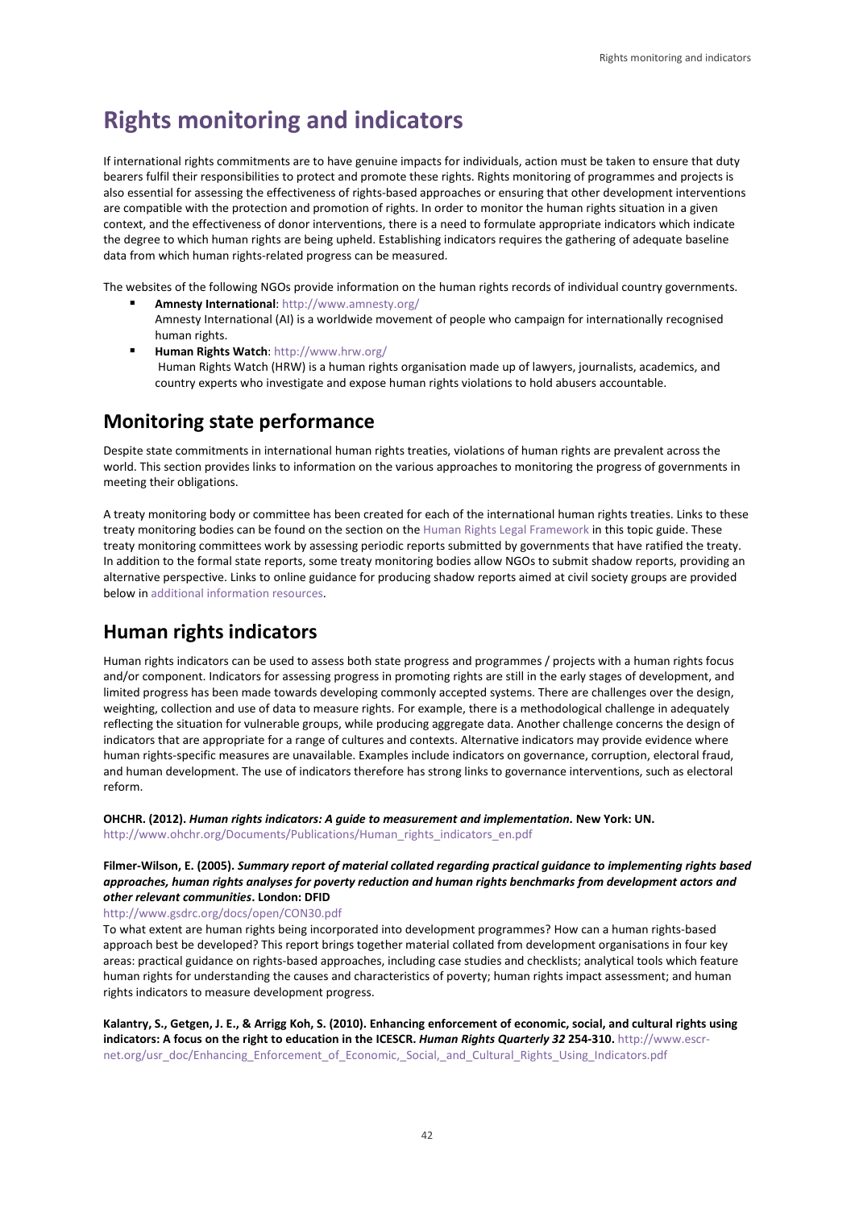# Rights monitoring and indicators

If international rights commitments are to have genuine impacts for individuals, action must be taken to ensure that duty bearers fulfil their responsibilities to protect and promote these rights. Rights monitoring of programmes and projects is also essential for assessing the effectiveness of rights-based approaches or ensuring that other development interventions are compatible with the protection and promotion of rights. In order to monitor the human rights situation in a given context, and the effectiveness of donor interventions, there is a need to formulate appropriate indicators which indicate the degree to which human rights are being upheld. Establishing indicators requires the gathering of adequate baseline data from which human rights-related progress can be measured.

The websites of the following NGOs provide information on the human rights records of individual country governments.

- **Amnesty International**: http://www.amnesty.org/
  Amnesty International (AI) is a worldwide movement of people who campaign for internationally recognised human rights.
- **Human Rights Watch**: http://www.hrw.org/
  Human Rights Watch (HRW) is a human rights organisation made up of lawyers, journalists, academics, and country experts who investigate and expose human rights violations to hold abusers accountable.

## Monitoring state performance

Despite state commitments in international human rights treaties, violations of human rights are prevalent across the world. This section provides links to information on the various approaches to monitoring the progress of governments in meeting their obligations.

A treaty monitoring body or committee has been created for each of the international human rights treaties. Links to these treaty monitoring bodies can be found on the section on the Human Rights Legal Framework in this topic guide. These treaty monitoring committees work by assessing periodic reports submitted by governments that have ratified the treaty. In addition to the formal state reports, some treaty monitoring bodies allow NGOs to submit shadow reports, providing an alternative perspective. Links to online guidance for producing shadow reports aimed at civil society groups are provided below in additional information resources.

## Human rights indicators

Human rights indicators can be used to assess both state progress and programmes / projects with a human rights focus and/or component. Indicators for assessing progress in promoting rights are still in the early stages of development, and limited progress has been made towards developing commonly accepted systems. There are challenges over the design, weighting, collection and use of data to measure rights. For example, there is a methodological challenge in adequately reflecting the situation for vulnerable groups, while producing aggregate data. Another challenge concerns the design of indicators that are appropriate for a range of cultures and contexts. Alternative indicators may provide evidence where human rights-specific measures are unavailable. Examples include indicators on governance, corruption, electoral fraud, and human development. The use of indicators therefore has strong links to governance interventions, such as electoral reform.

**OHCHR. (2012). *Human rights indicators: A guide to measurement and implementation.* New York: UN.**
http://www.ohchr.org/Documents/Publications/Human_rights_indicators_en.pdf

**Filmer-Wilson, E. (2005). *Summary report of material collated regarding practical guidance to implementing rights based approaches, human rights analyses for poverty reduction and human rights benchmarks from development actors and other relevant communities*. London: DFID**
http://www.gsdrc.org/docs/open/CON30.pdf
To what extent are human rights being incorporated into development programmes? How can a human rights-based approach best be developed? This report brings together material collated from development organisations in four key areas: practical guidance on rights-based approaches, including case studies and checklists; analytical tools which feature human rights for understanding the causes and characteristics of poverty; human rights impact assessment; and human rights indicators to measure development progress.

**Kalantry, S., Getgen, J. E., & Arrigg Koh, S. (2010). Enhancing enforcement of economic, social, and cultural rights using indicators: A focus on the right to education in the ICESCR. *Human Rights Quarterly 32* 254-310.** http://www.escr-net.org/usr_doc/Enhancing_Enforcement_of_Economic,_Social,_and_Cultural_Rights_Using_Indicators.pdf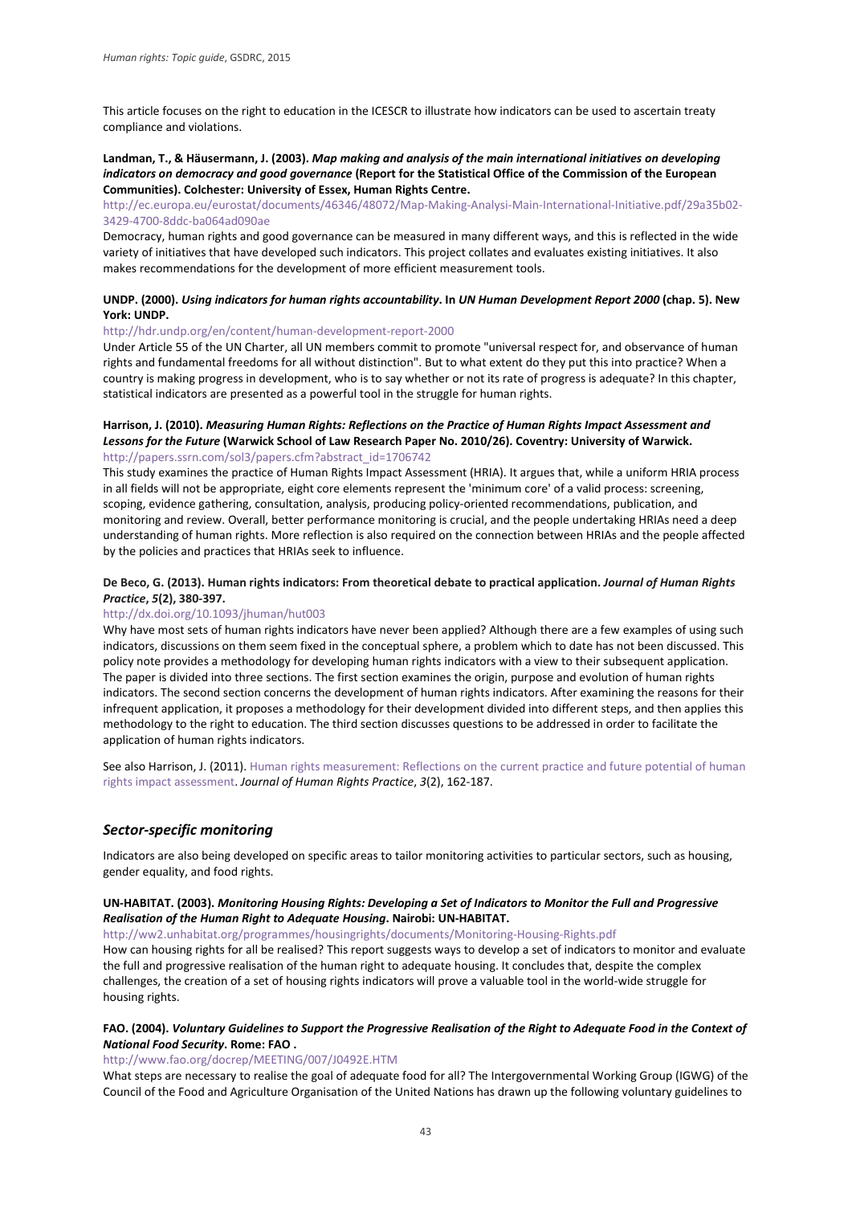This article focuses on the right to education in the ICESCR to illustrate how indicators can be used to ascertain treaty compliance and violations.

**Landman, T., & Häusermann, J. (2003).** ***Map making and analysis of the main international initiatives on developing indicators on democracy and good governance*** **(Report for the Statistical Office of the Commission of the European Communities). Colchester: University of Essex, Human Rights Centre.**

http://ec.europa.eu/eurostat/documents/46346/48072/Map-Making-Analysi-Main-International-Initiative.pdf/29a35b02-3429-4700-8ddc-ba064ad090ae

Democracy, human rights and good governance can be measured in many different ways, and this is reflected in the wide variety of initiatives that have developed such indicators. This project collates and evaluates existing initiatives. It also makes recommendations for the development of more efficient measurement tools.

**UNDP. (2000).** ***Using indicators for human rights accountability*****. In** ***UN Human Development Report 2000*** **(chap. 5). New York: UNDP.**

http://hdr.undp.org/en/content/human-development-report-2000

Under Article 55 of the UN Charter, all UN members commit to promote "universal respect for, and observance of human rights and fundamental freedoms for all without distinction". But to what extent do they put this into practice? When a country is making progress in development, who is to say whether or not its rate of progress is adequate? In this chapter, statistical indicators are presented as a powerful tool in the struggle for human rights.

**Harrison, J. (2010).** ***Measuring Human Rights: Reflections on the Practice of Human Rights Impact Assessment and Lessons for the Future*** **(Warwick School of Law Research Paper No. 2010/26). Coventry: University of Warwick.**

http://papers.ssrn.com/sol3/papers.cfm?abstract_id=1706742

This study examines the practice of Human Rights Impact Assessment (HRIA). It argues that, while a uniform HRIA process in all fields will not be appropriate, eight core elements represent the 'minimum core' of a valid process: screening, scoping, evidence gathering, consultation, analysis, producing policy-oriented recommendations, publication, and monitoring and review. Overall, better performance monitoring is crucial, and the people undertaking HRIAs need a deep understanding of human rights. More reflection is also required on the connection between HRIAs and the people affected by the policies and practices that HRIAs seek to influence.

**De Beco, G. (2013). Human rights indicators: From theoretical debate to practical application.** ***Journal of Human Rights Practice*****,** ***5*****(2), 380-397.**

http://dx.doi.org/10.1093/jhuman/hut003

Why have most sets of human rights indicators have never been applied? Although there are a few examples of using such indicators, discussions on them seem fixed in the conceptual sphere, a problem which to date has not been discussed. This policy note provides a methodology for developing human rights indicators with a view to their subsequent application. The paper is divided into three sections. The first section examines the origin, purpose and evolution of human rights indicators. The second section concerns the development of human rights indicators. After examining the reasons for their infrequent application, it proposes a methodology for their development divided into different steps, and then applies this methodology to the right to education. The third section discusses questions to be addressed in order to facilitate the application of human rights indicators.

See also Harrison, J. (2011). Human rights measurement: Reflections on the current practice and future potential of human rights impact assessment. *Journal of Human Rights Practice*, *3*(2), 162-187.

## *Sector-specific monitoring*

Indicators are also being developed on specific areas to tailor monitoring activities to particular sectors, such as housing, gender equality, and food rights.

**UN-HABITAT. (2003).** ***Monitoring Housing Rights: Developing a Set of Indicators to Monitor the Full and Progressive Realisation of the Human Right to Adequate Housing*****. Nairobi: UN-HABITAT.**

http://ww2.unhabitat.org/programmes/housingrights/documents/Monitoring-Housing-Rights.pdf

How can housing rights for all be realised? This report suggests ways to develop a set of indicators to monitor and evaluate the full and progressive realisation of the human right to adequate housing. It concludes that, despite the complex challenges, the creation of a set of housing rights indicators will prove a valuable tool in the world-wide struggle for housing rights.

**FAO. (2004).** ***Voluntary Guidelines to Support the Progressive Realisation of the Right to Adequate Food in the Context of National Food Security*****. Rome: FAO .**

http://www.fao.org/docrep/MEETING/007/J0492E.HTM

What steps are necessary to realise the goal of adequate food for all? The Intergovernmental Working Group (IGWG) of the Council of the Food and Agriculture Organisation of the United Nations has drawn up the following voluntary guidelines to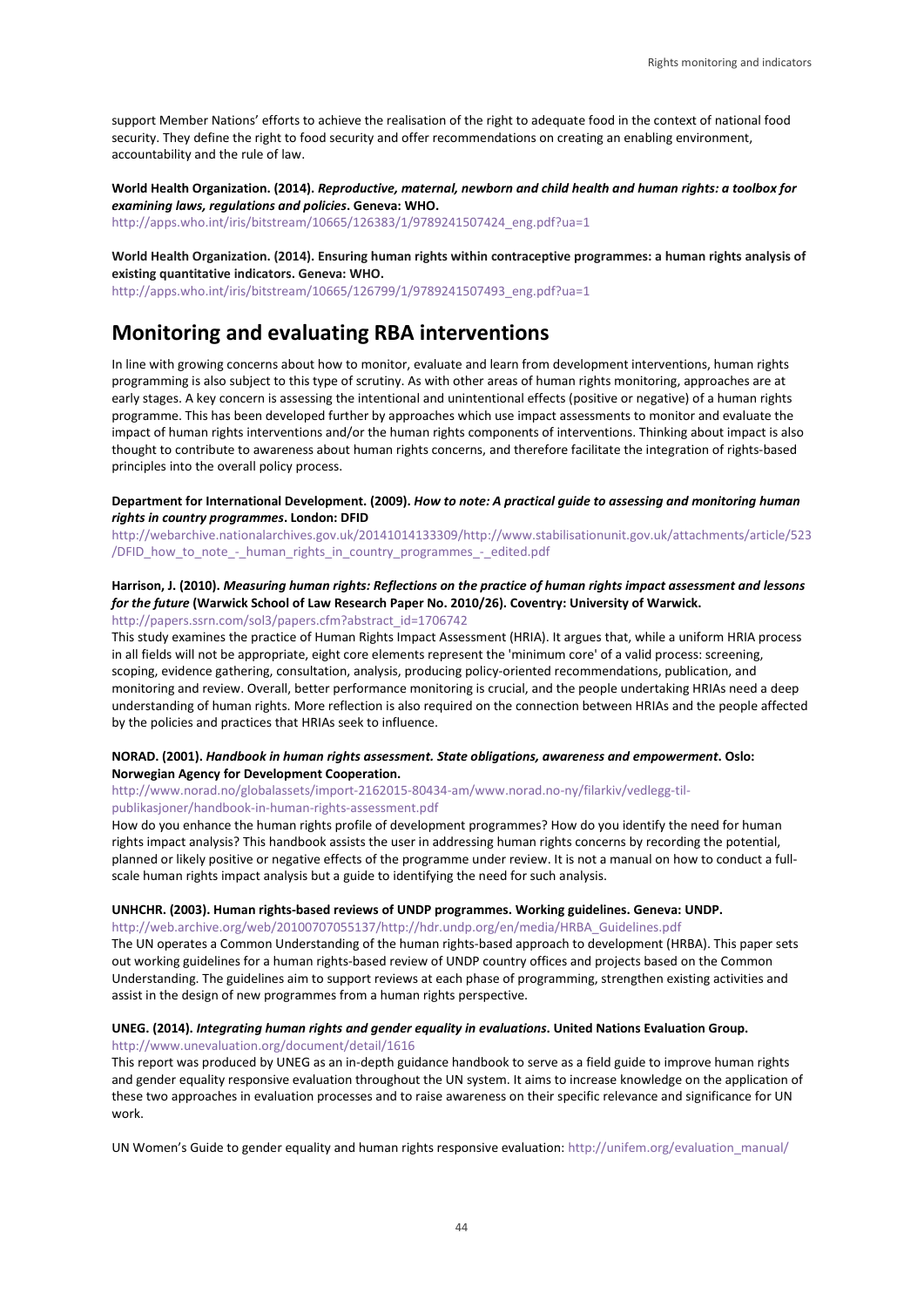support Member Nations' efforts to achieve the realisation of the right to adequate food in the context of national food security. They define the right to food security and offer recommendations on creating an enabling environment, accountability and the rule of law.

**World Health Organization. (2014).** ***Reproductive, maternal, newborn and child health and human rights: a toolbox for examining laws, regulations and policies*****. Geneva: WHO.**
http://apps.who.int/iris/bitstream/10665/126383/1/9789241507424_eng.pdf?ua=1

**World Health Organization. (2014). Ensuring human rights within contraceptive programmes: a human rights analysis of existing quantitative indicators. Geneva: WHO.**
http://apps.who.int/iris/bitstream/10665/126799/1/9789241507493_eng.pdf?ua=1

# Monitoring and evaluating RBA interventions

In line with growing concerns about how to monitor, evaluate and learn from development interventions, human rights programming is also subject to this type of scrutiny. As with other areas of human rights monitoring, approaches are at early stages. A key concern is assessing the intentional and unintentional effects (positive or negative) of a human rights programme. This has been developed further by approaches which use impact assessments to monitor and evaluate the impact of human rights interventions and/or the human rights components of interventions. Thinking about impact is also thought to contribute to awareness about human rights concerns, and therefore facilitate the integration of rights-based principles into the overall policy process.

**Department for International Development. (2009).** ***How to note: A practical guide to assessing and monitoring human rights in country programmes*****. London: DFID**
http://webarchive.nationalarchives.gov.uk/20141014133309/http://www.stabilisationunit.gov.uk/attachments/article/523/DFID_how_to_note_-_human_rights_in_country_programmes_-_edited.pdf

**Harrison, J. (2010).** ***Measuring human rights: Reflections on the practice of human rights impact assessment and lessons for the future*** **(Warwick School of Law Research Paper No. 2010/26). Coventry: University of Warwick.**
http://papers.ssrn.com/sol3/papers.cfm?abstract_id=1706742
This study examines the practice of Human Rights Impact Assessment (HRIA). It argues that, while a uniform HRIA process in all fields will not be appropriate, eight core elements represent the 'minimum core' of a valid process: screening, scoping, evidence gathering, consultation, analysis, producing policy-oriented recommendations, publication, and monitoring and review. Overall, better performance monitoring is crucial, and the people undertaking HRIAs need a deep understanding of human rights. More reflection is also required on the connection between HRIAs and the people affected by the policies and practices that HRIAs seek to influence.

**NORAD. (2001).** ***Handbook in human rights assessment. State obligations, awareness and empowerment*****. Oslo: Norwegian Agency for Development Cooperation.**
http://www.norad.no/globalassets/import-2162015-80434-am/www.norad.no-ny/filarkiv/vedlegg-til-publikasjoner/handbook-in-human-rights-assessment.pdf
How do you enhance the human rights profile of development programmes? How do you identify the need for human rights impact analysis? This handbook assists the user in addressing human rights concerns by recording the potential, planned or likely positive or negative effects of the programme under review. It is not a manual on how to conduct a full-scale human rights impact analysis but a guide to identifying the need for such analysis.

**UNHCHR. (2003). Human rights-based reviews of UNDP programmes. Working guidelines. Geneva: UNDP.**
http://web.archive.org/web/20100707055137/http://hdr.undp.org/en/media/HRBA_Guidelines.pdf
The UN operates a Common Understanding of the human rights-based approach to development (HRBA). This paper sets out working guidelines for a human rights-based review of UNDP country offices and projects based on the Common Understanding. The guidelines aim to support reviews at each phase of programming, strengthen existing activities and assist in the design of new programmes from a human rights perspective.

**UNEG. (2014).** ***Integrating human rights and gender equality in evaluations*****. United Nations Evaluation Group.**
http://www.unevaluation.org/document/detail/1616
This report was produced by UNEG as an in-depth guidance handbook to serve as a field guide to improve human rights and gender equality responsive evaluation throughout the UN system. It aims to increase knowledge on the application of these two approaches in evaluation processes and to raise awareness on their specific relevance and significance for UN work.

UN Women's Guide to gender equality and human rights responsive evaluation: http://unifem.org/evaluation_manual/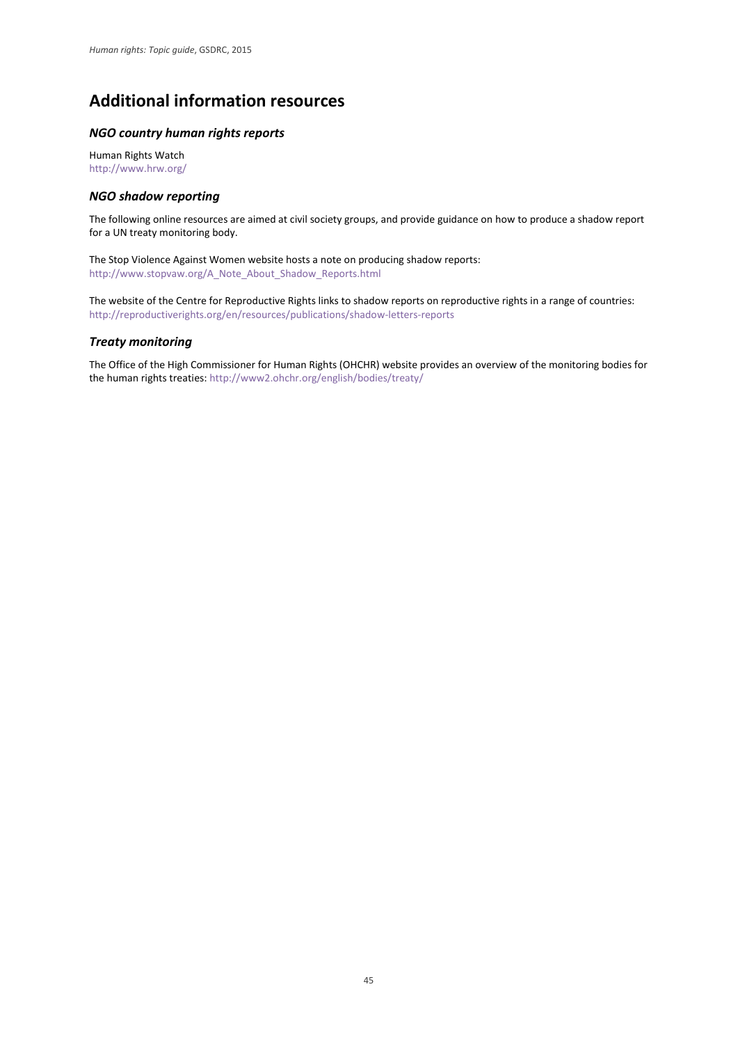# Additional information resources

### *NGO country human rights reports*

Human Rights Watch
http://www.hrw.org/

### *NGO shadow reporting*

The following online resources are aimed at civil society groups, and provide guidance on how to produce a shadow report for a UN treaty monitoring body.

The Stop Violence Against Women website hosts a note on producing shadow reports:
http://www.stopvaw.org/A_Note_About_Shadow_Reports.html

The website of the Centre for Reproductive Rights links to shadow reports on reproductive rights in a range of countries:
http://reproductiverights.org/en/resources/publications/shadow-letters-reports

### *Treaty monitoring*

The Office of the High Commissioner for Human Rights (OHCHR) website provides an overview of the monitoring bodies for the human rights treaties: http://www2.ohchr.org/english/bodies/treaty/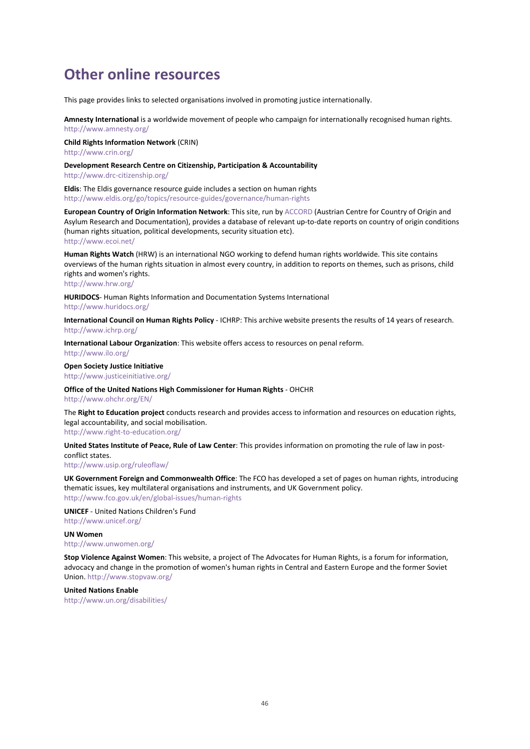# Other online resources

This page provides links to selected organisations involved in promoting justice internationally.

**Amnesty International** is a worldwide movement of people who campaign for internationally recognised human rights.
http://www.amnesty.org/

**Child Rights Information Network** (CRIN)
http://www.crin.org/

**Development Research Centre on Citizenship, Participation & Accountability**
http://www.drc-citizenship.org/

**Eldis**: The Eldis governance resource guide includes a section on human rights
http://www.eldis.org/go/topics/resource-guides/governance/human-rights

**European Country of Origin Information Network**: This site, run by ACCORD (Austrian Centre for Country of Origin and Asylum Research and Documentation), provides a database of relevant up-to-date reports on country of origin conditions (human rights situation, political developments, security situation etc).
http://www.ecoi.net/

**Human Rights Watch** (HRW) is an international NGO working to defend human rights worldwide. This site contains overviews of the human rights situation in almost every country, in addition to reports on themes, such as prisons, child rights and women's rights.
http://www.hrw.org/

**HURIDOCS**- Human Rights Information and Documentation Systems International
http://www.huridocs.org/

**International Council on Human Rights Policy** - ICHRP: This archive website presents the results of 14 years of research.
http://www.ichrp.org/

**International Labour Organization**: This website offers access to resources on penal reform.
http://www.ilo.org/

**Open Society Justice Initiative**
http://www.justiceinitiative.org/

**Office of the United Nations High Commissioner for Human Rights** - OHCHR
http://www.ohchr.org/EN/

The **Right to Education project** conducts research and provides access to information and resources on education rights, legal accountability, and social mobilisation.
http://www.right-to-education.org/

**United States Institute of Peace, Rule of Law Center**: This provides information on promoting the rule of law in post-conflict states.
http://www.usip.org/ruleoflaw/

**UK Government Foreign and Commonwealth Office**: The FCO has developed a set of pages on human rights, introducing thematic issues, key multilateral organisations and instruments, and UK Government policy.
http://www.fco.gov.uk/en/global-issues/human-rights

**UNICEF** - United Nations Children's Fund
http://www.unicef.org/

**UN Women**
http://www.unwomen.org/

**Stop Violence Against Women**: This website, a project of The Advocates for Human Rights, is a forum for information, advocacy and change in the promotion of women's human rights in Central and Eastern Europe and the former Soviet Union. http://www.stopvaw.org/

**United Nations Enable**
http://www.un.org/disabilities/